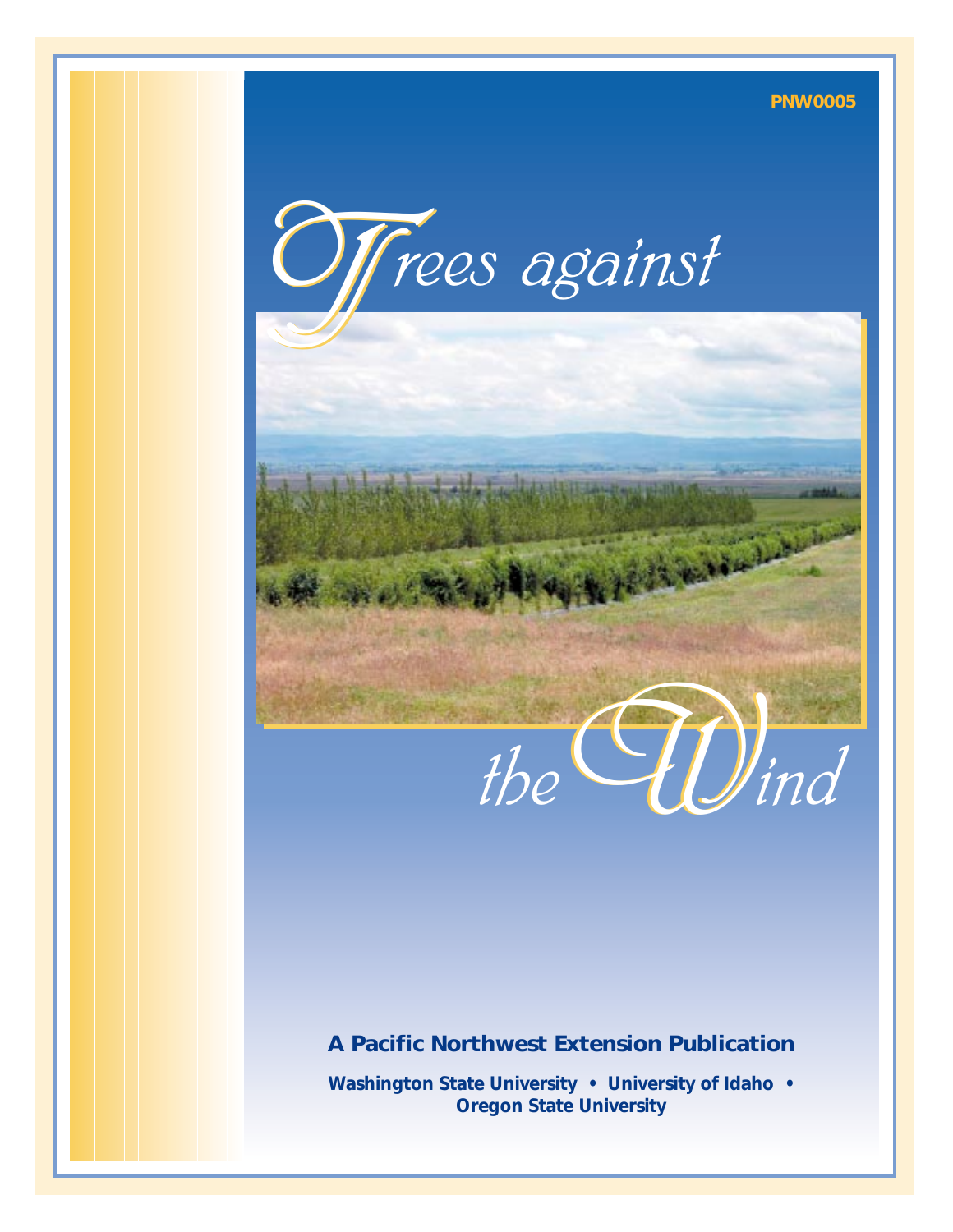PNW0005

# Trees against the Wind

**A Pacific Northwest Extension Publication**

**Washington State University • University of Idaho • Oregon State University**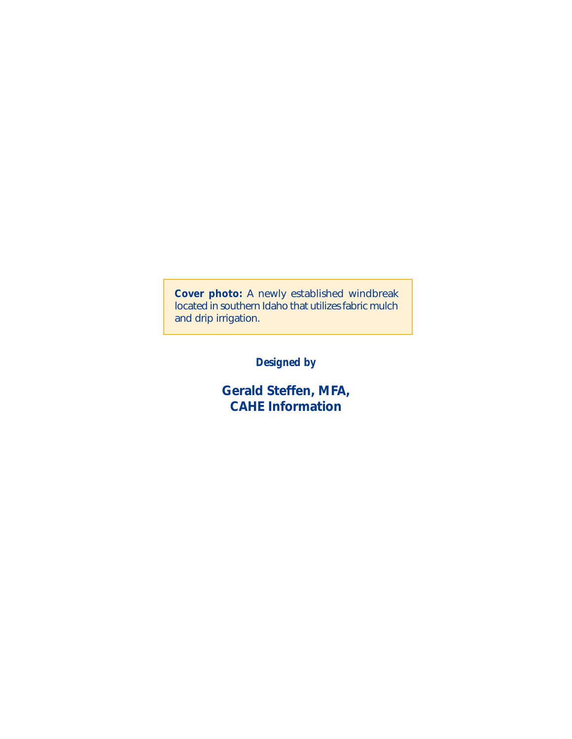**Cover photo:** A newly established windbreak located in southern Idaho that utilizes fabric mulch and drip irrigation.

***Designed by***

**Gerald Steffen, MFA,**
**CAHE Information**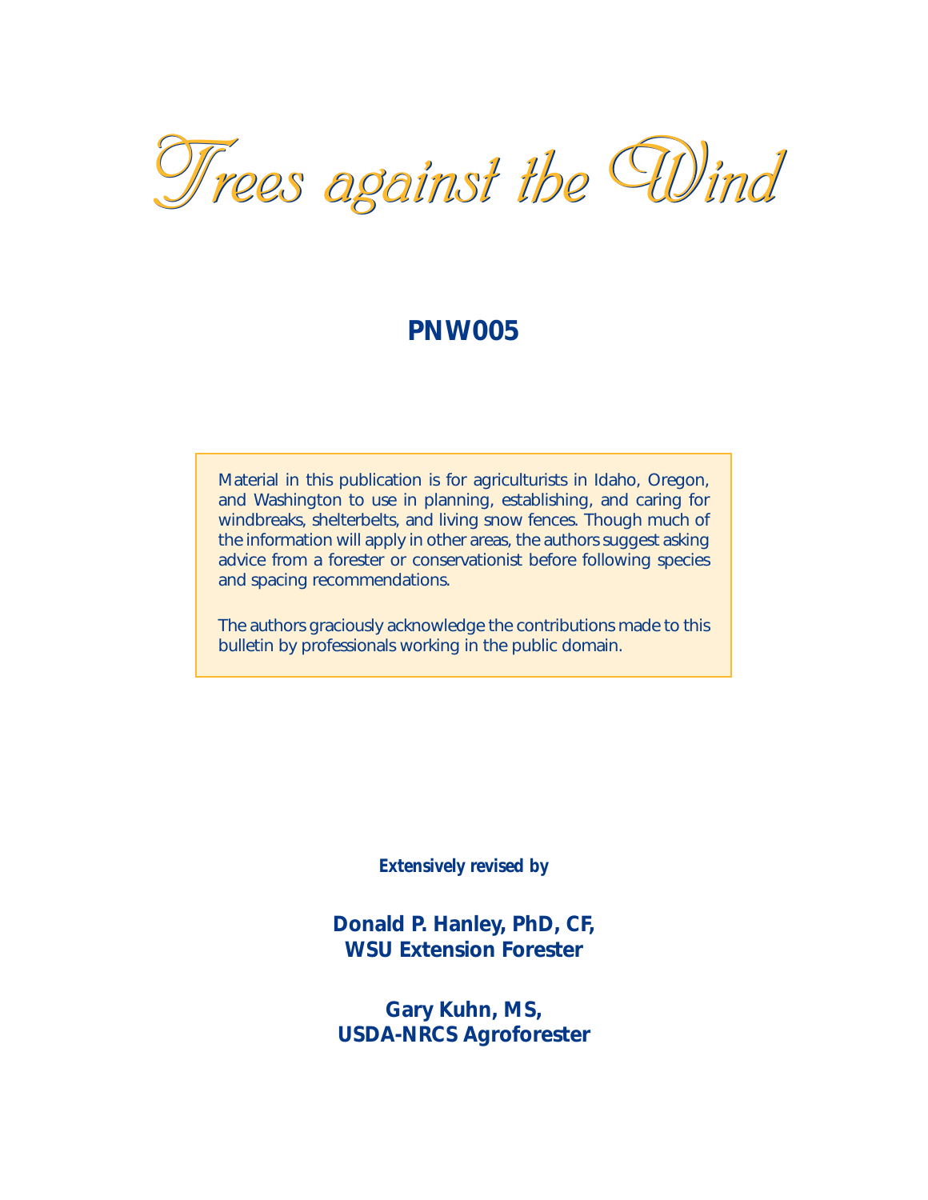# Trees against the Wind

**PNW005**

Material in this publication is for agriculturists in Idaho, Oregon, and Washington to use in planning, establishing, and caring for windbreaks, shelterbelts, and living snow fences. Though much of the information will apply in other areas, the authors suggest asking advice from a forester or conservationist before following species and spacing recommendations.

The authors graciously acknowledge the contributions made to this bulletin by professionals working in the public domain.

***Extensively revised by***

**Donald P. Hanley, PhD, CF,**
**WSU Extension Forester**

**Gary Kuhn, MS,**
**USDA-NRCS Agroforester**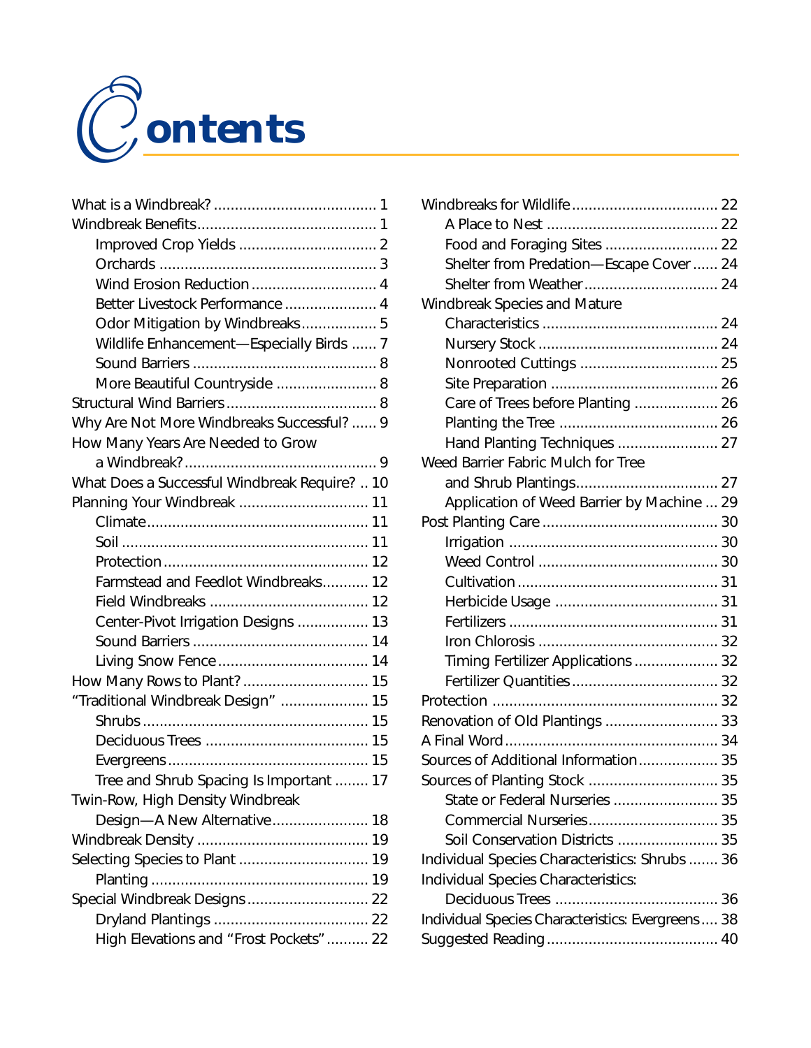# Contents

What is a Windbreak? ... 1
Windbreak Benefits ... 1
- Improved Crop Yields ... 2
- Orchards ... 3
- Wind Erosion Reduction ... 4
- Better Livestock Performance ... 4
- Odor Mitigation by Windbreaks ... 5
- Wildlife Enhancement—Especially Birds ... 7
- Sound Barriers ... 8
- More Beautiful Countryside ... 8

Structural Wind Barriers ... 8
Why Are Not More Windbreaks Successful? ... 9
How Many Years Are Needed to Grow a Windbreak? ... 9
What Does a Successful Windbreak Require? ... 10
Planning Your Windbreak ... 11
- Climate ... 11
- Soil ... 11
- Protection ... 12
- Farmstead and Feedlot Windbreaks ... 12
- Field Windbreaks ... 12
- Center-Pivot Irrigation Designs ... 13
- Sound Barriers ... 14
- Living Snow Fence ... 14

How Many Rows to Plant? ... 15
"Traditional Windbreak Design" ... 15
- Shrubs ... 15
- Deciduous Trees ... 15
- Evergreens ... 15
- Tree and Shrub Spacing Is Important ... 17

Twin-Row, High Density Windbreak Design—A New Alternative ... 18
Windbreak Density ... 19
Selecting Species to Plant ... 19
- Planting ... 19

Special Windbreak Designs ... 22
- Dryland Plantings ... 22
- High Elevations and "Frost Pockets" ... 22

Windbreaks for Wildlife ... 22
- A Place to Nest ... 22
- Food and Foraging Sites ... 22
- Shelter from Predation—Escape Cover ... 24
- Shelter from Weather ... 24

Windbreak Species and Mature Characteristics ... 24
- Nursery Stock ... 24
- Nonrooted Cuttings ... 25
- Site Preparation ... 26
- Care of Trees before Planting ... 26
- Planting the Tree ... 26
- Hand Planting Techniques ... 27

Weed Barrier Fabric Mulch for Tree and Shrub Plantings ... 27
- Application of Weed Barrier by Machine ... 29

Post Planting Care ... 30
- Irrigation ... 30
- Weed Control ... 30
- Cultivation ... 31
- Herbicide Usage ... 31
- Fertilizers ... 31
- Iron Chlorosis ... 32
- Timing Fertilizer Applications ... 32
- Fertilizer Quantities ... 32

Protection ... 32
Renovation of Old Plantings ... 33
A Final Word ... 34
Sources of Additional Information ... 35
Sources of Planting Stock ... 35
- State or Federal Nurseries ... 35
- Commercial Nurseries ... 35
- Soil Conservation Districts ... 35

Individual Species Characteristics: Shrubs ... 36
Individual Species Characteristics: Deciduous Trees ... 36
Individual Species Characteristics: Evergreens ... 38
Suggested Reading ... 40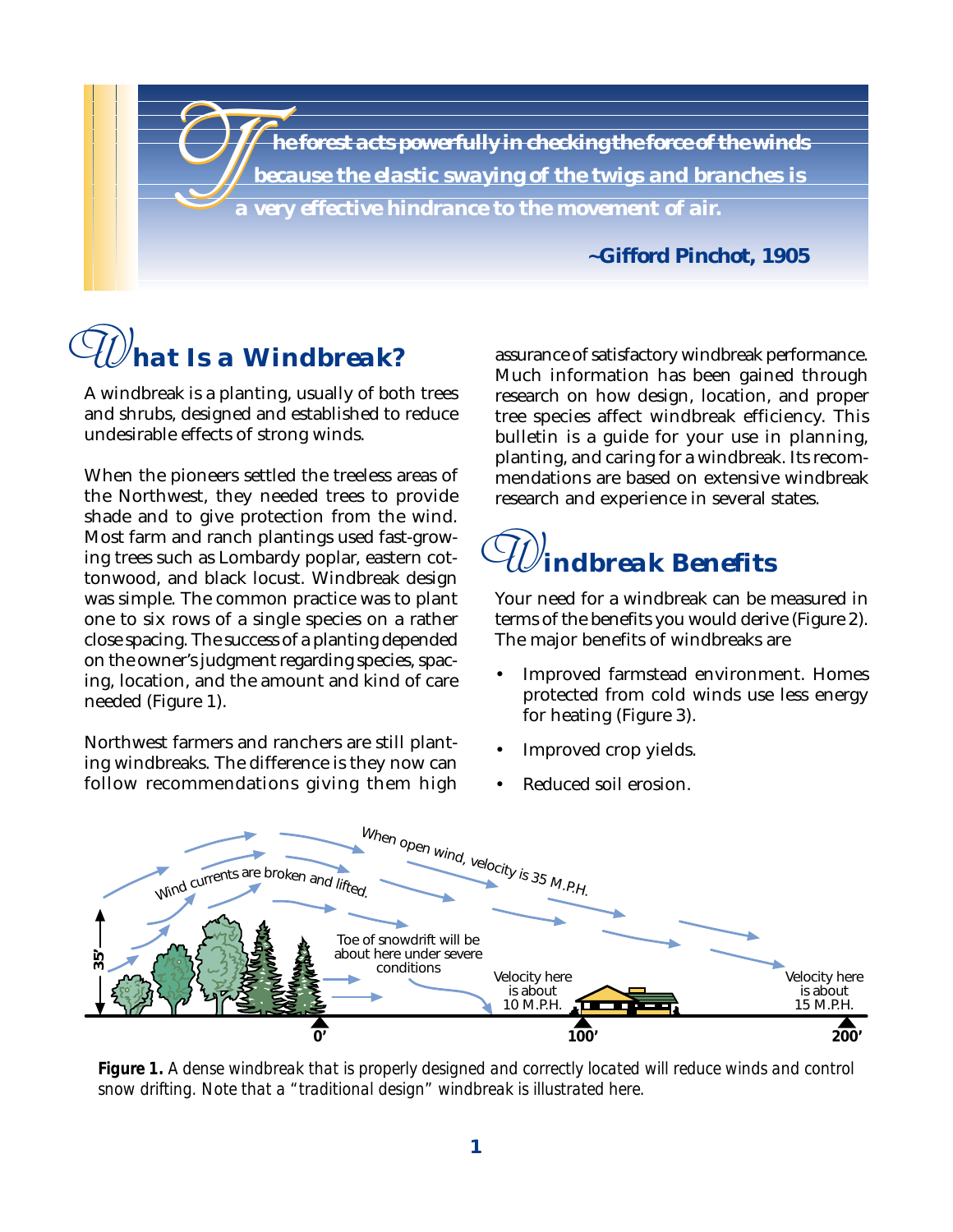> *The forest acts powerfully in checking the force of the winds because the elastic swaying of the twigs and branches is a very effective hindrance to the movement of air.*
>
> **~Gifford Pinchot, 1905**

## What Is a Windbreak?

A windbreak is a planting, usually of both trees and shrubs, designed and established to reduce undesirable effects of strong winds.

When the pioneers settled the treeless areas of the Northwest, they needed trees to provide shade and to give protection from the wind. Most farm and ranch plantings used fast-growing trees such as Lombardy poplar, eastern cottonwood, and black locust. Windbreak design was simple. The common practice was to plant one to six rows of a single species on a rather close spacing. The success of a planting depended on the owner's judgment regarding species, spacing, location, and the amount and kind of care needed (Figure 1).

Northwest farmers and ranchers are still planting windbreaks. The difference is they now can follow recommendations giving them high assurance of satisfactory windbreak performance. Much information has been gained through research on how design, location, and proper tree species affect windbreak efficiency. This bulletin is a guide for your use in planning, planting, and caring for a windbreak. Its recommendations are based on extensive windbreak research and experience in several states.

## Windbreak Benefits

Your need for a windbreak can be measured in terms of the benefits you would derive (Figure 2). The major benefits of windbreaks are

- Improved farmstead environment. Homes protected from cold winds use less energy for heating (Figure 3).
- Improved crop yields.
- Reduced soil erosion.

When open wind, velocity is 35 M.P.H.

Wind currents are broken and lifted.

35'

Toe of snowdrift will be about here under severe conditions

Velocity here is about 10 M.P.H.

Velocity here is about 15 M.P.H.

0' 100' 200'

**Figure 1.** *A dense windbreak that is properly designed and correctly located will reduce winds and control snow drifting. Note that a "traditional design" windbreak is illustrated here.*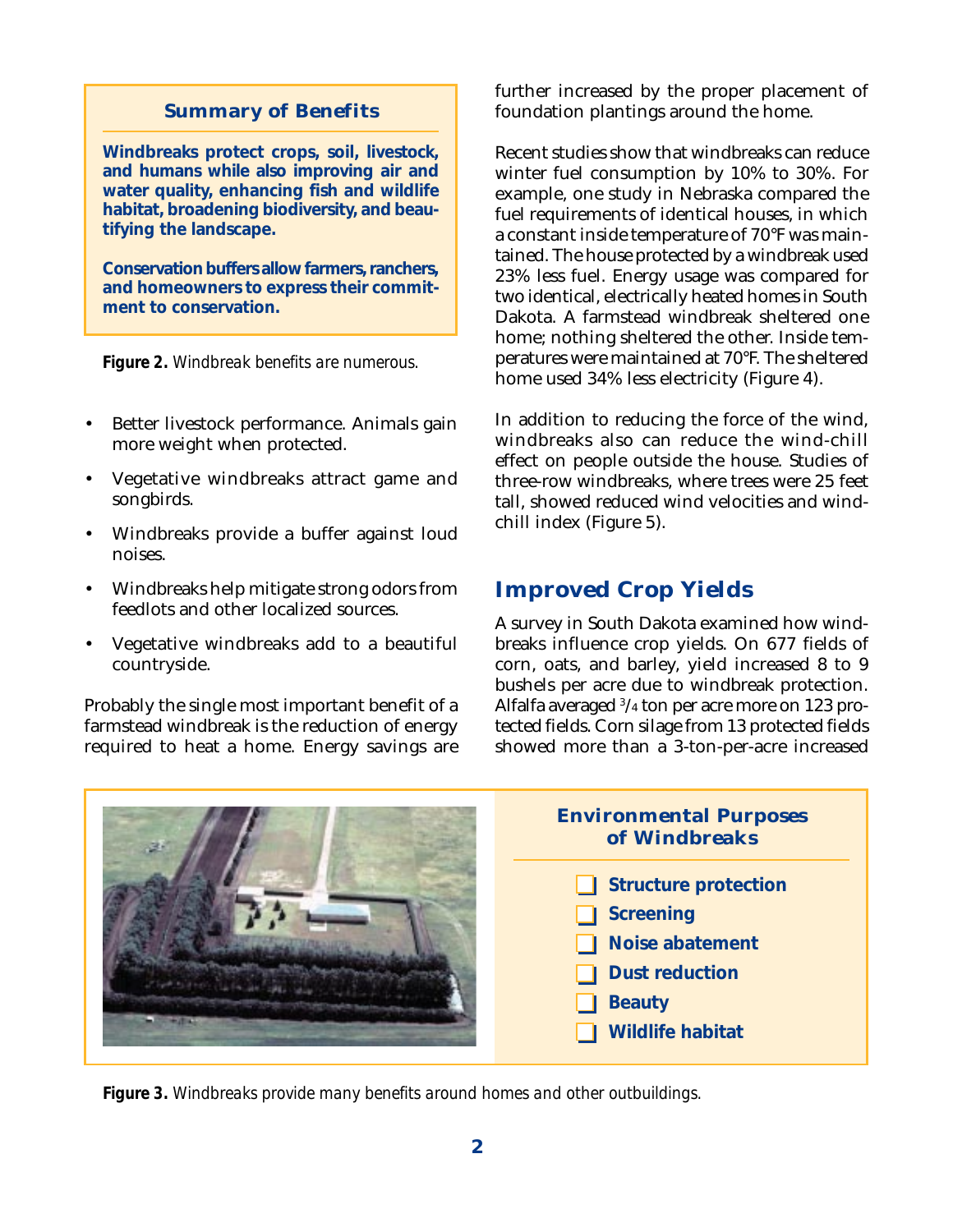**Summary of Benefits**

**Windbreaks protect crops, soil, livestock, and humans while also improving air and water quality, enhancing fish and wildlife habitat, broadening biodiversity, and beautifying the landscape.**

**Conservation buffers allow farmers, ranchers, and homeowners to express their commitment to conservation.**

**Figure 2.** *Windbreak benefits are numerous.*

- Better livestock performance. Animals gain more weight when protected.
- Vegetative windbreaks attract game and songbirds.
- Windbreaks provide a buffer against loud noises.
- Windbreaks help mitigate strong odors from feedlots and other localized sources.
- Vegetative windbreaks add to a beautiful countryside.

Probably the single most important benefit of a farmstead windbreak is the reduction of energy required to heat a home. Energy savings are further increased by the proper placement of foundation plantings around the home.

Recent studies show that windbreaks can reduce winter fuel consumption by 10% to 30%. For example, one study in Nebraska compared the fuel requirements of identical houses, in which a constant inside temperature of 70°F was maintained. The house protected by a windbreak used 23% less fuel. Energy usage was compared for two identical, electrically heated homes in South Dakota. A farmstead windbreak sheltered one home; nothing sheltered the other. Inside temperatures were maintained at 70°F. The sheltered home used 34% less electricity (Figure 4).

In addition to reducing the force of the wind, windbreaks also can reduce the wind-chill effect on people outside the house. Studies of three-row windbreaks, where trees were 25 feet tall, showed reduced wind velocities and wind-chill index (Figure 5).

## Improved Crop Yields

A survey in South Dakota examined how windbreaks influence crop yields. On 677 fields of corn, oats, and barley, yield increased 8 to 9 bushels per acre due to windbreak protection. Alfalfa averaged 3/4 ton per acre more on 123 protected fields. Corn silage from 13 protected fields showed more than a 3-ton-per-acre increased

**Environmental Purposes of Windbreaks**

- ❑ **Structure protection**
- ❑ **Screening**
- ❑ **Noise abatement**
- ❑ **Dust reduction**
- ❑ **Beauty**
- ❑ **Wildlife habitat**

**Figure 3.** *Windbreaks provide many benefits around homes and other outbuildings.*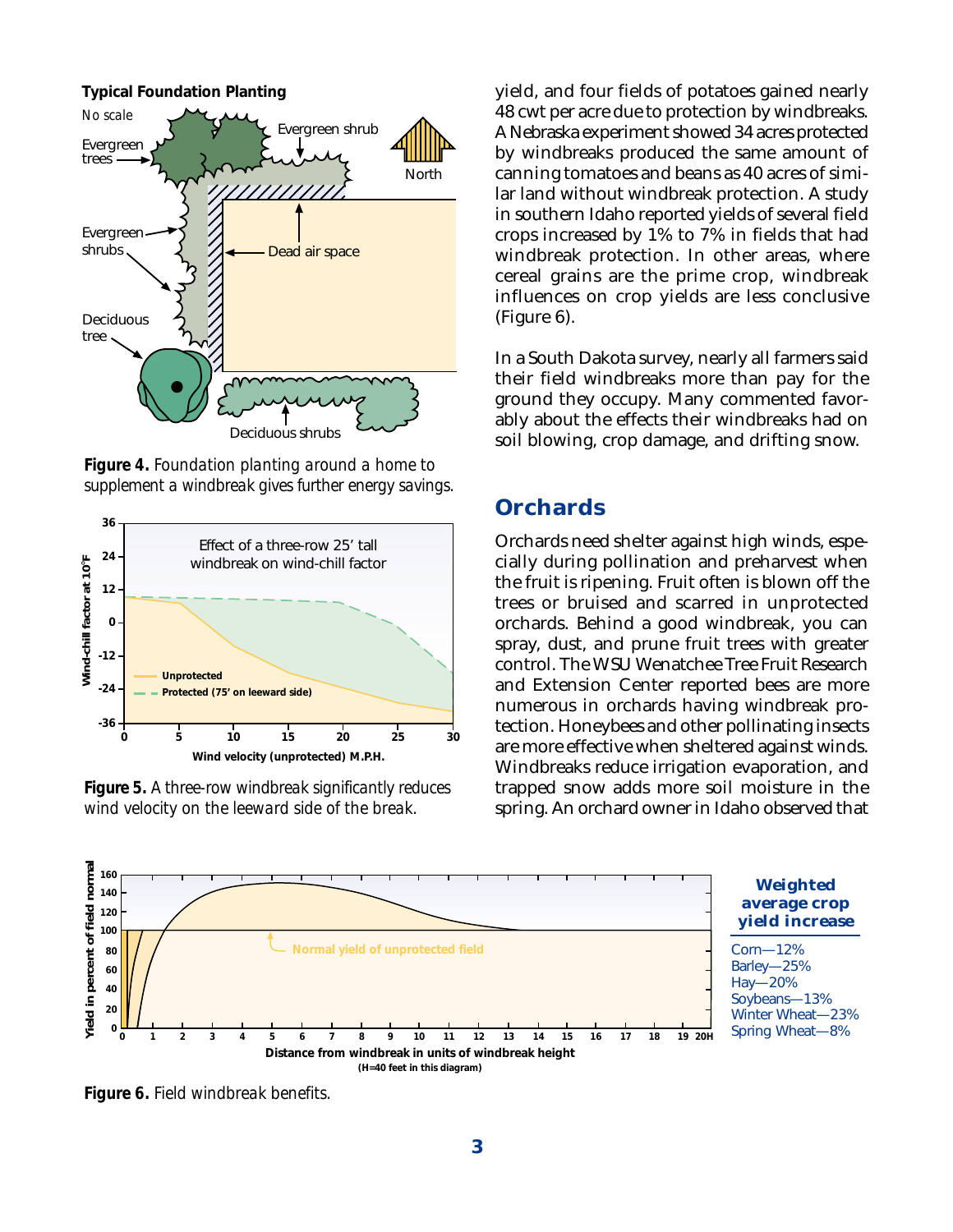**Typical Foundation Planting**

*No scale*

Evergreen trees

Evergreen shrub

North

Evergreen shrubs

Dead air space

Deciduous tree

Deciduous shrubs

**Figure 4.** *Foundation planting around a home to supplement a windbreak gives further energy savings.*

Effect of a three-row 25' tall windbreak on wind-chill factor

Wind-chill factor at 10°F

Unprotected

Protected (75' on leeward side)

Wind velocity (unprotected) M.P.H.

**Figure 5.** *A three-row windbreak significantly reduces wind velocity on the leeward side of the break.*

yield, and four fields of potatoes gained nearly 48 cwt per acre due to protection by windbreaks. A Nebraska experiment showed 34 acres protected by windbreaks produced the same amount of canning tomatoes and beans as 40 acres of similar land without windbreak protection. A study in southern Idaho reported yields of several field crops increased by 1% to 7% in fields that had windbreak protection. In other areas, where cereal grains are the prime crop, windbreak influences on crop yields are less conclusive (Figure 6).

In a South Dakota survey, nearly all farmers said their field windbreaks more than pay for the ground they occupy. Many commented favorably about the effects their windbreaks had on soil blowing, crop damage, and drifting snow.

## Orchards

Orchards need shelter against high winds, especially during pollination and preharvest when the fruit is ripening. Fruit often is blown off the trees or bruised and scarred in unprotected orchards. Behind a good windbreak, you can spray, dust, and prune fruit trees with greater control. The WSU Wenatchee Tree Fruit Research and Extension Center reported bees are more numerous in orchards having windbreak protection. Honeybees and other pollinating insects are more effective when sheltered against winds. Windbreaks reduce irrigation evaporation, and trapped snow adds more soil moisture in the spring. An orchard owner in Idaho observed that

Yield in percent of field normal

Normal yield of unprotected field

Distance from windbreak in units of windbreak height
(H=40 feet in this diagram)

**Weighted average crop yield increase**

Corn—12%
Barley—25%
Hay—20%
Soybeans—13%
Winter Wheat—23%
Spring Wheat—8%

**Figure 6.** Field windbreak benefits.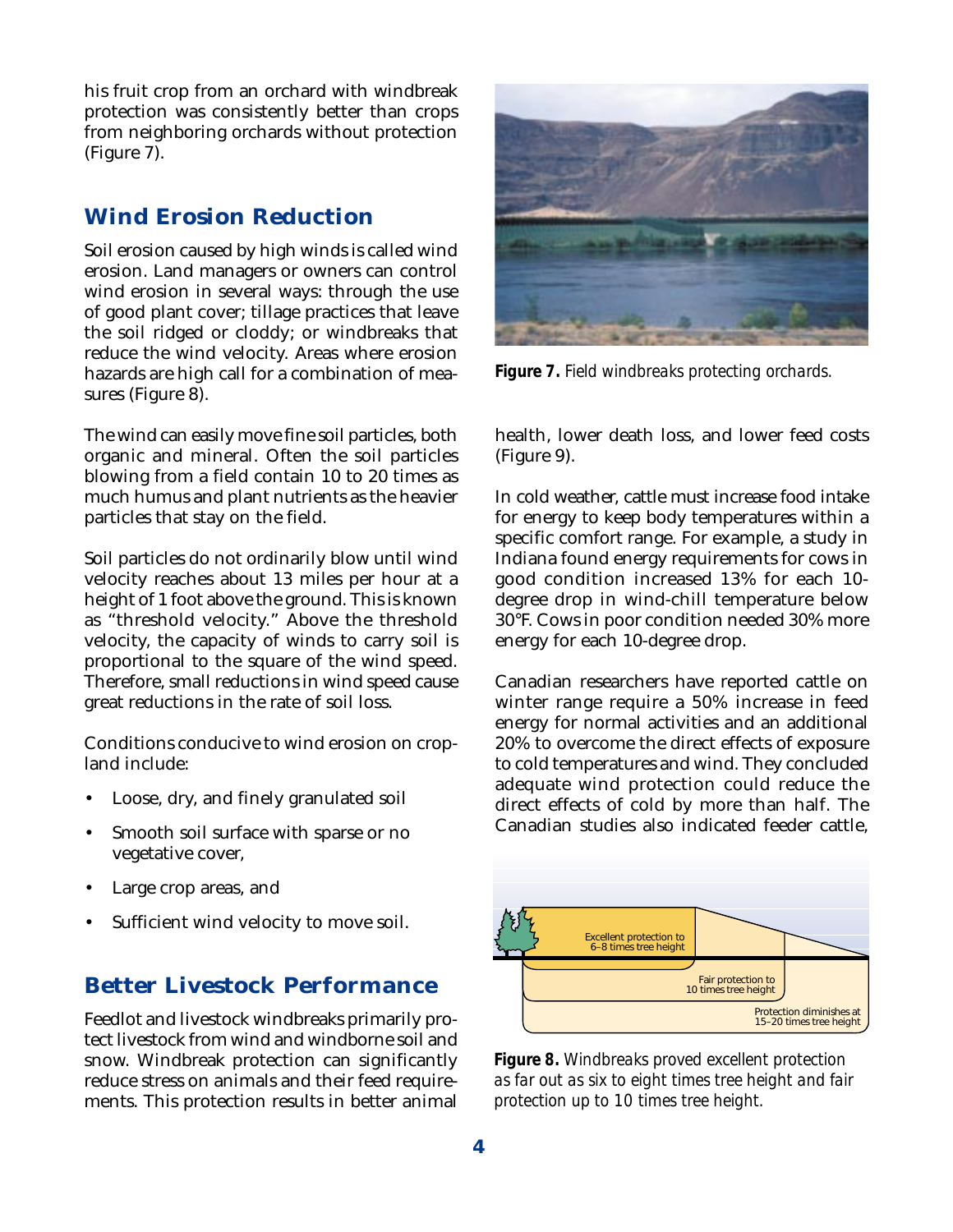his fruit crop from an orchard with windbreak protection was consistently better than crops from neighboring orchards without protection (Figure 7).

## Wind Erosion Reduction

Soil erosion caused by high winds is called wind erosion. Land managers or owners can control wind erosion in several ways: through the use of good plant cover; tillage practices that leave the soil ridged or cloddy; or windbreaks that reduce the wind velocity. Areas where erosion hazards are high call for a combination of measures (Figure 8).

The wind can easily move fine soil particles, both organic and mineral. Often the soil particles blowing from a field contain 10 to 20 times as much humus and plant nutrients as the heavier particles that stay on the field.

Soil particles do not ordinarily blow until wind velocity reaches about 13 miles per hour at a height of 1 foot above the ground. This is known as "threshold velocity." Above the threshold velocity, the capacity of winds to carry soil is proportional to the square of the wind speed. Therefore, small reductions in wind speed cause great reductions in the rate of soil loss.

Conditions conducive to wind erosion on cropland include:

- Loose, dry, and finely granulated soil
- Smooth soil surface with sparse or no vegetative cover,
- Large crop areas, and
- Sufficient wind velocity to move soil.

## Better Livestock Performance

Feedlot and livestock windbreaks primarily protect livestock from wind and windborne soil and snow. Windbreak protection can significantly reduce stress on animals and their feed requirements. This protection results in better animal health, lower death loss, and lower feed costs (Figure 9).

In cold weather, cattle must increase food intake for energy to keep body temperatures within a specific comfort range. For example, a study in Indiana found energy requirements for cows in good condition increased 13% for each 10-degree drop in wind-chill temperature below 30°F. Cows in poor condition needed 30% more energy for each 10-degree drop.

Canadian researchers have reported cattle on winter range require a 50% increase in feed energy for normal activities and an additional 20% to overcome the direct effects of exposure to cold temperatures and wind. They concluded adequate wind protection could reduce the direct effects of cold by more than half. The Canadian studies also indicated feeder cattle,

**Figure 7.** *Field windbreaks protecting orchards.*

Excellent protection to 6–8 times tree height

Fair protection to 10 times tree height

Protection diminishes at 15–20 times tree height

**Figure 8.** *Windbreaks proved excellent protection as far out as six to eight times tree height and fair protection up to 10 times tree height.*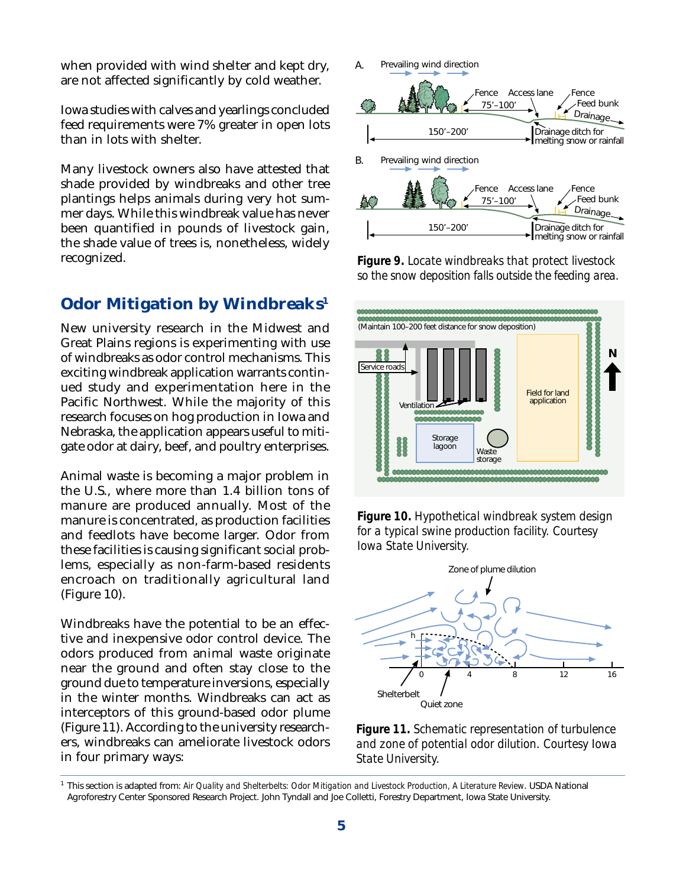when provided with wind shelter and kept dry, are not affected significantly by cold weather.

Iowa studies with calves and yearlings concluded feed requirements were 7% greater in open lots than in lots with shelter.

Many livestock owners also have attested that shade provided by windbreaks and other tree plantings helps animals during very hot summer days. While this windbreak value has never been quantified in pounds of livestock gain, the shade value of trees is, nonetheless, widely recognized.

## Odor Mitigation by Windbreaks[1]

New university research in the Midwest and Great Plains regions is experimenting with use of windbreaks as odor control mechanisms. This exciting windbreak application warrants continued study and experimentation here in the Pacific Northwest. While the majority of this research focuses on hog production in Iowa and Nebraska, the application appears useful to mitigate odor at dairy, beef, and poultry enterprises.

Animal waste is becoming a major problem in the U.S., where more than 1.4 billion tons of manure are produced annually. Most of the manure is concentrated, as production facilities and feedlots have become larger. Odor from these facilities is causing significant social problems, especially as non-farm-based residents encroach on traditionally agricultural land (Figure 10).

Windbreaks have the potential to be an effective and inexpensive odor control device. The odors produced from animal waste originate near the ground and often stay close to the ground due to temperature inversions, especially in the winter months. Windbreaks can act as interceptors of this ground-based odor plume (Figure 11). According to the university researchers, windbreaks can ameliorate livestock odors in four primary ways:

**Figure 9.** *Locate windbreaks that protect livestock so the snow deposition falls outside the feeding area.*

**Figure 10.** *Hypothetical windbreak system design for a typical swine production facility. Courtesy Iowa State University.*

**Figure 11.** *Schematic representation of turbulence and zone of potential odor dilution. Courtesy Iowa State University.*

---

[1] This section is adapted from: *Air Quality and Shelterbelts: Odor Mitigation and Livestock Production, A Literature Review*. USDA National Agroforestry Center Sponsored Research Project. John Tyndall and Joe Colletti, Forestry Department, Iowa State University.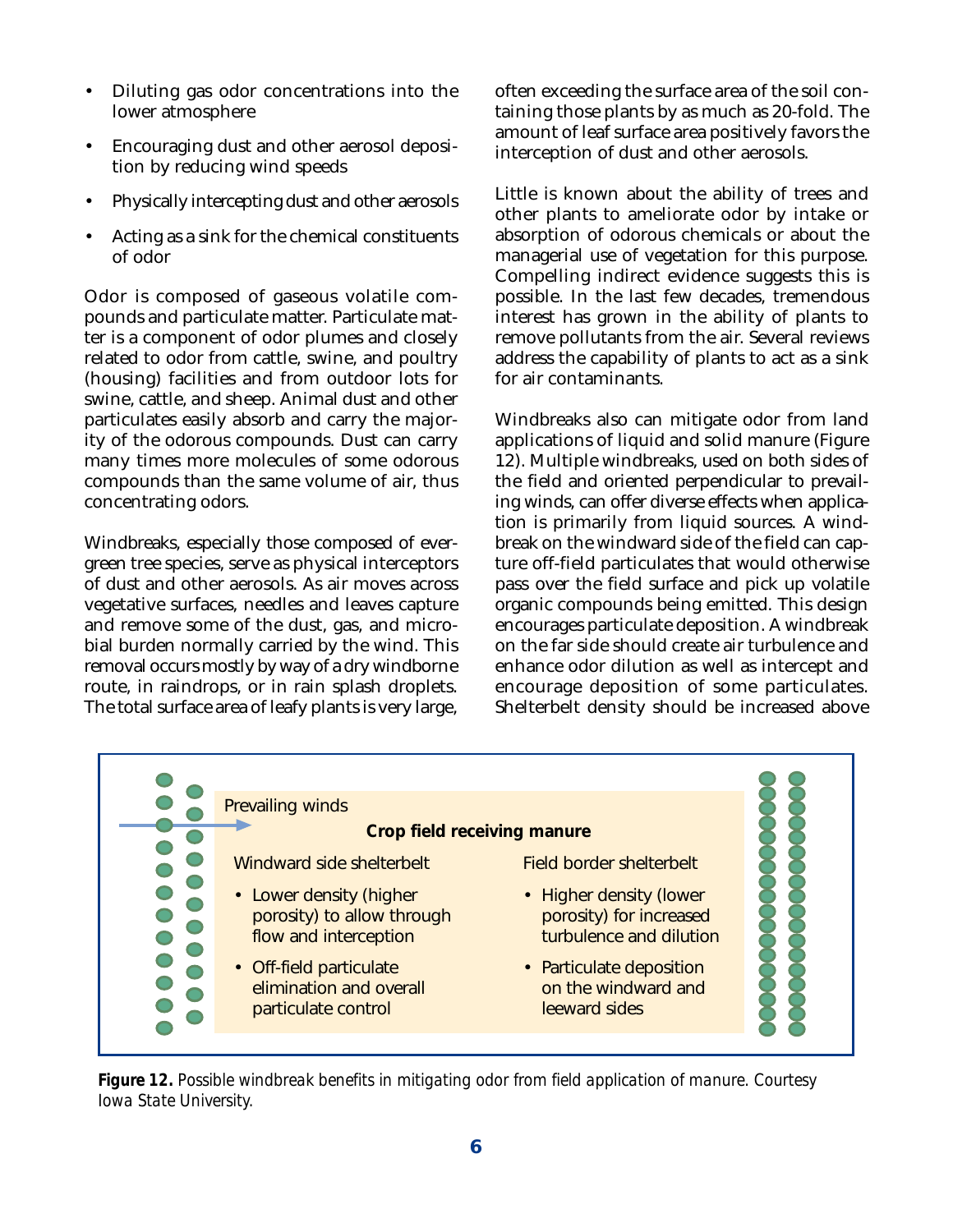- Diluting gas odor concentrations into the lower atmosphere
- Encouraging dust and other aerosol deposition by reducing wind speeds
- Physically intercepting dust and other aerosols
- Acting as a sink for the chemical constituents of odor

Odor is composed of gaseous volatile compounds and particulate matter. Particulate matter is a component of odor plumes and closely related to odor from cattle, swine, and poultry (housing) facilities and from outdoor lots for swine, cattle, and sheep. Animal dust and other particulates easily absorb and carry the majority of the odorous compounds. Dust can carry many times more molecules of some odorous compounds than the same volume of air, thus concentrating odors.

Windbreaks, especially those composed of evergreen tree species, serve as physical interceptors of dust and other aerosols. As air moves across vegetative surfaces, needles and leaves capture and remove some of the dust, gas, and microbial burden normally carried by the wind. This removal occurs mostly by way of a dry windborne route, in raindrops, or in rain splash droplets. The total surface area of leafy plants is very large, often exceeding the surface area of the soil containing those plants by as much as 20-fold. The amount of leaf surface area positively favors the interception of dust and other aerosols.

Little is known about the ability of trees and other plants to ameliorate odor by intake or absorption of odorous chemicals or about the managerial use of vegetation for this purpose. Compelling indirect evidence suggests this is possible. In the last few decades, tremendous interest has grown in the ability of plants to remove pollutants from the air. Several reviews address the capability of plants to act as a sink for air contaminants.

Windbreaks also can mitigate odor from land applications of liquid and solid manure (Figure 12). Multiple windbreaks, used on both sides of the field and oriented perpendicular to prevailing winds, can offer diverse effects when application is primarily from liquid sources. A windbreak on the windward side of the field can capture off-field particulates that would otherwise pass over the field surface and pick up volatile organic compounds being emitted. This design encourages particulate deposition. A windbreak on the far side should create air turbulence and enhance odor dilution as well as intercept and encourage deposition of some particulates. Shelterbelt density should be increased above

Prevailing winds

**Crop field receiving manure**

Windward side shelterbelt

- Lower density (higher porosity) to allow through flow and interception
- Off-field particulate elimination and overall particulate control

Field border shelterbelt

- Higher density (lower porosity) for increased turbulence and dilution
- Particulate deposition on the windward and leeward sides

**Figure 12.** *Possible windbreak benefits in mitigating odor from field application of manure. Courtesy Iowa State University.*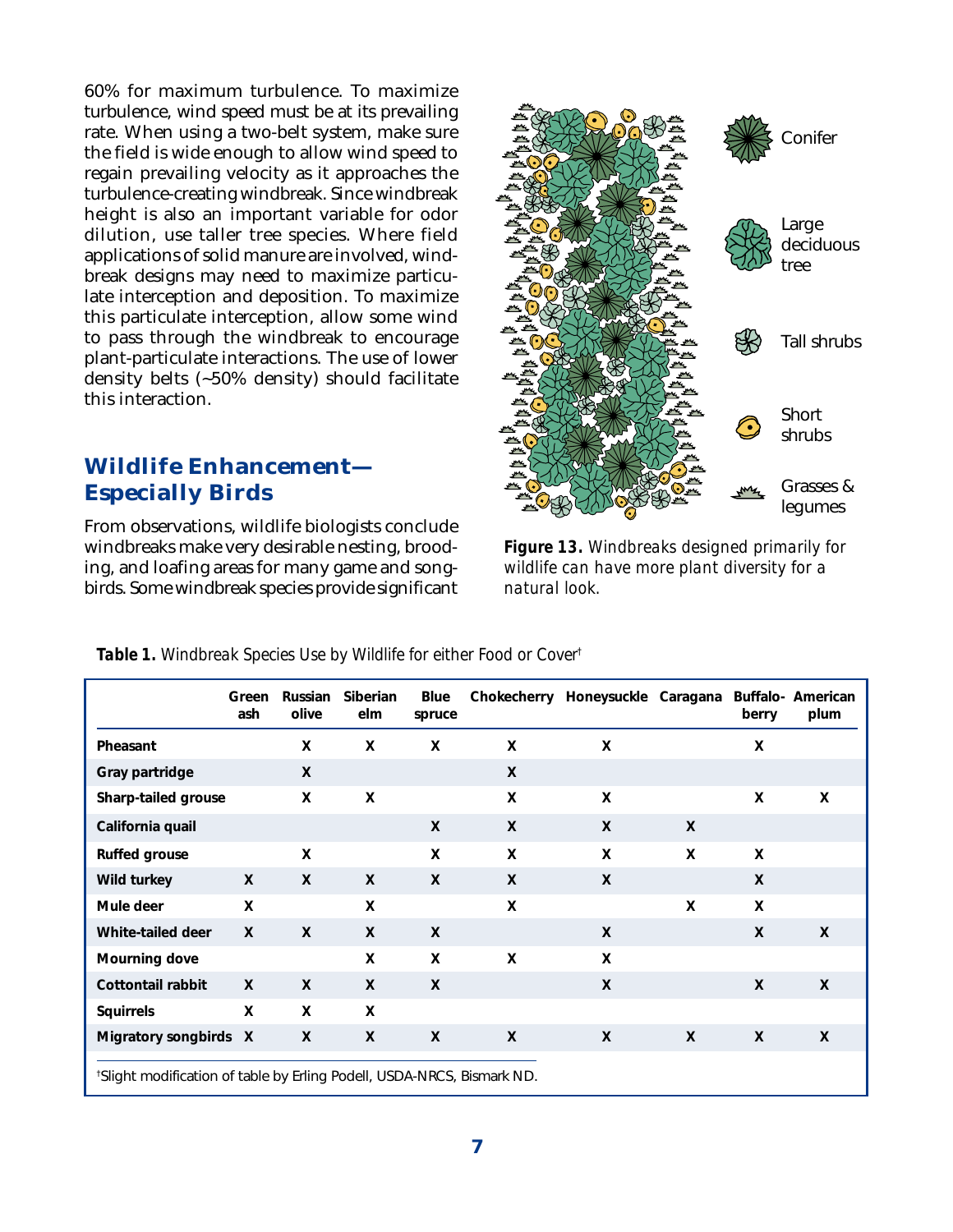60% for maximum turbulence. To maximize turbulence, wind speed must be at its prevailing rate. When using a two-belt system, make sure the field is wide enough to allow wind speed to regain prevailing velocity as it approaches the turbulence-creating windbreak. Since windbreak height is also an important variable for odor dilution, use taller tree species. Where field applications of solid manure are involved, windbreak designs may need to maximize particulate interception and deposition. To maximize this particulate interception, allow some wind to pass through the windbreak to encourage plant-particulate interactions. The use of lower density belts (~50% density) should facilitate this interaction.

## Wildlife Enhancement—Especially Birds

From observations, wildlife biologists conclude windbreaks make very desirable nesting, brooding, and loafing areas for many game and songbirds. Some windbreak species provide significant

**Figure 13.** *Windbreaks designed primarily for wildlife can have more plant diversity for a natural look.*

**Table 1.** *Windbreak Species Use by Wildlife for either Food or Cover*†

| | Green ash | Russian olive | Siberian elm | Blue spruce | Chokecherry | Honeysuckle | Caragana | Buffalo-berry | American plum |
|---|---|---|---|---|---|---|---|---|---|
| Pheasant | | X | X | X | X | X | | X | |
| Gray partridge | | X | | | X | | | | |
| Sharp-tailed grouse | | X | X | | X | X | | X | X |
| California quail | | | | X | X | X | X | | |
| Ruffed grouse | | X | | X | X | X | X | X | |
| Wild turkey | X | X | X | X | X | X | | X | |
| Mule deer | X | | X | | X | | X | X | |
| White-tailed deer | X | X | X | X | | X | | X | X |
| Mourning dove | | | X | X | X | X | | | |
| Cottontail rabbit | X | X | X | X | | X | | X | X |
| Squirrels | X | X | X | | | | | | |
| Migratory songbirds | X | X | X | X | X | X | X | X | X |

†Slight modification of table by Erling Podell, USDA-NRCS, Bismark ND.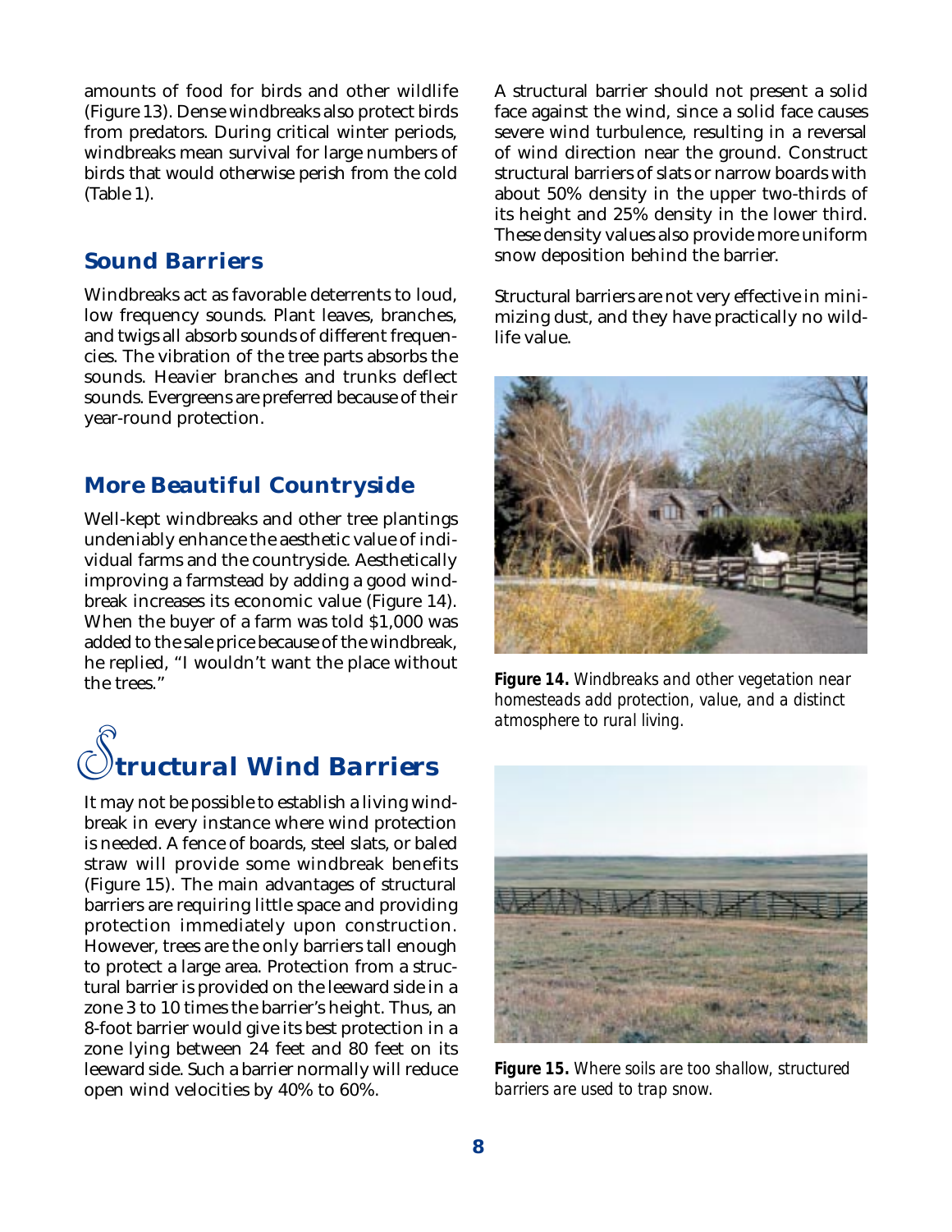amounts of food for birds and other wildlife (Figure 13). Dense windbreaks also protect birds from predators. During critical winter periods, windbreaks mean survival for large numbers of birds that would otherwise perish from the cold (Table 1).

## Sound Barriers

Windbreaks act as favorable deterrents to loud, low frequency sounds. Plant leaves, branches, and twigs all absorb sounds of different frequencies. The vibration of the tree parts absorbs the sounds. Heavier branches and trunks deflect sounds. Evergreens are preferred because of their year-round protection.

## More Beautiful Countryside

Well-kept windbreaks and other tree plantings undeniably enhance the aesthetic value of individual farms and the countryside. Aesthetically improving a farmstead by adding a good windbreak increases its economic value (Figure 14). When the buyer of a farm was told $1,000 was added to the sale price because of the windbreak, he replied, "I wouldn't want the place without the trees."

# Structural Wind Barriers

It may not be possible to establish a living windbreak in every instance where wind protection is needed. A fence of boards, steel slats, or baled straw will provide some windbreak benefits (Figure 15). The main advantages of structural barriers are requiring little space and providing protection immediately upon construction. However, trees are the only barriers tall enough to protect a large area. Protection from a structural barrier is provided on the leeward side in a zone 3 to 10 times the barrier's height. Thus, an 8-foot barrier would give its best protection in a zone lying between 24 feet and 80 feet on its leeward side. Such a barrier normally will reduce open wind velocities by 40% to 60%.

A structural barrier should not present a solid face against the wind, since a solid face causes severe wind turbulence, resulting in a reversal of wind direction near the ground. Construct structural barriers of slats or narrow boards with about 50% density in the upper two-thirds of its height and 25% density in the lower third. These density values also provide more uniform snow deposition behind the barrier.

Structural barriers are not very effective in minimizing dust, and they have practically no wildlife value.

**Figure 14.** *Windbreaks and other vegetation near homesteads add protection, value, and a distinct atmosphere to rural living.*

**Figure 15.** *Where soils are too shallow, structured barriers are used to trap snow.*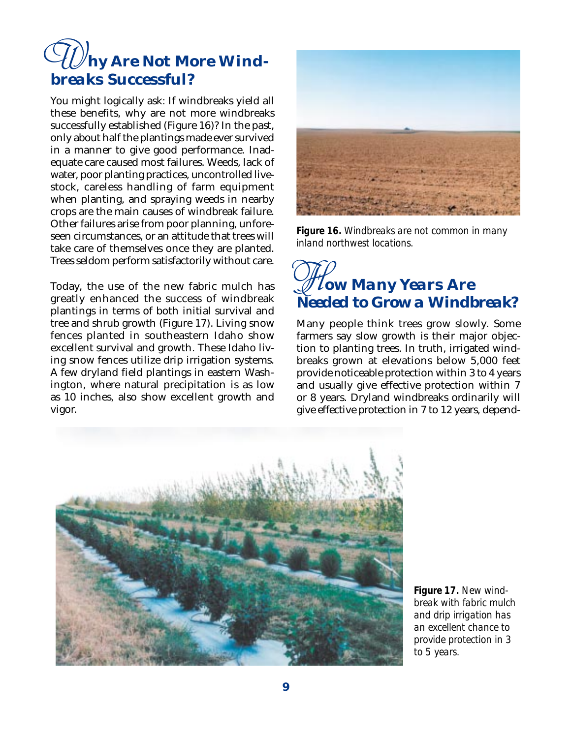## Why Are Not More Windbreaks Successful?

You might logically ask: If windbreaks yield all these benefits, why are not more windbreaks successfully established (Figure 16)? In the past, only about half the plantings made ever survived in a manner to give good performance. Inadequate care caused most failures. Weeds, lack of water, poor planting practices, uncontrolled livestock, careless handling of farm equipment when planting, and spraying weeds in nearby crops are the main causes of windbreak failure. Other failures arise from poor planning, unforeseen circumstances, or an attitude that trees will take care of themselves once they are planted. Trees seldom perform satisfactorily without care.

Today, the use of the new fabric mulch has greatly enhanced the success of windbreak plantings in terms of both initial survival and tree and shrub growth (Figure 17). Living snow fences planted in southeastern Idaho show excellent survival and growth. These Idaho living snow fences utilize drip irrigation systems. A few dryland field plantings in eastern Washington, where natural precipitation is as low as 10 inches, also show excellent growth and vigor.

**Figure 16.** *Windbreaks are not common in many inland northwest locations.*

## How Many Years Are Needed to Grow a Windbreak?

Many people think trees grow slowly. Some farmers say slow growth is their major objection to planting trees. In truth, irrigated windbreaks grown at elevations below 5,000 feet provide noticeable protection within 3 to 4 years and usually give effective protection within 7 or 8 years. Dryland windbreaks ordinarily will give effective protection in 7 to 12 years, depend-

**Figure 17.** *New windbreak with fabric mulch and drip irrigation has an excellent chance to provide protection in 3 to 5 years.*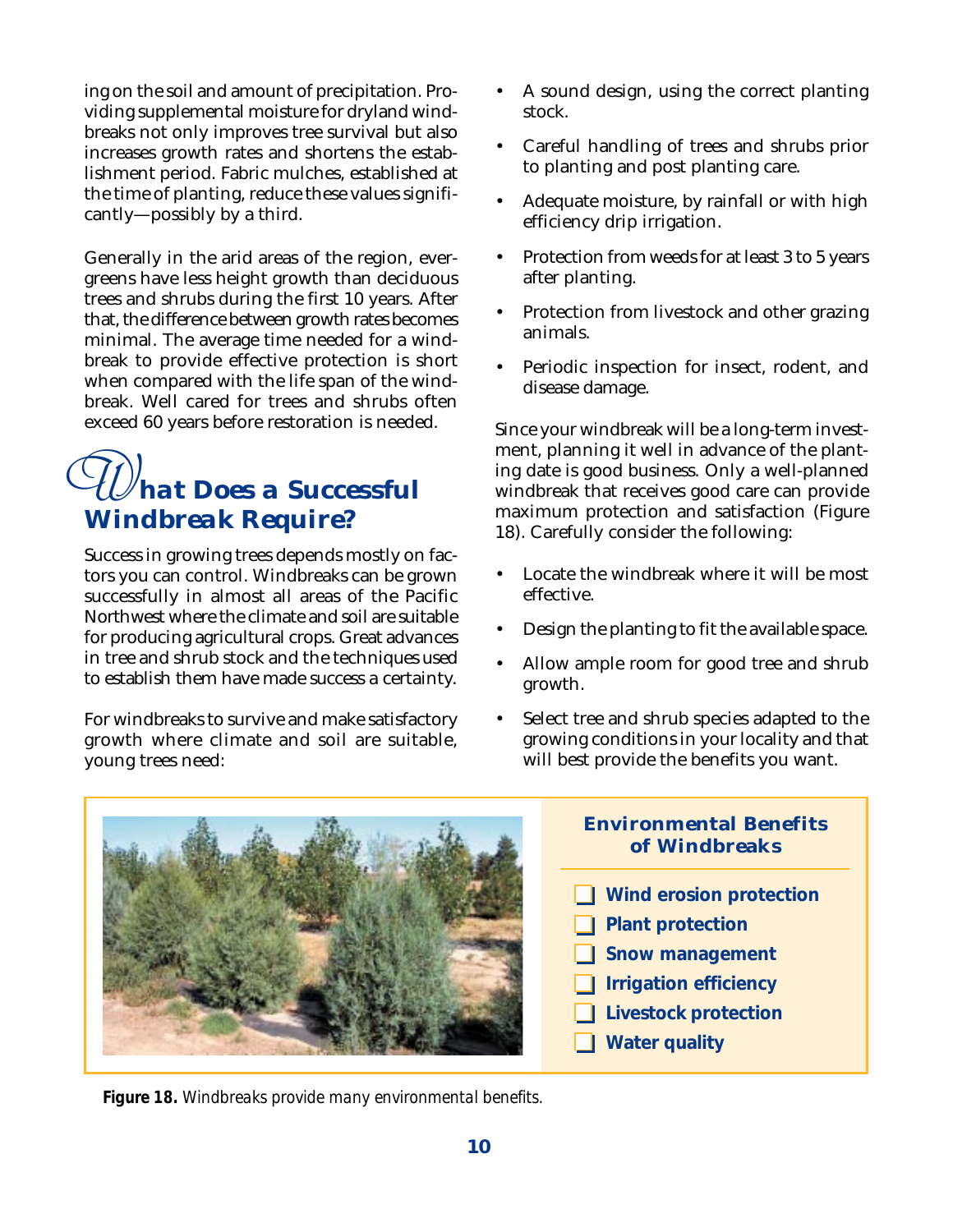ing on the soil and amount of precipitation. Providing supplemental moisture for dryland windbreaks not only improves tree survival but also increases growth rates and shortens the establishment period. Fabric mulches, established at the time of planting, reduce these values significantly—possibly by a third.

Generally in the arid areas of the region, evergreens have less height growth than deciduous trees and shrubs during the first 10 years. After that, the difference between growth rates becomes minimal. The average time needed for a windbreak to provide effective protection is short when compared with the life span of the windbreak. Well cared for trees and shrubs often exceed 60 years before restoration is needed.

## What Does a Successful Windbreak Require?

Success in growing trees depends mostly on factors you can control. Windbreaks can be grown successfully in almost all areas of the Pacific Northwest where the climate and soil are suitable for producing agricultural crops. Great advances in tree and shrub stock and the techniques used to establish them have made success a certainty.

For windbreaks to survive and make satisfactory growth where climate and soil are suitable, young trees need:

- A sound design, using the correct planting stock.
- Careful handling of trees and shrubs prior to planting and post planting care.
- Adequate moisture, by rainfall or with high efficiency drip irrigation.
- Protection from weeds for at least 3 to 5 years after planting.
- Protection from livestock and other grazing animals.
- Periodic inspection for insect, rodent, and disease damage.

Since your windbreak will be a long-term investment, planning it well in advance of the planting date is good business. Only a well-planned windbreak that receives good care can provide maximum protection and satisfaction (Figure 18). Carefully consider the following:

- Locate the windbreak where it will be most effective.
- Design the planting to fit the available space.
- Allow ample room for good tree and shrub growth.
- Select tree and shrub species adapted to the growing conditions in your locality and that will best provide the benefits you want.

**Environmental Benefits of Windbreaks**

- Wind erosion protection
- Plant protection
- Snow management
- Irrigation efficiency
- Livestock protection
- Water quality

**Figure 18.** *Windbreaks provide many environmental benefits.*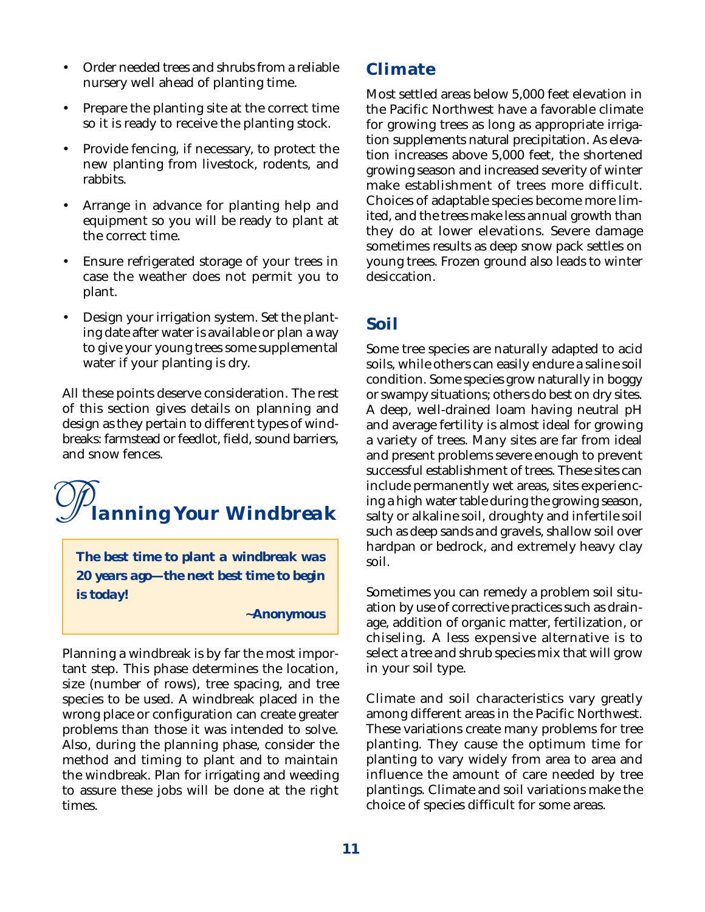- Order needed trees and shrubs from a reliable nursery well ahead of planting time.
- Prepare the planting site at the correct time so it is ready to receive the planting stock.
- Provide fencing, if necessary, to protect the new planting from livestock, rodents, and rabbits.
- Arrange in advance for planting help and equipment so you will be ready to plant at the correct time.
- Ensure refrigerated storage of your trees in case the weather does not permit you to plant.
- Design your irrigation system. Set the planting date after water is available or plan a way to give your young trees some supplemental water if your planting is dry.

All these points deserve consideration. The rest of this section gives details on planning and design as they pertain to different types of windbreaks: farmstead or feedlot, field, sound barriers, and snow fences.

# Planning Your Windbreak

> ***The best time to plant a windbreak was 20 years ago—the next best time to begin is today!***
>
> ***~Anonymous***

Planning a windbreak is by far the most important step. This phase determines the location, size (number of rows), tree spacing, and tree species to be used. A windbreak placed in the wrong place or configuration can create greater problems than those it was intended to solve. Also, during the planning phase, consider the method and timing to plant and to maintain the windbreak. Plan for irrigating and weeding to assure these jobs will be done at the right times.

## Climate

Most settled areas below 5,000 feet elevation in the Pacific Northwest have a favorable climate for growing trees as long as appropriate irrigation supplements natural precipitation. As elevation increases above 5,000 feet, the shortened growing season and increased severity of winter make establishment of trees more difficult. Choices of adaptable species become more limited, and the trees make less annual growth than they do at lower elevations. Severe damage sometimes results as deep snow pack settles on young trees. Frozen ground also leads to winter desiccation.

## Soil

Some tree species are naturally adapted to acid soils, while others can easily endure a saline soil condition. Some species grow naturally in boggy or swampy situations; others do best on dry sites. A deep, well-drained loam having neutral pH and average fertility is almost ideal for growing a variety of trees. Many sites are far from ideal and present problems severe enough to prevent successful establishment of trees. These sites can include permanently wet areas, sites experiencing a high water table during the growing season, salty or alkaline soil, droughty and infertile soil such as deep sands and gravels, shallow soil over hardpan or bedrock, and extremely heavy clay soil.

Sometimes you can remedy a problem soil situation by use of corrective practices such as drainage, addition of organic matter, fertilization, or chiseling. A less expensive alternative is to select a tree and shrub species mix that will grow in your soil type.

Climate and soil characteristics vary greatly among different areas in the Pacific Northwest. These variations create many problems for tree planting. They cause the optimum time for planting to vary widely from area to area and influence the amount of care needed by tree plantings. Climate and soil variations make the choice of species difficult for some areas.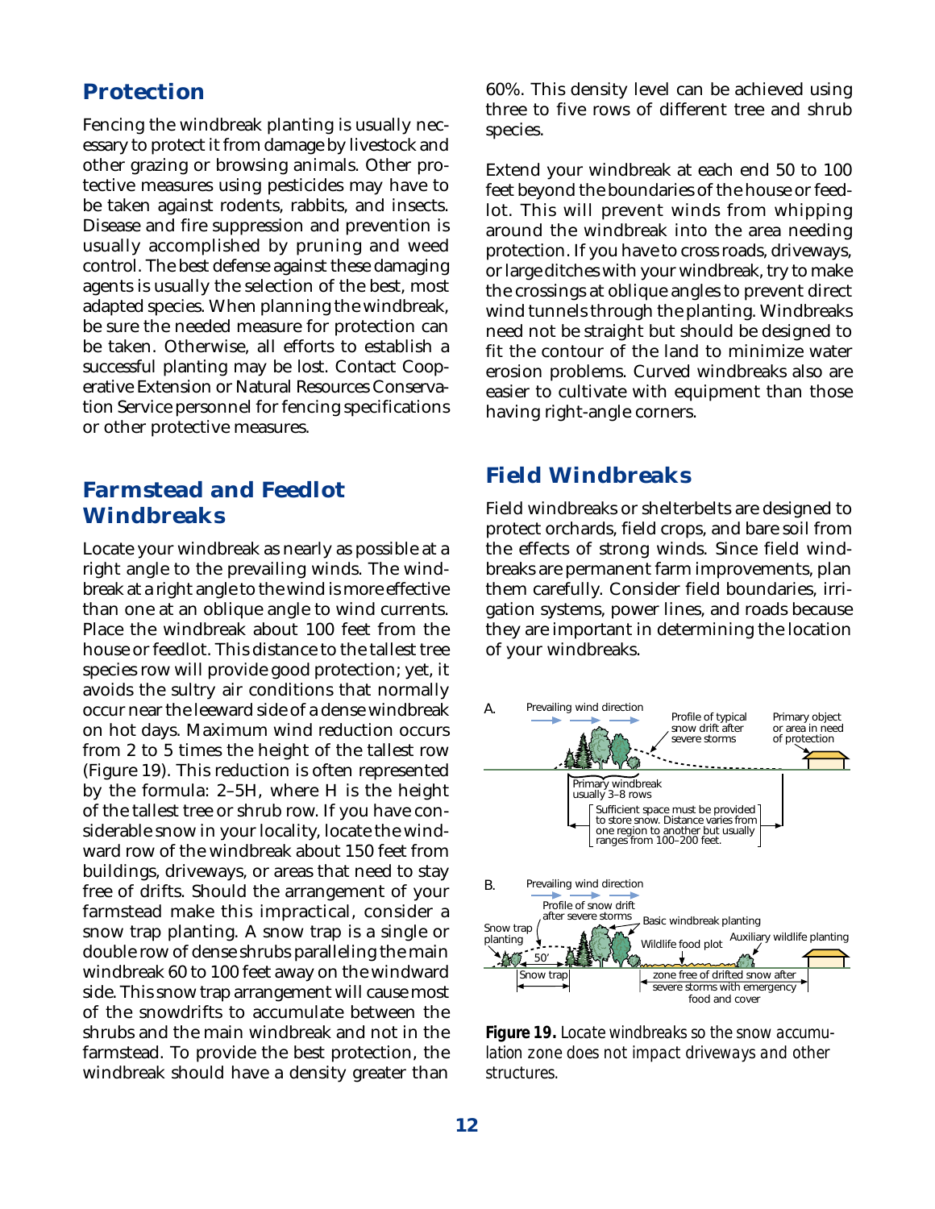## Protection

Fencing the windbreak planting is usually necessary to protect it from damage by livestock and other grazing or browsing animals. Other protective measures using pesticides may have to be taken against rodents, rabbits, and insects. Disease and fire suppression and prevention is usually accomplished by pruning and weed control. The best defense against these damaging agents is usually the selection of the best, most adapted species. When planning the windbreak, be sure the needed measure for protection can be taken. Otherwise, all efforts to establish a successful planting may be lost. Contact Cooperative Extension or Natural Resources Conservation Service personnel for fencing specifications or other protective measures.

## Farmstead and Feedlot Windbreaks

Locate your windbreak as nearly as possible at a right angle to the prevailing winds. The windbreak at a right angle to the wind is more effective than one at an oblique angle to wind currents. Place the windbreak about 100 feet from the house or feedlot. This distance to the tallest tree species row will provide good protection; yet, it avoids the sultry air conditions that normally occur near the leeward side of a dense windbreak on hot days. Maximum wind reduction occurs from 2 to 5 times the height of the tallest row (Figure 19). This reduction is often represented by the formula: 2–5H, where H is the height of the tallest tree or shrub row. If you have considerable snow in your locality, locate the windward row of the windbreak about 150 feet from buildings, driveways, or areas that need to stay free of drifts. Should the arrangement of your farmstead make this impractical, consider a snow trap planting. A snow trap is a single or double row of dense shrubs paralleling the main windbreak 60 to 100 feet away on the windward side. This snow trap arrangement will cause most of the snowdrifts to accumulate between the shrubs and the main windbreak and not in the farmstead. To provide the best protection, the windbreak should have a density greater than 60%. This density level can be achieved using three to five rows of different tree and shrub species.

Extend your windbreak at each end 50 to 100 feet beyond the boundaries of the house or feedlot. This will prevent winds from whipping around the windbreak into the area needing protection. If you have to cross roads, driveways, or large ditches with your windbreak, try to make the crossings at oblique angles to prevent direct wind tunnels through the planting. Windbreaks need not be straight but should be designed to fit the contour of the land to minimize water erosion problems. Curved windbreaks also are easier to cultivate with equipment than those having right-angle corners.

## Field Windbreaks

Field windbreaks or shelterbelts are designed to protect orchards, field crops, and bare soil from the effects of strong winds. Since field windbreaks are permanent farm improvements, plan them carefully. Consider field boundaries, irrigation systems, power lines, and roads because they are important in determining the location of your windbreaks.

A. Prevailing wind direction — Profile of typical snow drift after severe storms — Primary object or area in need of protection — Primary windbreak usually 3–8 rows — Sufficient space must be provided to store snow. Distance varies from one region to another but usually ranges from 100–200 feet.

B. Prevailing wind direction — Profile of snow drift after severe storms — Snow trap planting — Basic windbreak planting — Wildlife food plot — Auxiliary wildlife planting — 50′ — Snow trap — zone free of drifted snow after severe storms with emergency food and cover

**Figure 19.** *Locate windbreaks so the snow accumulation zone does not impact driveways and other structures.*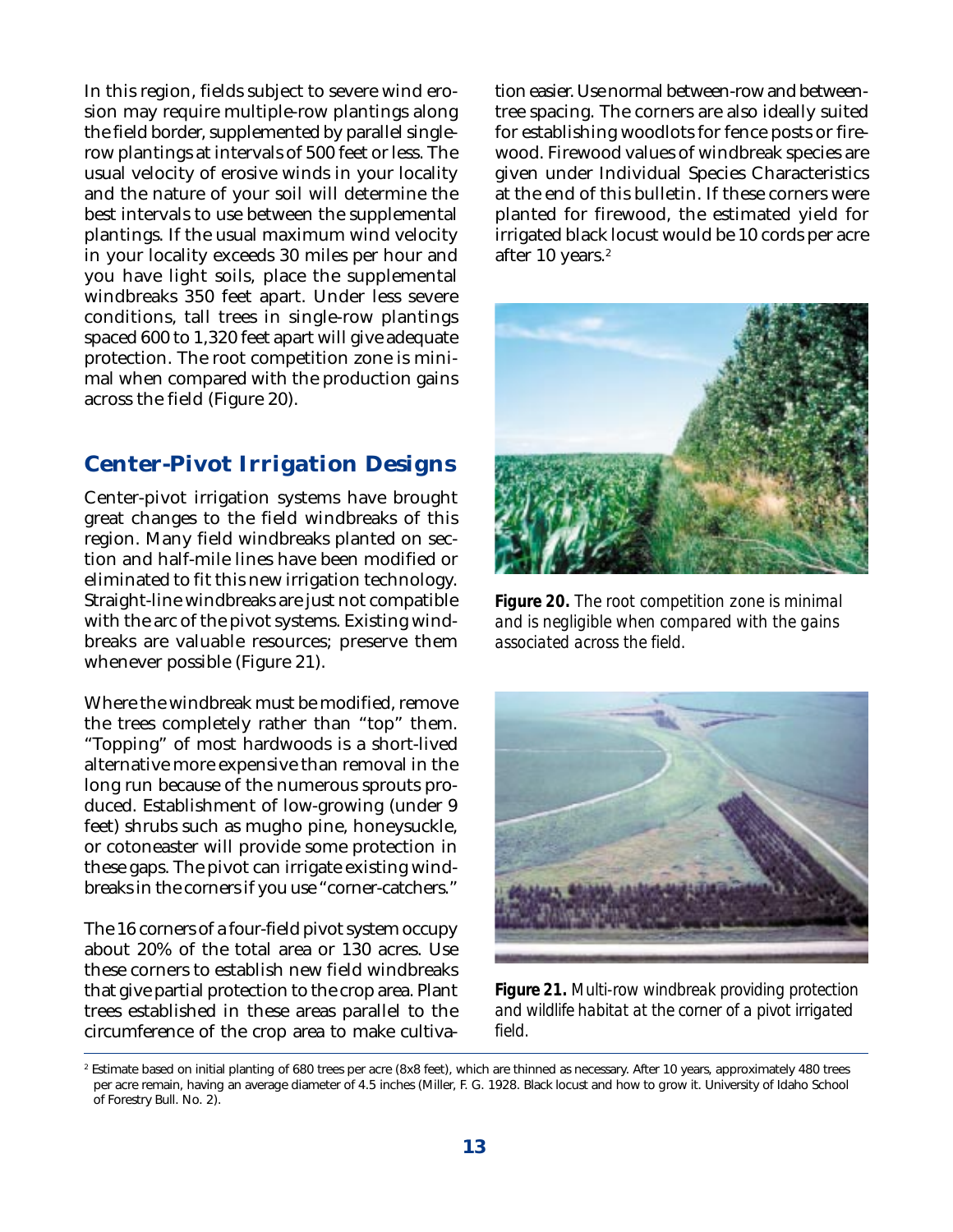In this region, fields subject to severe wind erosion may require multiple-row plantings along the field border, supplemented by parallel single-row plantings at intervals of 500 feet or less. The usual velocity of erosive winds in your locality and the nature of your soil will determine the best intervals to use between the supplemental plantings. If the usual maximum wind velocity in your locality exceeds 30 miles per hour and you have light soils, place the supplemental windbreaks 350 feet apart. Under less severe conditions, tall trees in single-row plantings spaced 600 to 1,320 feet apart will give adequate protection. The root competition zone is minimal when compared with the production gains across the field (Figure 20).

## Center-Pivot Irrigation Designs

Center-pivot irrigation systems have brought great changes to the field windbreaks of this region. Many field windbreaks planted on section and half-mile lines have been modified or eliminated to fit this new irrigation technology. Straight-line windbreaks are just not compatible with the arc of the pivot systems. Existing windbreaks are valuable resources; preserve them whenever possible (Figure 21).

Where the windbreak must be modified, remove the trees completely rather than "top" them. "Topping" of most hardwoods is a short-lived alternative more expensive than removal in the long run because of the numerous sprouts produced. Establishment of low-growing (under 9 feet) shrubs such as mugho pine, honeysuckle, or cotoneaster will provide some protection in these gaps. The pivot can irrigate existing windbreaks in the corners if you use "corner-catchers."

The 16 corners of a four-field pivot system occupy about 20% of the total area or 130 acres. Use these corners to establish new field windbreaks that give partial protection to the crop area. Plant trees established in these areas parallel to the circumference of the crop area to make cultivation easier. Use normal between-row and between-tree spacing. The corners are also ideally suited for establishing woodlots for fence posts or firewood. Firewood values of windbreak species are given under Individual Species Characteristics at the end of this bulletin. If these corners were planted for firewood, the estimated yield for irrigated black locust would be 10 cords per acre after 10 years.[2]

**Figure 20.** *The root competition zone is minimal and is negligible when compared with the gains associated across the field.*

**Figure 21.** *Multi-row windbreak providing protection and wildlife habitat at the corner of a pivot irrigated field.*

[2] Estimate based on initial planting of 680 trees per acre (8x8 feet), which are thinned as necessary. After 10 years, approximately 480 trees per acre remain, having an average diameter of 4.5 inches (Miller, F. G. 1928. Black locust and how to grow it. University of Idaho School of Forestry Bull. No. 2).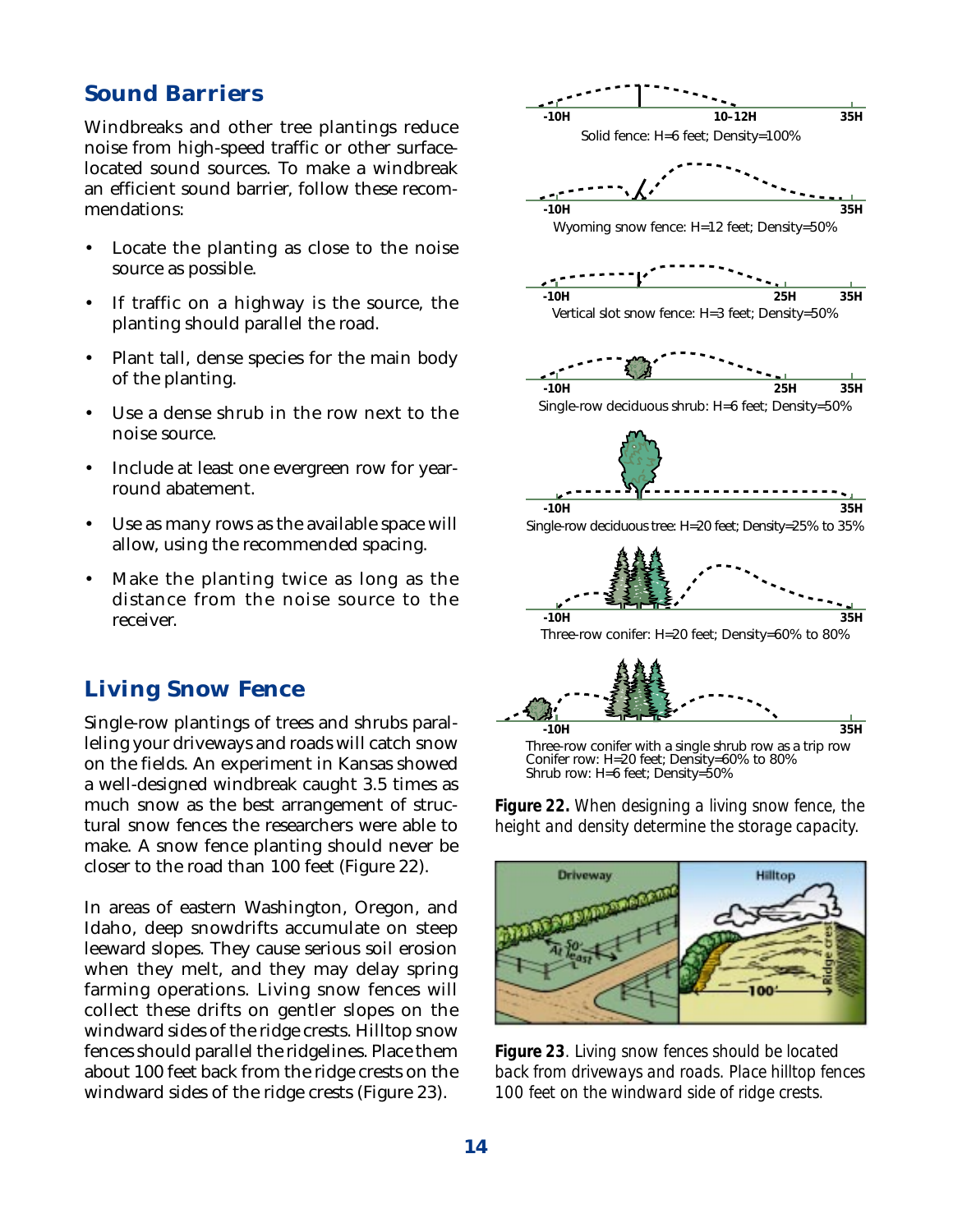## Sound Barriers

Windbreaks and other tree plantings reduce noise from high-speed traffic or other surface-located sound sources. To make a windbreak an efficient sound barrier, follow these recommendations:

- Locate the planting as close to the noise source as possible.
- If traffic on a highway is the source, the planting should parallel the road.
- Plant tall, dense species for the main body of the planting.
- Use a dense shrub in the row next to the noise source.
- Include at least one evergreen row for year-round abatement.
- Use as many rows as the available space will allow, using the recommended spacing.
- Make the planting twice as long as the distance from the noise source to the receiver.

## Living Snow Fence

Single-row plantings of trees and shrubs paralleling your driveways and roads will catch snow on the fields. An experiment in Kansas showed a well-designed windbreak caught 3.5 times as much snow as the best arrangement of structural snow fences the researchers were able to make. A snow fence planting should never be closer to the road than 100 feet (Figure 22).

In areas of eastern Washington, Oregon, and Idaho, deep snowdrifts accumulate on steep leeward slopes. They cause serious soil erosion when they melt, and they may delay spring farming operations. Living snow fences will collect these drifts on gentler slopes on the windward sides of the ridge crests. Hilltop snow fences should parallel the ridgelines. Place them about 100 feet back from the ridge crests on the windward sides of the ridge crests (Figure 23).

-10H 10–12H 35H
Solid fence: H=6 feet; Density=100%

-10H 35H
Wyoming snow fence: H=12 feet; Density=50%

-10H 25H 35H
Vertical slot snow fence: H=3 feet; Density=50%

-10H 25H 35H
Single-row deciduous shrub: H=6 feet; Density=50%

-10H 35H
Single-row deciduous tree: H=20 feet; Density=25% to 35%

-10H 35H
Three-row conifer: H=20 feet; Density=60% to 80%

-10H 35H
Three-row conifer with a single shrub row as a trip row
Conifer row: H=20 feet; Density=60% to 80%
Shrub row: H=6 feet; Density=50%

**Figure 22.** *When designing a living snow fence, the height and density determine the storage capacity.*

Driveway — 50' At least; Hilltop — 100' — Ridge crest

**Figure 23**. *Living snow fences should be located back from driveways and roads. Place hilltop fences 100 feet on the windward side of ridge crests.*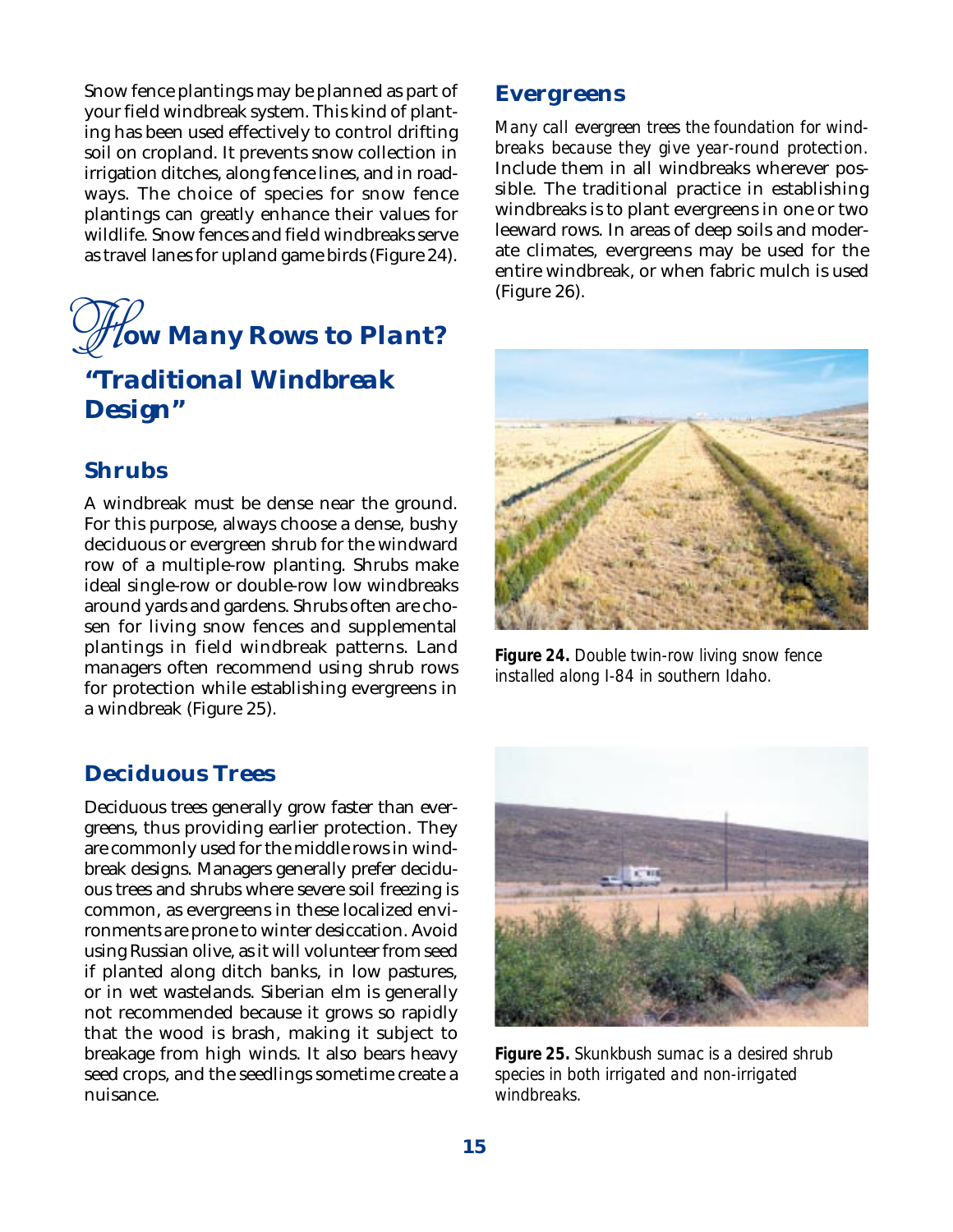Snow fence plantings may be planned as part of your field windbreak system. This kind of planting has been used effectively to control drifting soil on cropland. It prevents snow collection in irrigation ditches, along fence lines, and in roadways. The choice of species for snow fence plantings can greatly enhance their values for wildlife. Snow fences and field windbreaks serve as travel lanes for upland game birds (Figure 24).

# How Many Rows to Plant?

## "Traditional Windbreak Design"

### Shrubs

A windbreak must be dense near the ground. For this purpose, always choose a dense, bushy deciduous or evergreen shrub for the windward row of a multiple-row planting. Shrubs make ideal single-row or double-row low windbreaks around yards and gardens. Shrubs often are chosen for living snow fences and supplemental plantings in field windbreak patterns. Land managers often recommend using shrub rows for protection while establishing evergreens in a windbreak (Figure 25).

### Deciduous Trees

Deciduous trees generally grow faster than evergreens, thus providing earlier protection. They are commonly used for the middle rows in windbreak designs. Managers generally prefer deciduous trees and shrubs where severe soil freezing is common, as evergreens in these localized environments are prone to winter desiccation. Avoid using Russian olive, as it will volunteer from seed if planted along ditch banks, in low pastures, or in wet wastelands. Siberian elm is generally not recommended because it grows so rapidly that the wood is brash, making it subject to breakage from high winds. It also bears heavy seed crops, and the seedlings sometime create a nuisance.

### Evergreens

*Many call evergreen trees the foundation for windbreaks because they give year-round protection.* Include them in all windbreaks wherever possible. The traditional practice in establishing windbreaks is to plant evergreens in one or two leeward rows. In areas of deep soils and moderate climates, evergreens may be used for the entire windbreak, or when fabric mulch is used (Figure 26).

**Figure 24.** *Double twin-row living snow fence installed along I-84 in southern Idaho.*

**Figure 25.** *Skunkbush sumac is a desired shrub species in both irrigated and non-irrigated windbreaks.*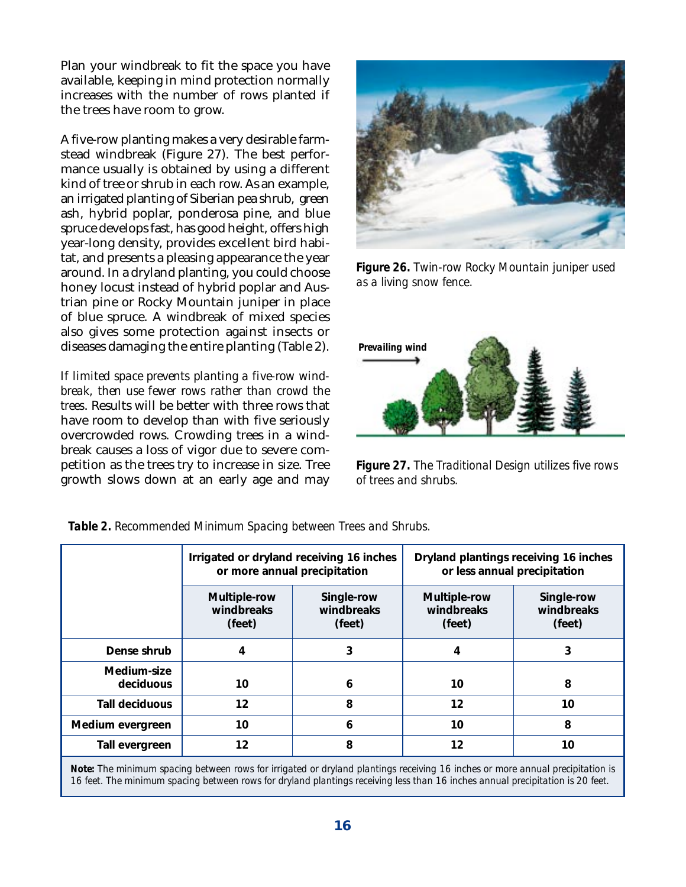Plan your windbreak to fit the space you have available, keeping in mind protection normally increases with the number of rows planted if the trees have room to grow.

A five-row planting makes a very desirable farmstead windbreak (Figure 27). The best performance usually is obtained by using a different kind of tree or shrub in each row. As an example, an irrigated planting of Siberian pea shrub, green ash, hybrid poplar, ponderosa pine, and blue spruce develops fast, has good height, offers high year-long density, provides excellent bird habitat, and presents a pleasing appearance the year around. In a dryland planting, you could choose honey locust instead of hybrid poplar and Austrian pine or Rocky Mountain juniper in place of blue spruce. A windbreak of mixed species also gives some protection against insects or diseases damaging the entire planting (Table 2).

*If limited space prevents planting a five-row windbreak, then use fewer rows rather than crowd the trees.* Results will be better with three rows that have room to develop than with five seriously overcrowded rows. Crowding trees in a windbreak causes a loss of vigor due to severe competition as the trees try to increase in size. Tree growth slows down at an early age and may

**Figure 26.** *Twin-row Rocky Mountain juniper used as a living snow fence.*

**Figure 27.** *The Traditional Design utilizes five rows of trees and shrubs.*

**Table 2.** *Recommended Minimum Spacing between Trees and Shrubs.*

| | Irrigated or dryland receiving 16 inches or more annual precipitation | | Dryland plantings receiving 16 inches or less annual precipitation | |
|---|---|---|---|---|
| | Multiple-row windbreaks (feet) | Single-row windbreaks (feet) | Multiple-row windbreaks (feet) | Single-row windbreaks (feet) |
| Dense shrub | 4 | 3 | 4 | 3 |
| Medium-size deciduous | 10 | 6 | 10 | 8 |
| Tall deciduous | 12 | 8 | 12 | 10 |
| Medium evergreen | 10 | 6 | 10 | 8 |
| Tall evergreen | 12 | 8 | 12 | 10 |

**Note:** *The minimum spacing between rows for irrigated or dryland plantings receiving 16 inches or more annual precipitation is 16 feet. The minimum spacing between rows for dryland plantings receiving less than 16 inches annual precipitation is 20 feet.*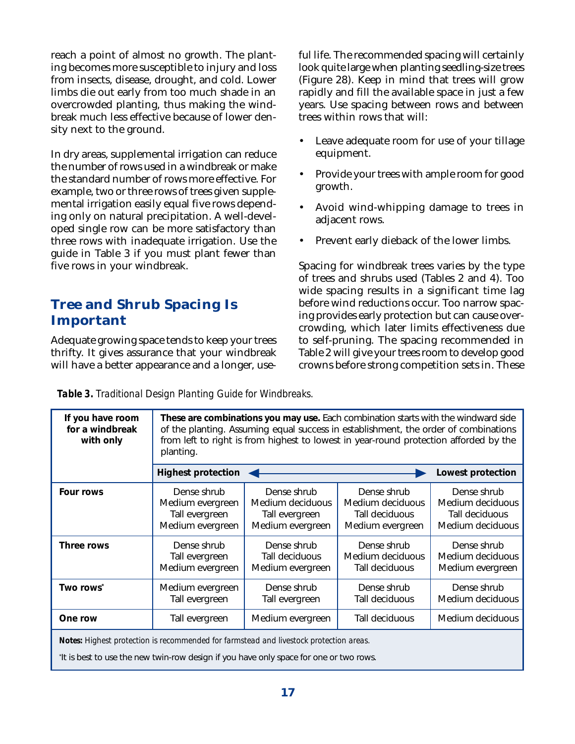reach a point of almost no growth. The planting becomes more susceptible to injury and loss from insects, disease, drought, and cold. Lower limbs die out early from too much shade in an overcrowded planting, thus making the windbreak much less effective because of lower density next to the ground.

In dry areas, supplemental irrigation can reduce the number of rows used in a windbreak or make the standard number of rows more effective. For example, two or three rows of trees given supplemental irrigation easily equal five rows depending only on natural precipitation. A well-developed single row can be more satisfactory than three rows with inadequate irrigation. Use the guide in Table 3 if you must plant fewer than five rows in your windbreak.

## Tree and Shrub Spacing Is Important

Adequate growing space tends to keep your trees thrifty. It gives assurance that your windbreak will have a better appearance and a longer, useful life. The recommended spacing will certainly look quite large when planting seedling-size trees (Figure 28). Keep in mind that trees will grow rapidly and fill the available space in just a few years. Use spacing between rows and between trees within rows that will:

- Leave adequate room for use of your tillage equipment.
- Provide your trees with ample room for good growth.
- Avoid wind-whipping damage to trees in adjacent rows.
- Prevent early dieback of the lower limbs.

Spacing for windbreak trees varies by the type of trees and shrubs used (Tables 2 and 4). Too wide spacing results in a significant time lag before wind reductions occur. Too narrow spacing provides early protection but can cause overcrowding, which later limits effectiveness due to self-pruning. The spacing recommended in Table 2 will give your trees room to develop good crowns before strong competition sets in. These

**Table 3.** *Traditional Design Planting Guide for Windbreaks.*

| If you have room for a windbreak with only | **These are combinations you may use.** Each combination starts with the windward side of the planting. Assuming equal success in establishment, the order of combinations from left to right is from highest to lowest in year-round protection afforded by the planting. | | | |
|---|---|---|---|---|
| | **Highest protection** ⟵ | | ⟶ | **Lowest protection** |
| **Four rows** | Dense shrub<br>Medium evergreen<br>Tall evergreen<br>Medium evergreen | Dense shrub<br>Medium deciduous<br>Tall evergreen<br>Medium evergreen | Dense shrub<br>Medium deciduous<br>Tall deciduous<br>Medium evergreen | Dense shrub<br>Medium deciduous<br>Tall deciduous<br>Medium deciduous |
| **Three rows** | Dense shrub<br>Tall evergreen<br>Medium evergreen | Dense shrub<br>Tall deciduous<br>Medium evergreen | Dense shrub<br>Medium deciduous<br>Tall deciduous | Dense shrub<br>Medium deciduous<br>Medium evergreen |
| **Two rows*** | Medium evergreen<br>Tall evergreen | Dense shrub<br>Tall evergreen | Dense shrub<br>Tall deciduous | Dense shrub<br>Medium deciduous |
| **One row** | Tall evergreen | Medium evergreen | Tall deciduous | Medium deciduous |

***Notes:*** *Highest protection is recommended for farmstead and livestock protection areas.*

*It is best to use the new twin-row design if you have only space for one or two rows.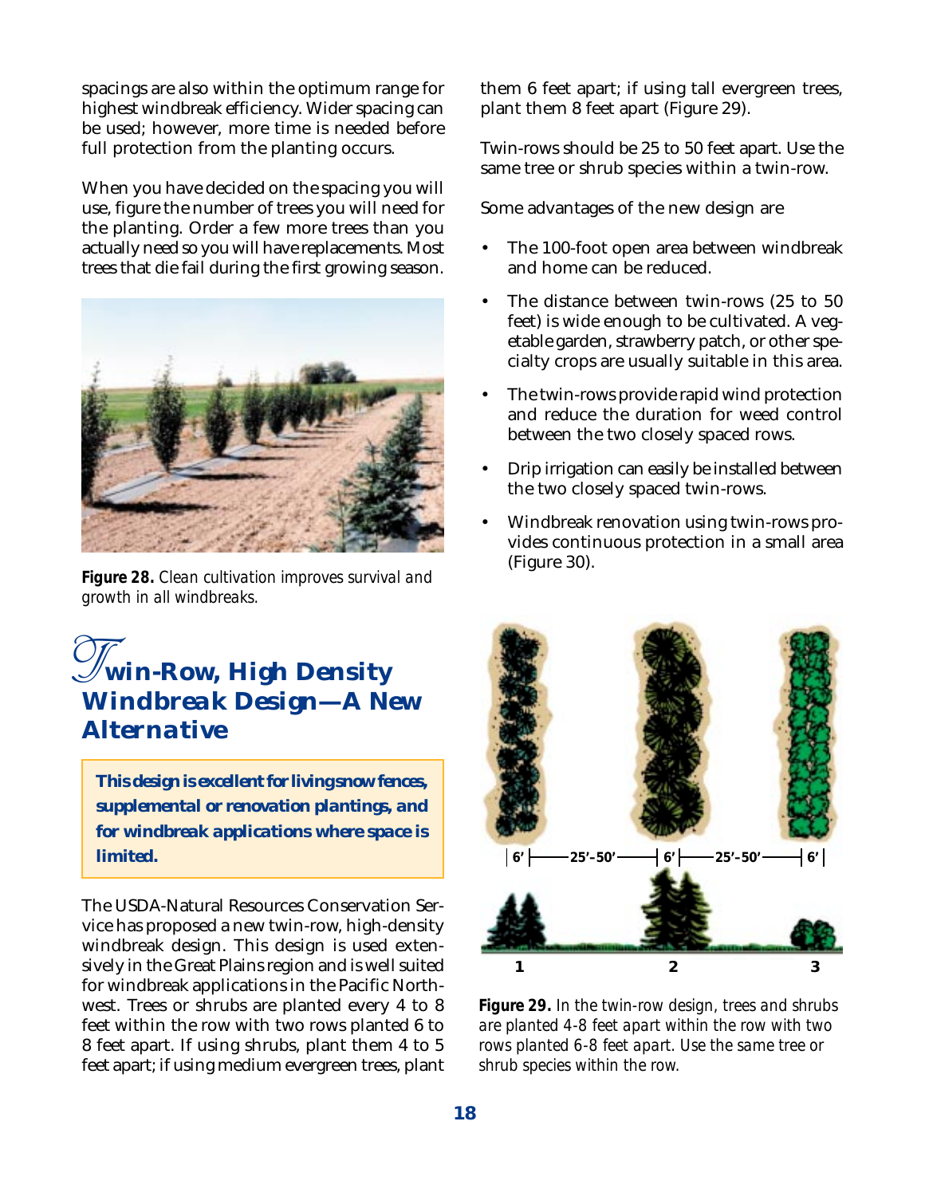spacings are also within the optimum range for highest windbreak efficiency. Wider spacing can be used; however, more time is needed before full protection from the planting occurs.

When you have decided on the spacing you will use, figure the number of trees you will need for the planting. Order a few more trees than you actually need so you will have replacements. Most trees that die fail during the first growing season.

**Figure 28.** *Clean cultivation improves survival and growth in all windbreaks.*

## Twin-Row, High Density Windbreak Design—A New Alternative

**This design is excellent for living snow fences, supplemental or renovation plantings, and for windbreak applications where space is limited.**

The USDA-Natural Resources Conservation Service has proposed a new twin-row, high-density windbreak design. This design is used extensively in the Great Plains region and is well suited for windbreak applications in the Pacific Northwest. Trees or shrubs are planted every 4 to 8 feet within the row with two rows planted 6 to 8 feet apart. If using shrubs, plant them 4 to 5 feet apart; if using medium evergreen trees, plant them 6 feet apart; if using tall evergreen trees, plant them 8 feet apart (Figure 29).

Twin-rows should be 25 to 50 feet apart. Use the same tree or shrub species within a twin-row.

Some advantages of the new design are

- The 100-foot open area between windbreak and home can be reduced.
- The distance between twin-rows (25 to 50 feet) is wide enough to be cultivated. A vegetable garden, strawberry patch, or other specialty crops are usually suitable in this area.
- The twin-rows provide rapid wind protection and reduce the duration for weed control between the two closely spaced rows.
- Drip irrigation can easily be installed between the two closely spaced twin-rows.
- Windbreak renovation using twin-rows provides continuous protection in a small area (Figure 30).

**Figure 29.** *In the twin-row design, trees and shrubs are planted 4-8 feet apart within the row with two rows planted 6-8 feet apart. Use the same tree or shrub species within the row.*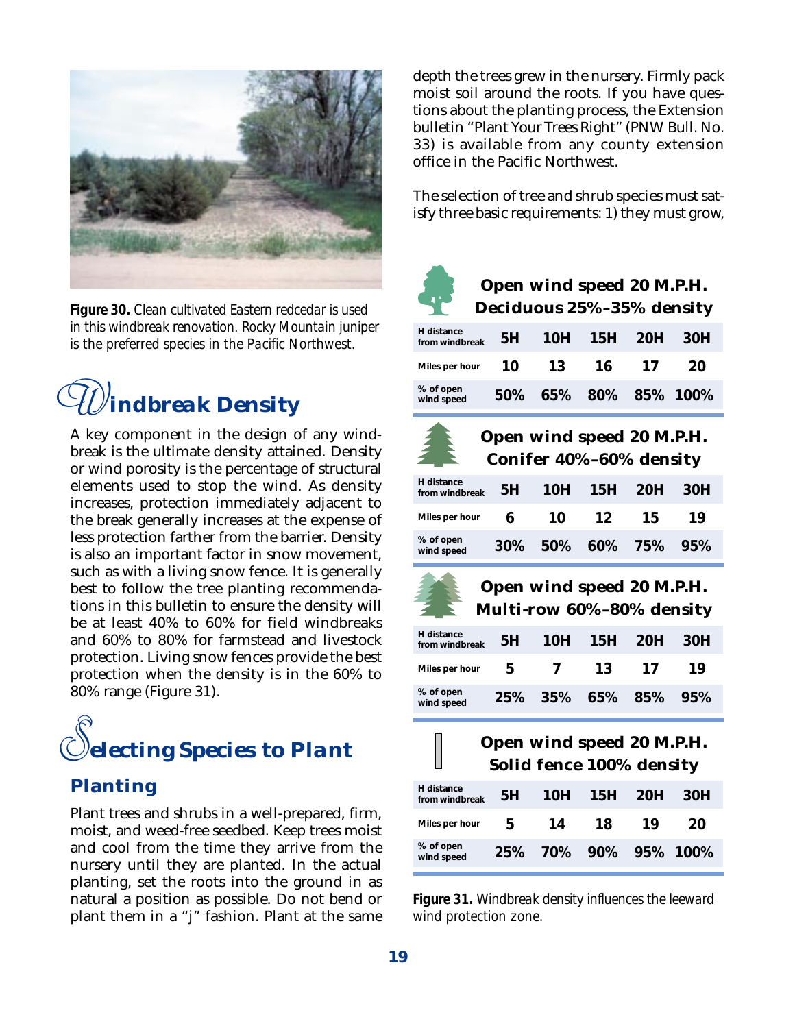**Figure 30.** *Clean cultivated Eastern redcedar is used in this windbreak renovation. Rocky Mountain juniper is the preferred species in the Pacific Northwest.*

## Windbreak Density

A key component in the design of any windbreak is the ultimate density attained. Density or wind porosity is the percentage of structural elements used to stop the wind. As density increases, protection immediately adjacent to the break generally increases at the expense of less protection farther from the barrier. Density is also an important factor in snow movement, such as with a living snow fence. It is generally best to follow the tree planting recommendations in this bulletin to ensure the density will be at least 40% to 60% for field windbreaks and 60% to 80% for farmstead and livestock protection. Living snow fences provide the best protection when the density is in the 60% to 80% range (Figure 31).

## Selecting Species to Plant

### Planting

Plant trees and shrubs in a well-prepared, firm, moist, and weed-free seedbed. Keep trees moist and cool from the time they arrive from the nursery until they are planted. In the actual planting, set the roots into the ground in as natural a position as possible. Do not bend or plant them in a "j" fashion. Plant at the same depth the trees grew in the nursery. Firmly pack moist soil around the roots. If you have questions about the planting process, the Extension bulletin "Plant Your Trees Right" (PNW Bull. No. 33) is available from any county extension office in the Pacific Northwest.

The selection of tree and shrub species must satisfy three basic requirements: 1) they must grow,

**Open wind speed 20 M.P.H.**
**Deciduous 25%–35% density**

| H distance from windbreak | 5H | 10H | 15H | 20H | 30H |
|---|---|---|---|---|---|
| Miles per hour | 10 | 13 | 16 | 17 | 20 |
| % of open wind speed | 50% | 65% | 80% | 85% | 100% |

**Open wind speed 20 M.P.H.**
**Conifer 40%–60% density**

| H distance from windbreak | 5H | 10H | 15H | 20H | 30H |
|---|---|---|---|---|---|
| Miles per hour | 6 | 10 | 12 | 15 | 19 |
| % of open wind speed | 30% | 50% | 60% | 75% | 95% |

**Open wind speed 20 M.P.H.**
**Multi-row 60%–80% density**

| H distance from windbreak | 5H | 10H | 15H | 20H | 30H |
|---|---|---|---|---|---|
| Miles per hour | 5 | 7 | 13 | 17 | 19 |
| % of open wind speed | 25% | 35% | 65% | 85% | 95% |

**Open wind speed 20 M.P.H.**
**Solid fence 100% density**

| H distance from windbreak | 5H | 10H | 15H | 20H | 30H |
|---|---|---|---|---|---|
| Miles per hour | 5 | 14 | 18 | 19 | 20 |
| % of open wind speed | 25% | 70% | 90% | 95% | 100% |

**Figure 31.** *Windbreak density influences the leeward wind protection zone.*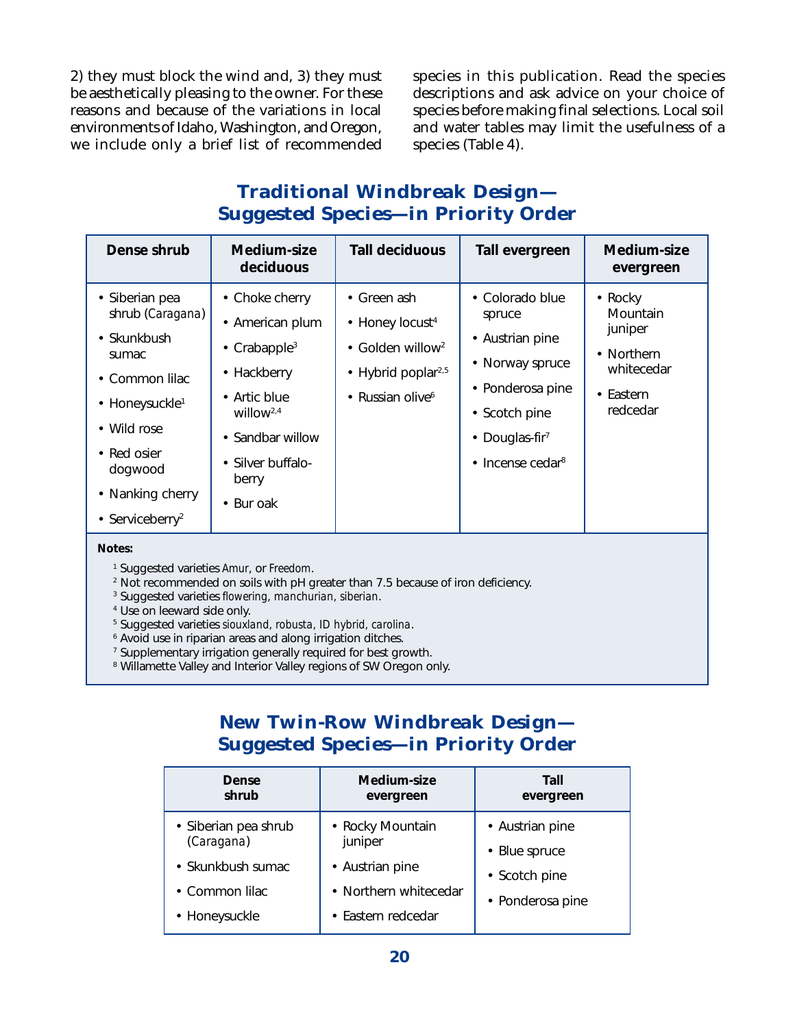2) they must block the wind and, 3) they must be aesthetically pleasing to the owner. For these reasons and because of the variations in local environments of Idaho, Washington, and Oregon, we include only a brief list of recommended species in this publication. Read the species descriptions and ask advice on your choice of species before making final selections. Local soil and water tables may limit the usefulness of a species (Table 4).

## Traditional Windbreak Design—Suggested Species—in Priority Order

| Dense shrub | Medium-size deciduous | Tall deciduous | Tall evergreen | Medium-size evergreen |
|---|---|---|---|---|
| • Siberian pea shrub (*Caragana*) | • Choke cherry | • Green ash | • Colorado blue spruce | • Rocky Mountain juniper |
| • Skunkbush sumac | • American plum | • Honey locust[4] | • Austrian pine | • Northern whitecedar |
| • Common lilac | • Crabapple[3] | • Golden willow[2] | • Norway spruce | • Eastern redcedar |
| • Honeysuckle[1] | • Hackberry | • Hybrid poplar[2,5] | • Ponderosa pine | |
| • Wild rose | • Artic blue willow[2,4] | • Russian olive[6] | • Scotch pine | |
| • Red osier dogwood | • Sandbar willow | | • Douglas-fir[7] | |
| • Nanking cherry | • Silver buffalo-berry | | • Incense cedar[8] | |
| • Serviceberry[2] | • Bur oak | | | |

**Notes:**

[1] Suggested varieties *Amur*, or *Freedom*.
[2] Not recommended on soils with pH greater than 7.5 because of iron deficiency.
[3] Suggested varieties *flowering*, *manchurian*, *siberian*.
[4] Use on leeward side only.
[5] Suggested varieties *siouxland*, *robusta*, *ID hybrid*, *carolina*.
[6] Avoid use in riparian areas and along irrigation ditches.
[7] Supplementary irrigation generally required for best growth.
[8] Willamette Valley and Interior Valley regions of SW Oregon only.

## New Twin-Row Windbreak Design—Suggested Species—in Priority Order

| Dense shrub | Medium-size evergreen | Tall evergreen |
|---|---|---|
| • Siberian pea shrub (*Caragana*) | • Rocky Mountain juniper | • Austrian pine |
| • Skunkbush sumac | • Austrian pine | • Blue spruce |
| • Common lilac | • Northern whitecedar | • Scotch pine |
| • Honeysuckle | • Eastern redcedar | • Ponderosa pine |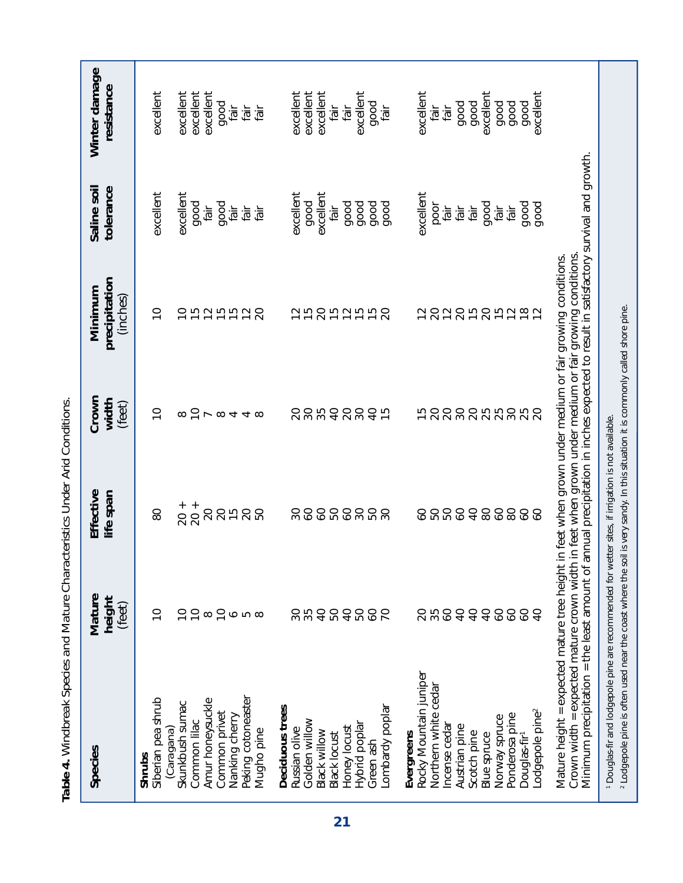**Table 4.** Windbreak Species and Mature Characteristics Under Arid Conditions.

| Species | Mature height (feet) | Effective life span | Crown width (feet) | Minimum precipitation (inches) | Saline soil tolerance | Winter damage resistance |
|---|---|---|---|---|---|---|
| **Shrubs** | | | | | | |
| Siberian pea shrub (Caragana) | 10 | 80 | 10 | 10 | excellent | excellent |
| Skunkbush sumac | 10 | 20 + | 8 | 10 | excellent | excellent |
| Common lilac | 10 | 20 + | 10 | 15 | good | excellent |
| Amur honeysuckle | 8 | 20 | 7 | 12 | fair | excellent |
| Common privet | 10 | 20 | 8 | 15 | good | good |
| Nanking cherry | 6 | 15 | 4 | 15 | fair | fair |
| Peking cotoneaster | 5 | 20 | 4 | 12 | fair | fair |
| Mugho pine | 8 | 50 | 8 | 20 | fair | fair |
| **Deciduous trees** | | | | | | |
| Russian olive | 30 | 30 | 20 | 12 | excellent | excellent |
| Golden willow | 35 | 60 | 30 | 15 | good | excellent |
| Black willow | 40 | 60 | 35 | 20 | excellent | excellent |
| Black locust | 50 | 50 | 40 | 15 | fair | fair |
| Honey locust | 40 | 60 | 20 | 12 | good | fair |
| Hybrid poplar | 50 | 30 | 30 | 15 | good | excellent |
| Green ash | 60 | 50 | 40 | 15 | good | good |
| Lombardy poplar | 70 | 30 | 15 | 20 | good | fair |
| **Evergreens** | | | | | | |
| Rocky Mountain juniper | 20 | 60 | 15 | 12 | excellent | excellent |
| Northern white cedar | 35 | 50 | 20 | 20 | poor | fair |
| Incense cedar | 60 | 50 | 20 | 12 | fair | fair |
| Austrian pine | 40 | 60 | 30 | 20 | fair | good |
| Scotch pine | 40 | 40 | 20 | 15 | fair | good |
| Blue spruce | 40 | 80 | 25 | 20 | good | excellent |
| Norway spruce | 60 | 60 | 25 | 15 | fair | good |
| Ponderosa pine | 60 | 80 | 30 | 12 | fair | good |
| Douglas-fir[1] | 60 | 60 | 25 | 18 | good | good |
| Lodgepole pine[2] | 40 | 60 | 20 | 12 | good | excellent |

Mature height = expected mature tree height in feet when grown under medium or fair growing conditions.
Crown width = expected mature crown width in feet when grown under medium or fair growing conditions.
Minimum precipitation = the least amount of annual precipitation in inches expected to result in satisfactory survival and growth.

[1] Douglas-fir and lodgepole pine are recommended for wetter sites, if irrigation is not available.
[2] Lodgepole pine is often used near the coast where the soil is very sandy. In this situation it is commonly called shore pine.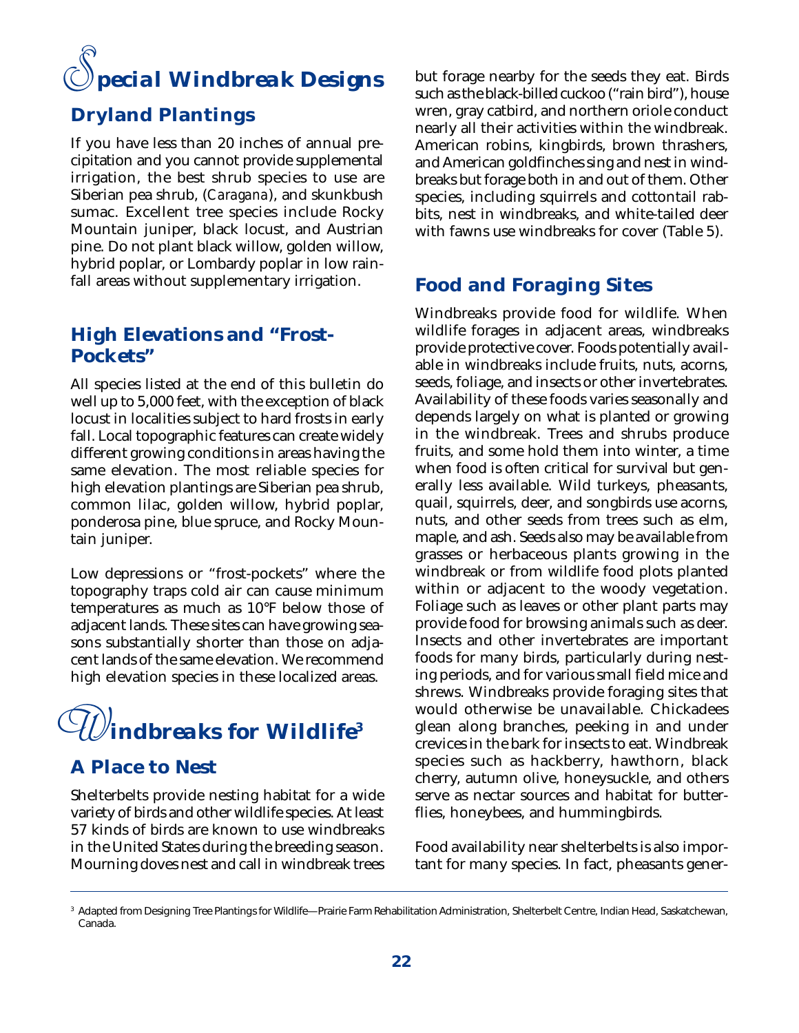# Special Windbreak Designs

## Dryland Plantings

If you have less than 20 inches of annual precipitation and you cannot provide supplemental irrigation, the best shrub species to use are Siberian pea shrub, (*Caragana*), and skunkbush sumac. Excellent tree species include Rocky Mountain juniper, black locust, and Austrian pine. Do not plant black willow, golden willow, hybrid poplar, or Lombardy poplar in low rainfall areas without supplementary irrigation.

## High Elevations and "Frost-Pockets"

All species listed at the end of this bulletin do well up to 5,000 feet, with the exception of black locust in localities subject to hard frosts in early fall. Local topographic features can create widely different growing conditions in areas having the same elevation. The most reliable species for high elevation plantings are Siberian pea shrub, common lilac, golden willow, hybrid poplar, ponderosa pine, blue spruce, and Rocky Mountain juniper.

Low depressions or "frost-pockets" where the topography traps cold air can cause minimum temperatures as much as 10°F below those of adjacent lands. These sites can have growing seasons substantially shorter than those on adjacent lands of the same elevation. We recommend high elevation species in these localized areas.

# Windbreaks for Wildlife[3]

## A Place to Nest

Shelterbelts provide nesting habitat for a wide variety of birds and other wildlife species. At least 57 kinds of birds are known to use windbreaks in the United States during the breeding season. Mourning doves nest and call in windbreak trees but forage nearby for the seeds they eat. Birds such as the black-billed cuckoo ("rain bird"), house wren, gray catbird, and northern oriole conduct nearly all their activities within the windbreak. American robins, kingbirds, brown thrashers, and American goldfinches sing and nest in windbreaks but forage both in and out of them. Other species, including squirrels and cottontail rabbits, nest in windbreaks, and white-tailed deer with fawns use windbreaks for cover (Table 5).

## Food and Foraging Sites

Windbreaks provide food for wildlife. When wildlife forages in adjacent areas, windbreaks provide protective cover. Foods potentially available in windbreaks include fruits, nuts, acorns, seeds, foliage, and insects or other invertebrates. Availability of these foods varies seasonally and depends largely on what is planted or growing in the windbreak. Trees and shrubs produce fruits, and some hold them into winter, a time when food is often critical for survival but generally less available. Wild turkeys, pheasants, quail, squirrels, deer, and songbirds use acorns, nuts, and other seeds from trees such as elm, maple, and ash. Seeds also may be available from grasses or herbaceous plants growing in the windbreak or from wildlife food plots planted within or adjacent to the woody vegetation. Foliage such as leaves or other plant parts may provide food for browsing animals such as deer. Insects and other invertebrates are important foods for many birds, particularly during nesting periods, and for various small field mice and shrews. Windbreaks provide foraging sites that would otherwise be unavailable. Chickadees glean along branches, peeking in and under crevices in the bark for insects to eat. Windbreak species such as hackberry, hawthorn, black cherry, autumn olive, honeysuckle, and others serve as nectar sources and habitat for butterflies, honeybees, and hummingbirds.

Food availability near shelterbelts is also important for many species. In fact, pheasants gener-

---

[3] Adapted from Designing Tree Plantings for Wildlife—Prairie Farm Rehabilitation Administration, Shelterbelt Centre, Indian Head, Saskatchewan, Canada.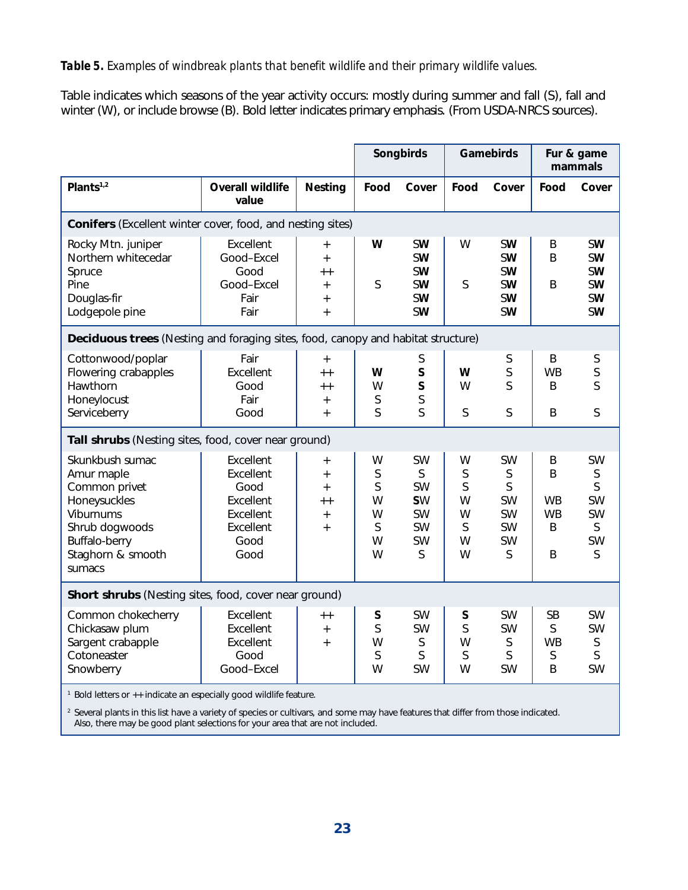***Table 5.*** *Examples of windbreak plants that benefit wildlife and their primary wildlife values.*

Table indicates which seasons of the year activity occurs: mostly during summer and fall (S), fall and winter (W), or include browse (B). Bold letter indicates primary emphasis. (From USDA-NRCS sources).

| | | | Songbirds | | Gamebirds | | Fur & game mammals | |
|---|---|---|---|---|---|---|---|---|
| **Plants[1,2]** | **Overall wildlife value** | **Nesting** | **Food** | **Cover** | **Food** | **Cover** | **Food** | **Cover** |
| **Conifers** (Excellent winter cover, food, and nesting sites) | | | | | | | | |
| Rocky Mtn. juniper | Excellent | + | **W** | **SW** | W | **SW** | B | **SW** |
| Northern whitecedar | Good–Excel | + | | **SW** | | **SW** | B | **SW** |
| Spruce | Good | ++ | | **SW** | | **SW** | | **SW** |
| Pine | Good–Excel | + | S | **SW** | S | **SW** | B | **SW** |
| Douglas-fir | Fair | + | | **SW** | | **SW** | | **SW** |
| Lodgepole pine | Fair | + | | **SW** | | **SW** | | **SW** |
| **Deciduous trees** (Nesting and foraging sites, food, canopy and habitat structure) | | | | | | | | |
| Cottonwood/poplar | Fair | + | | S | | S | B | S |
| Flowering crabapples | Excellent | ++ | **W** | **S** | **W** | S | WB | S |
| Hawthorn | Good | ++ | W | **S** | W | S | B | S |
| Honeylocust | Fair | + | S | S | | | | |
| Serviceberry | Good | + | S | S | S | S | B | S |
| **Tall shrubs** (Nesting sites, food, cover near ground) | | | | | | | | |
| Skunkbush sumac | Excellent | + | W | SW | W | SW | B | SW |
| Amur maple | Excellent | + | S | S | S | S | B | S |
| Common privet | Good | + | S | SW | S | S | | S |
| Honeysuckles | Excellent | ++ | W | **S**W | W | SW | WB | SW |
| Viburnums | Excellent | + | W | SW | W | SW | WB | SW |
| Shrub dogwoods | Excellent | + | S | SW | S | SW | B | S |
| Buffalo-berry | Good | | W | SW | W | SW | | SW |
| Staghorn & smooth sumacs | Good | | W | S | W | S | B | S |
| **Short shrubs** (Nesting sites, food, cover near ground) | | | | | | | | |
| Common chokecherry | Excellent | ++ | **S** | SW | **S** | SW | SB | SW |
| Chickasaw plum | Excellent | + | S | SW | S | SW | S | SW |
| Sargent crabapple | Excellent | + | W | S | W | S | WB | S |
| Cotoneaster | Good | | S | S | S | S | S | S |
| Snowberry | Good–Excel | | W | SW | W | SW | B | SW |

[1] Bold letters or ++ indicate an especially good wildlife feature.

[2] Several plants in this list have a variety of species or cultivars, and some may have features that differ from those indicated. Also, there may be good plant selections for your area that are not included.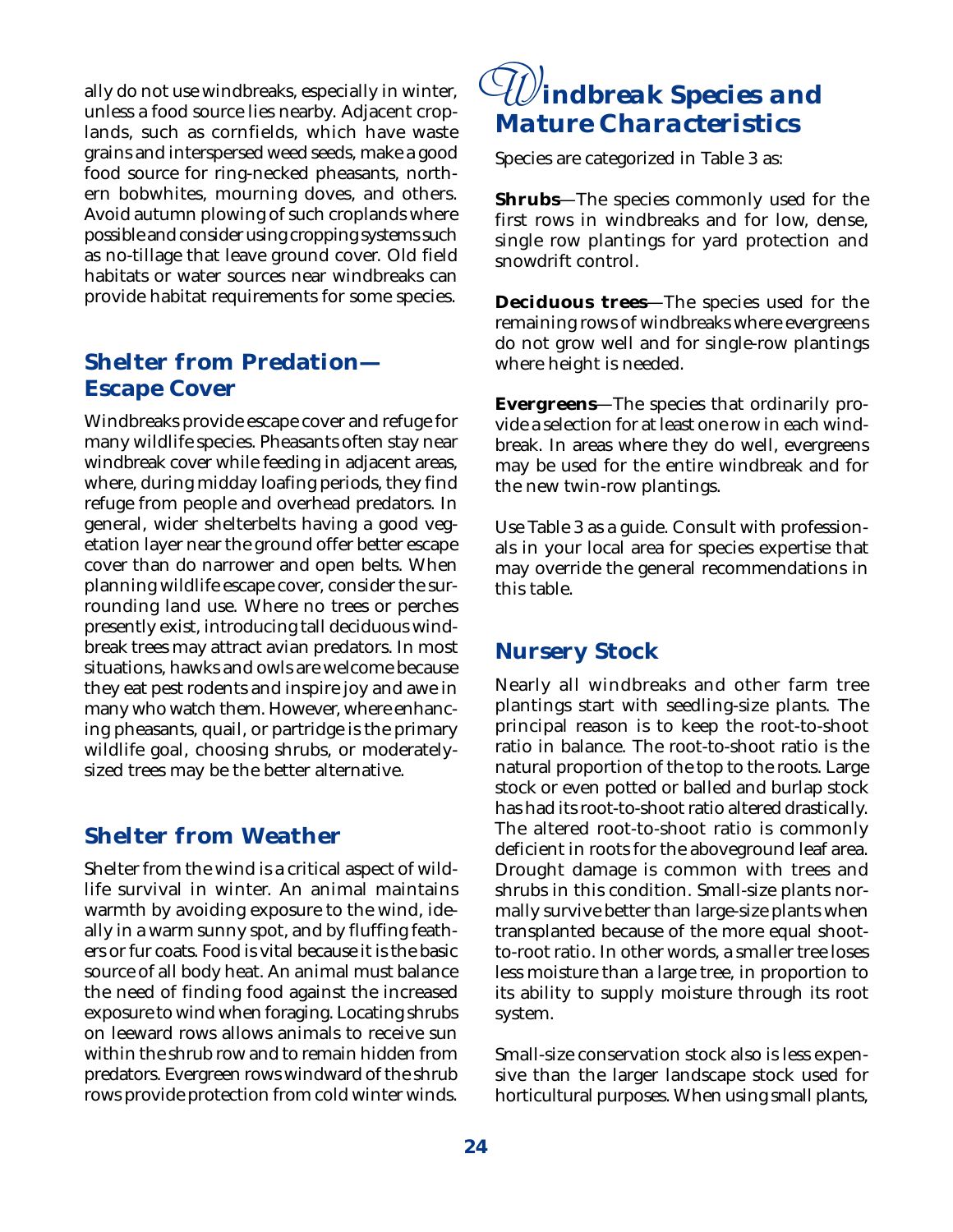ally do not use windbreaks, especially in winter, unless a food source lies nearby. Adjacent croplands, such as cornfields, which have waste grains and interspersed weed seeds, make a good food source for ring-necked pheasants, northern bobwhites, mourning doves, and others. Avoid autumn plowing of such croplands where possible and consider using cropping systems such as no-tillage that leave ground cover. Old field habitats or water sources near windbreaks can provide habitat requirements for some species.

## Shelter from Predation—Escape Cover

Windbreaks provide escape cover and refuge for many wildlife species. Pheasants often stay near windbreak cover while feeding in adjacent areas, where, during midday loafing periods, they find refuge from people and overhead predators. In general, wider shelterbelts having a good vegetation layer near the ground offer better escape cover than do narrower and open belts. When planning wildlife escape cover, consider the surrounding land use. Where no trees or perches presently exist, introducing tall deciduous windbreak trees may attract avian predators. In most situations, hawks and owls are welcome because they eat pest rodents and inspire joy and awe in many who watch them. However, where enhancing pheasants, quail, or partridge is the primary wildlife goal, choosing shrubs, or moderately-sized trees may be the better alternative.

## Shelter from Weather

Shelter from the wind is a critical aspect of wildlife survival in winter. An animal maintains warmth by avoiding exposure to the wind, ideally in a warm sunny spot, and by fluffing feathers or fur coats. Food is vital because it is the basic source of all body heat. An animal must balance the need of finding food against the increased exposure to wind when foraging. Locating shrubs on leeward rows allows animals to receive sun within the shrub row and to remain hidden from predators. Evergreen rows windward of the shrub rows provide protection from cold winter winds.

# Windbreak Species and Mature Characteristics

Species are categorized in Table 3 as:

**Shrubs**—The species commonly used for the first rows in windbreaks and for low, dense, single row plantings for yard protection and snowdrift control.

**Deciduous trees**—The species used for the remaining rows of windbreaks where evergreens do not grow well and for single-row plantings where height is needed.

**Evergreens**—The species that ordinarily provide a selection for at least one row in each windbreak. In areas where they do well, evergreens may be used for the entire windbreak and for the new twin-row plantings.

Use Table 3 as a guide. Consult with professionals in your local area for species expertise that may override the general recommendations in this table.

## Nursery Stock

Nearly all windbreaks and other farm tree plantings start with seedling-size plants. The principal reason is to keep the root-to-shoot ratio in balance. The root-to-shoot ratio is the natural proportion of the top to the roots. Large stock or even potted or balled and burlap stock has had its root-to-shoot ratio altered drastically. The altered root-to-shoot ratio is commonly deficient in roots for the aboveground leaf area. Drought damage is common with trees and shrubs in this condition. Small-size plants normally survive better than large-size plants when transplanted because of the more equal shoot-to-root ratio. In other words, a smaller tree loses less moisture than a large tree, in proportion to its ability to supply moisture through its root system.

Small-size conservation stock also is less expensive than the larger landscape stock used for horticultural purposes. When using small plants,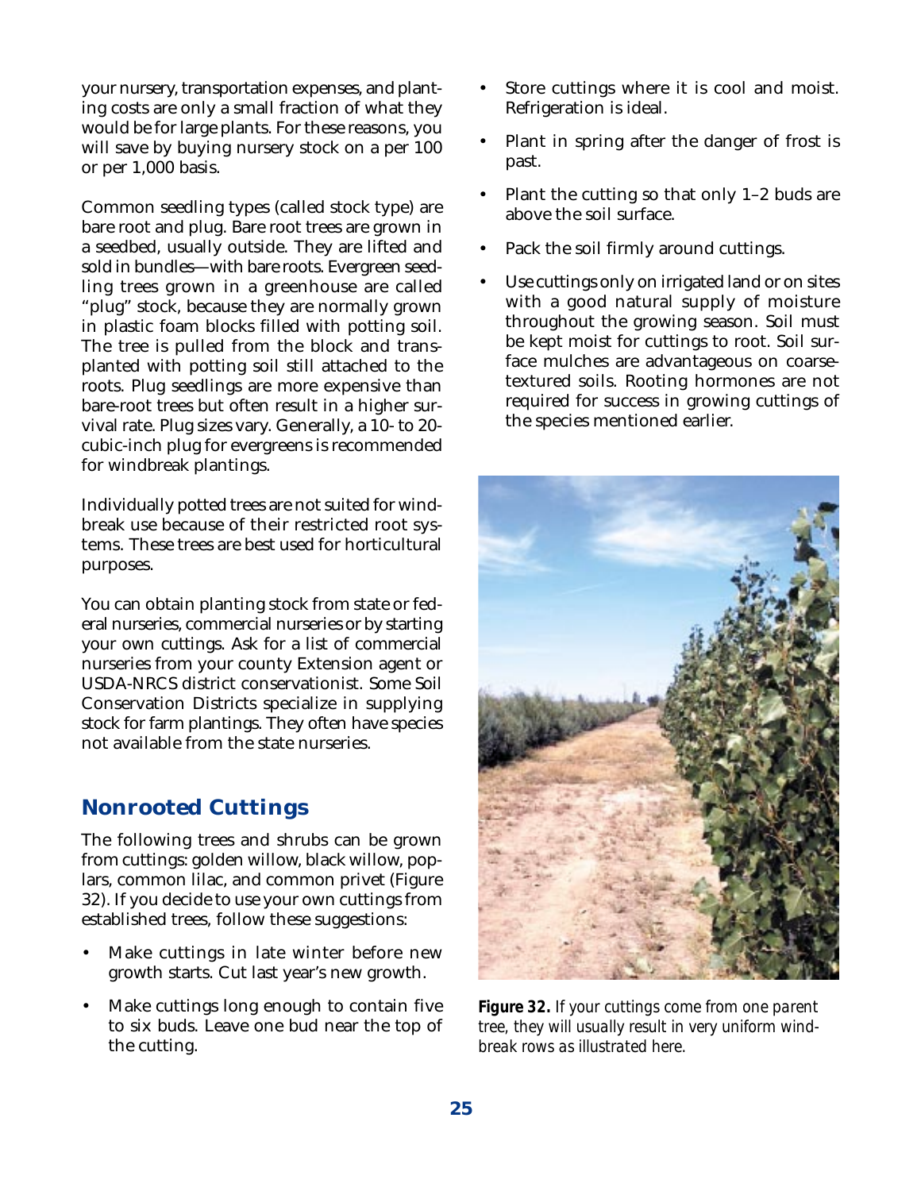your nursery, transportation expenses, and planting costs are only a small fraction of what they would be for large plants. For these reasons, you will save by buying nursery stock on a per 100 or per 1,000 basis.

Common seedling types (called stock type) are bare root and plug. Bare root trees are grown in a seedbed, usually outside. They are lifted and sold in bundles—with bare roots. Evergreen seedling trees grown in a greenhouse are called "plug" stock, because they are normally grown in plastic foam blocks filled with potting soil. The tree is pulled from the block and transplanted with potting soil still attached to the roots. Plug seedlings are more expensive than bare-root trees but often result in a higher survival rate. Plug sizes vary. Generally, a 10- to 20-cubic-inch plug for evergreens is recommended for windbreak plantings.

Individually potted trees are not suited for windbreak use because of their restricted root systems. These trees are best used for horticultural purposes.

You can obtain planting stock from state or federal nurseries, commercial nurseries or by starting your own cuttings. Ask for a list of commercial nurseries from your county Extension agent or USDA-NRCS district conservationist. Some Soil Conservation Districts specialize in supplying stock for farm plantings. They often have species not available from the state nurseries.

## Nonrooted Cuttings

The following trees and shrubs can be grown from cuttings: golden willow, black willow, poplars, common lilac, and common privet (Figure 32). If you decide to use your own cuttings from established trees, follow these suggestions:

- Make cuttings in late winter before new growth starts. Cut last year's new growth.
- Make cuttings long enough to contain five to six buds. Leave one bud near the top of the cutting.
- Store cuttings where it is cool and moist. Refrigeration is ideal.
- Plant in spring after the danger of frost is past.
- Plant the cutting so that only 1–2 buds are above the soil surface.
- Pack the soil firmly around cuttings.
- Use cuttings only on irrigated land or on sites with a good natural supply of moisture throughout the growing season. Soil must be kept moist for cuttings to root. Soil surface mulches are advantageous on coarse-textured soils. Rooting hormones are not required for success in growing cuttings of the species mentioned earlier.

**Figure 32.** *If your cuttings come from one parent tree, they will usually result in very uniform windbreak rows as illustrated here.*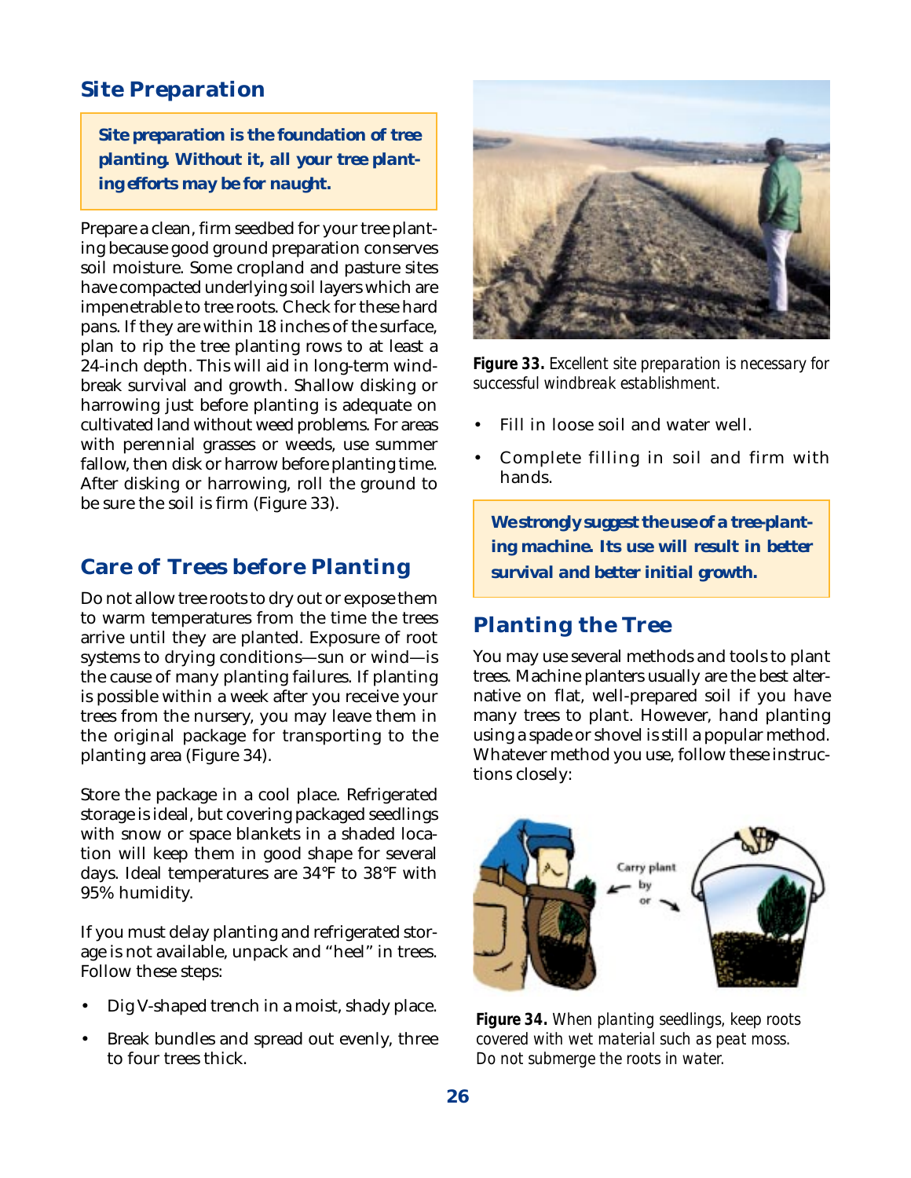## Site Preparation

**Site preparation is the foundation of tree planting. Without it, all your tree planting efforts may be for naught.**

Prepare a clean, firm seedbed for your tree planting because good ground preparation conserves soil moisture. Some cropland and pasture sites have compacted underlying soil layers which are impenetrable to tree roots. Check for these hard pans. If they are within 18 inches of the surface, plan to rip the tree planting rows to at least a 24-inch depth. This will aid in long-term windbreak survival and growth. Shallow disking or harrowing just before planting is adequate on cultivated land without weed problems. For areas with perennial grasses or weeds, use summer fallow, then disk or harrow before planting time. After disking or harrowing, roll the ground to be sure the soil is firm (Figure 33).

## Care of Trees before Planting

Do not allow tree roots to dry out or expose them to warm temperatures from the time the trees arrive until they are planted. Exposure of root systems to drying conditions—sun or wind—is the cause of many planting failures. If planting is possible within a week after you receive your trees from the nursery, you may leave them in the original package for transporting to the planting area (Figure 34).

Store the package in a cool place. Refrigerated storage is ideal, but covering packaged seedlings with snow or space blankets in a shaded location will keep them in good shape for several days. Ideal temperatures are 34°F to 38°F with 95% humidity.

If you must delay planting and refrigerated storage is not available, unpack and "heel" in trees. Follow these steps:

- Dig V-shaped trench in a moist, shady place.
- Break bundles and spread out evenly, three to four trees thick.
- Fill in loose soil and water well.
- Complete filling in soil and firm with hands.

**Figure 33.** *Excellent site preparation is necessary for successful windbreak establishment.*

**We strongly suggest the use of a tree-planting machine. Its use will result in better survival and better initial growth.**

## Planting the Tree

You may use several methods and tools to plant trees. Machine planters usually are the best alternative on flat, well-prepared soil if you have many trees to plant. However, hand planting using a spade or shovel is still a popular method. Whatever method you use, follow these instructions closely:

**Figure 34.** *When planting seedlings, keep roots covered with wet material such as peat moss. Do not submerge the roots in water.*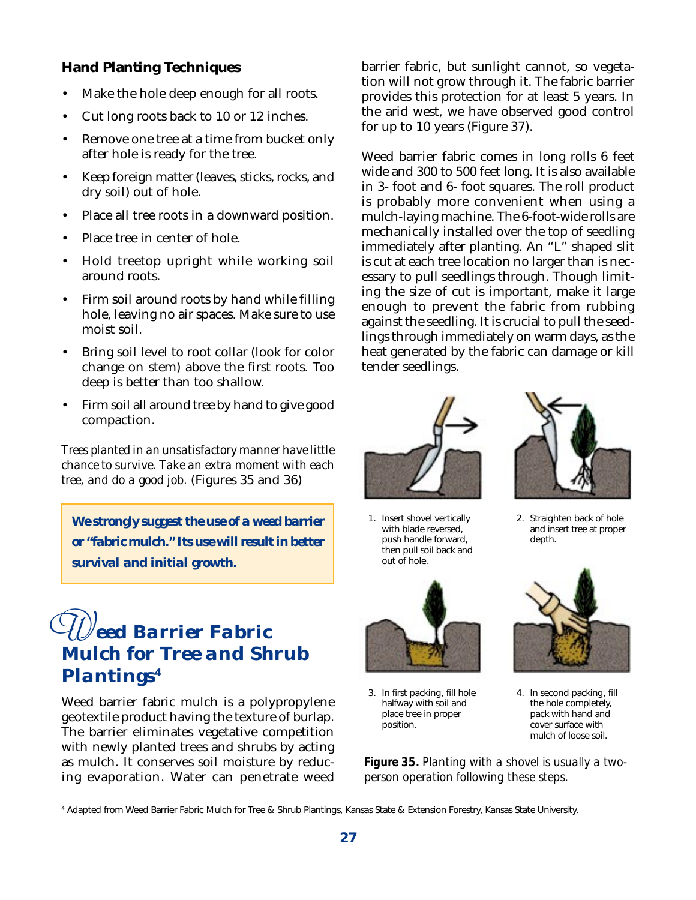### Hand Planting Techniques

- Make the hole deep enough for all roots.
- Cut long roots back to 10 or 12 inches.
- Remove one tree at a time from bucket only after hole is ready for the tree.
- Keep foreign matter (leaves, sticks, rocks, and dry soil) out of hole.
- Place all tree roots in a downward position.
- Place tree in center of hole.
- Hold treetop upright while working soil around roots.
- Firm soil around roots by hand while filling hole, leaving no air spaces. Make sure to use moist soil.
- Bring soil level to root collar (look for color change on stem) above the first roots. Too deep is better than too shallow.
- Firm soil all around tree by hand to give good compaction.

*Trees planted in an unsatisfactory manner have little chance to survive. Take an extra moment with each tree, and do a good job.* (Figures 35 and 36)

> **We strongly suggest the use of a weed barrier or "fabric mulch." Its use will result in better survival and initial growth.**

## Weed Barrier Fabric Mulch for Tree and Shrub Plantings[4]

Weed barrier fabric mulch is a polypropylene geotextile product having the texture of burlap. The barrier eliminates vegetative competition with newly planted trees and shrubs by acting as mulch. It conserves soil moisture by reducing evaporation. Water can penetrate weed barrier fabric, but sunlight cannot, so vegetation will not grow through it. The fabric barrier provides this protection for at least 5 years. In the arid west, we have observed good control for up to 10 years (Figure 37).

Weed barrier fabric comes in long rolls 6 feet wide and 300 to 500 feet long. It is also available in 3- foot and 6- foot squares. The roll product is probably more convenient when using a mulch-laying machine. The 6-foot-wide rolls are mechanically installed over the top of seedling immediately after planting. An "L" shaped slit is cut at each tree location no larger than is necessary to pull seedlings through. Though limiting the size of cut is important, make it large enough to prevent the fabric from rubbing against the seedling. It is crucial to pull the seedlings through immediately on warm days, as the heat generated by the fabric can damage or kill tender seedlings.

1. Insert shovel vertically with blade reversed, push handle forward, then pull soil back and out of hole.
2. Straighten back of hole and insert tree at proper depth.
3. In first packing, fill hole halfway with soil and place tree in proper position.
4. In second packing, fill the hole completely, pack with hand and cover surface with mulch of loose soil.

**Figure 35.** *Planting with a shovel is usually a two-person operation following these steps.*

[4] Adapted from Weed Barrier Fabric Mulch for Tree & Shrub Plantings, Kansas State & Extension Forestry, Kansas State University.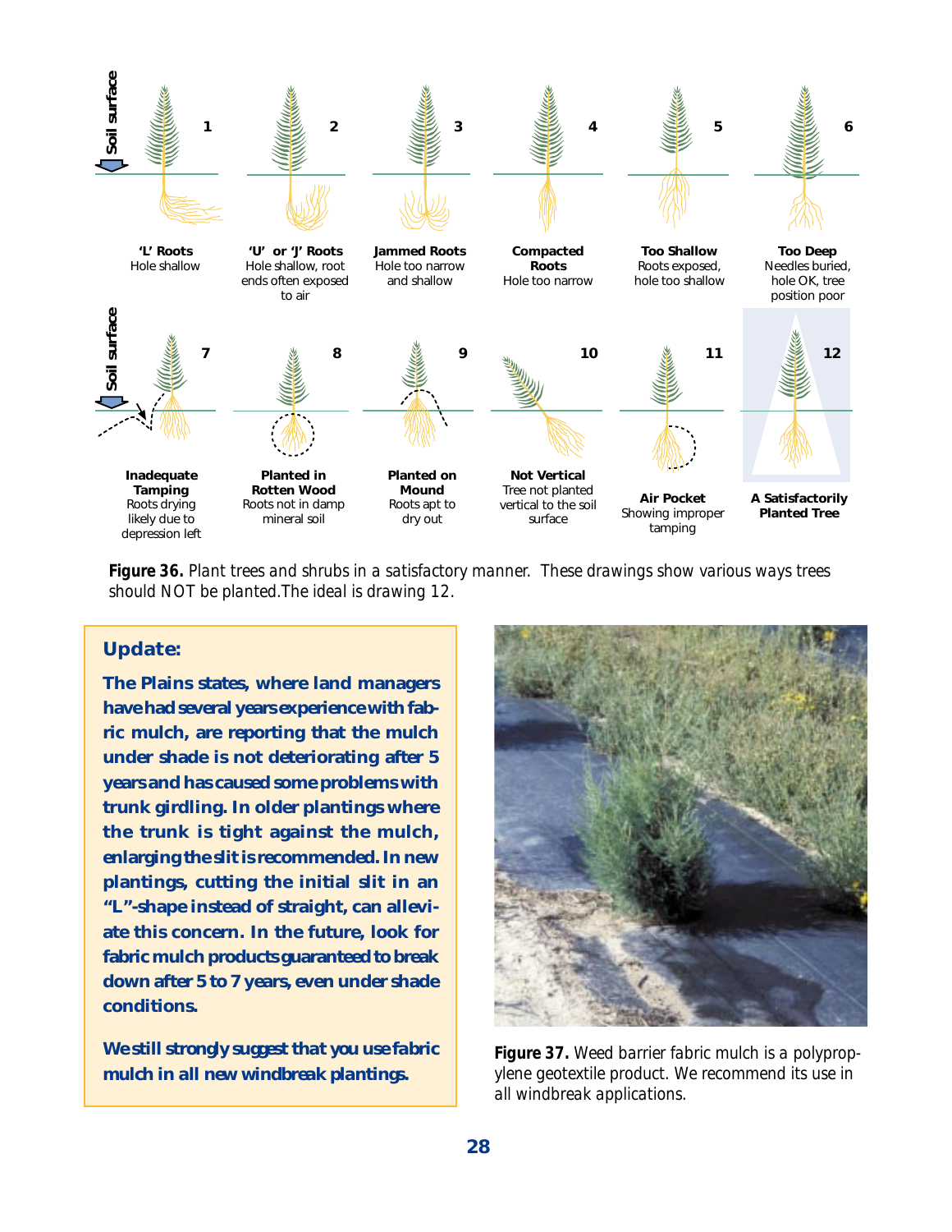Soil surface

**1** **'L' Roots** Hole shallow

**2** **'U' or 'J' Roots** Hole shallow, root ends often exposed to air

**3** **Jammed Roots** Hole too narrow and shallow

**4** **Compacted Roots** Hole too narrow

**5** **Too Shallow** Roots exposed, hole too shallow

**6** **Too Deep** Needles buried, hole OK, tree position poor

Soil surface

**7** **Inadequate Tamping** Roots drying likely due to depression left

**8** **Planted in Rotten Wood** Roots not in damp mineral soil

**9** **Planted on Mound** Roots apt to dry out

**10** **Not Vertical** Tree not planted vertical to the soil surface

**11** **Air Pocket** Showing improper tamping

**12** **A Satisfactorily Planted Tree**

**Figure 36.** *Plant trees and shrubs in a satisfactory manner. These drawings show various ways trees should NOT be planted.The ideal is drawing 12.*

**Update:**

**The Plains states, where land managers have had several years experience with fabric mulch, are reporting that the mulch under shade is not deteriorating after 5 years and has caused some problems with trunk girdling. In older plantings where the trunk is tight against the mulch, enlarging the slit is recommended. In new plantings, cutting the initial slit in an "L"-shape instead of straight, can alleviate this concern. In the future, look for fabric mulch products guaranteed to break down after 5 to 7 years, even under shade conditions.**

**We still strongly suggest that you use fabric mulch in all new windbreak plantings.**

**Figure 37.** *Weed barrier fabric mulch is a polypropylene geotextile product. We recommend its use in all windbreak applications.*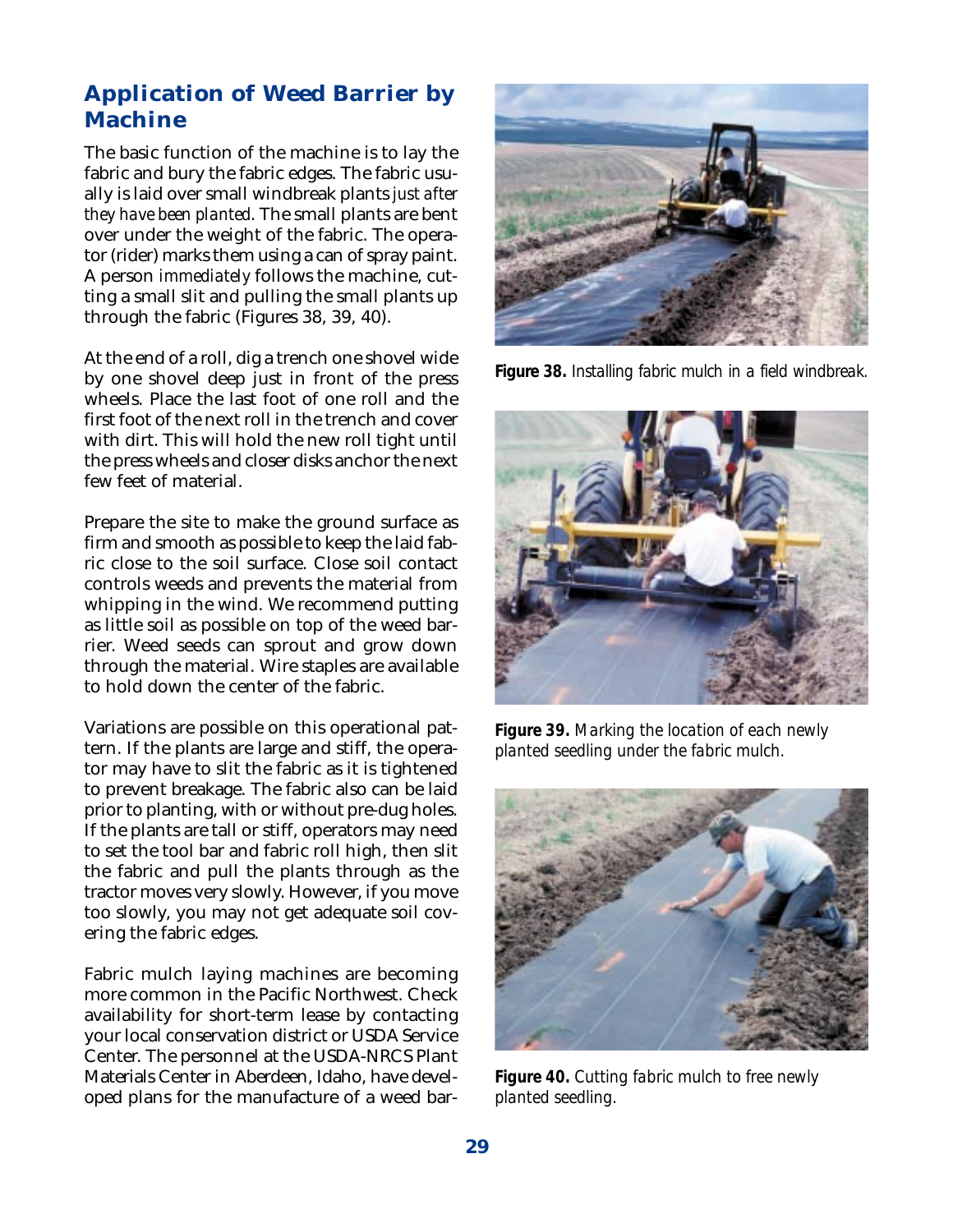## Application of Weed Barrier by Machine

The basic function of the machine is to lay the fabric and bury the fabric edges. The fabric usually is laid over small windbreak plants *just after they have been planted*. The small plants are bent over under the weight of the fabric. The operator (rider) marks them using a can of spray paint. A person *immediately* follows the machine, cutting a small slit and pulling the small plants up through the fabric (Figures 38, 39, 40).

At the end of a roll, dig a trench one shovel wide by one shovel deep just in front of the press wheels. Place the last foot of one roll and the first foot of the next roll in the trench and cover with dirt. This will hold the new roll tight until the press wheels and closer disks anchor the next few feet of material.

Prepare the site to make the ground surface as firm and smooth as possible to keep the laid fabric close to the soil surface. Close soil contact controls weeds and prevents the material from whipping in the wind. We recommend putting as little soil as possible on top of the weed barrier. Weed seeds can sprout and grow down through the material. Wire staples are available to hold down the center of the fabric.

Variations are possible on this operational pattern. If the plants are large and stiff, the operator may have to slit the fabric as it is tightened to prevent breakage. The fabric also can be laid prior to planting, with or without pre-dug holes. If the plants are tall or stiff, operators may need to set the tool bar and fabric roll high, then slit the fabric and pull the plants through as the tractor moves very slowly. However, if you move too slowly, you may not get adequate soil covering the fabric edges.

Fabric mulch laying machines are becoming more common in the Pacific Northwest. Check availability for short-term lease by contacting your local conservation district or USDA Service Center. The personnel at the USDA-NRCS Plant Materials Center in Aberdeen, Idaho, have developed plans for the manufacture of a weed bar-

**Figure 38.** *Installing fabric mulch in a field windbreak.*

**Figure 39.** *Marking the location of each newly planted seedling under the fabric mulch.*

**Figure 40.** *Cutting fabric mulch to free newly planted seedling.*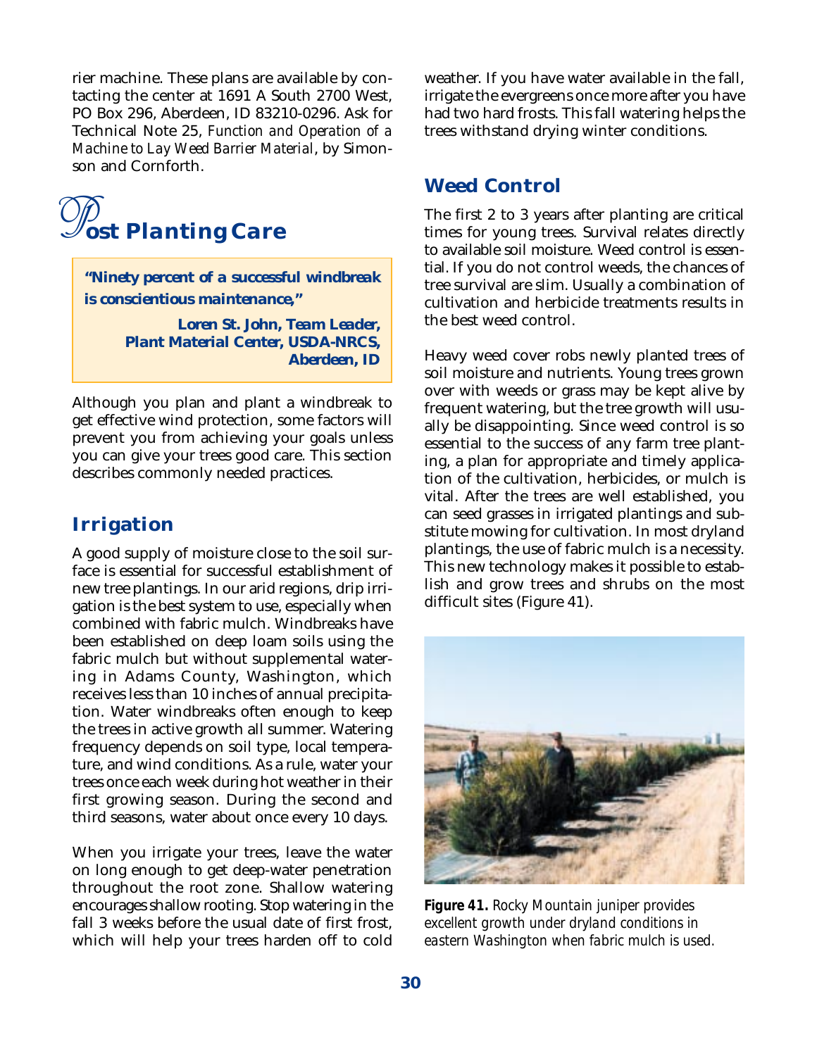rier machine. These plans are available by contacting the center at 1691 A South 2700 West, PO Box 296, Aberdeen, ID 83210-0296. Ask for Technical Note 25, *Function and Operation of a Machine to Lay Weed Barrier Material*, by Simonson and Cornforth.

# Post Planting Care

> ***"Ninety percent of a successful windbreak is conscientious maintenance,"***
>
> ***Loren St. John, Team Leader, Plant Material Center, USDA-NRCS, Aberdeen, ID***

Although you plan and plant a windbreak to get effective wind protection, some factors will prevent you from achieving your goals unless you can give your trees good care. This section describes commonly needed practices.

## Irrigation

A good supply of moisture close to the soil surface is essential for successful establishment of new tree plantings. In our arid regions, drip irrigation is the best system to use, especially when combined with fabric mulch. Windbreaks have been established on deep loam soils using the fabric mulch but without supplemental watering in Adams County, Washington, which receives less than 10 inches of annual precipitation. Water windbreaks often enough to keep the trees in active growth all summer. Watering frequency depends on soil type, local temperature, and wind conditions. As a rule, water your trees once each week during hot weather in their first growing season. During the second and third seasons, water about once every 10 days.

When you irrigate your trees, leave the water on long enough to get deep-water penetration throughout the root zone. Shallow watering encourages shallow rooting. Stop watering in the fall 3 weeks before the usual date of first frost, which will help your trees harden off to cold weather. If you have water available in the fall, irrigate the evergreens once more after you have had two hard frosts. This fall watering helps the trees withstand drying winter conditions.

## Weed Control

The first 2 to 3 years after planting are critical times for young trees. Survival relates directly to available soil moisture. Weed control is essential. If you do not control weeds, the chances of tree survival are slim. Usually a combination of cultivation and herbicide treatments results in the best weed control.

Heavy weed cover robs newly planted trees of soil moisture and nutrients. Young trees grown over with weeds or grass may be kept alive by frequent watering, but the tree growth will usually be disappointing. Since weed control is so essential to the success of any farm tree planting, a plan for appropriate and timely application of the cultivation, herbicides, or mulch is vital. After the trees are well established, you can seed grasses in irrigated plantings and substitute mowing for cultivation. In most dryland plantings, the use of fabric mulch is a necessity. This new technology makes it possible to establish and grow trees and shrubs on the most difficult sites (Figure 41).

**Figure 41.** *Rocky Mountain juniper provides excellent growth under dryland conditions in eastern Washington when fabric mulch is used.*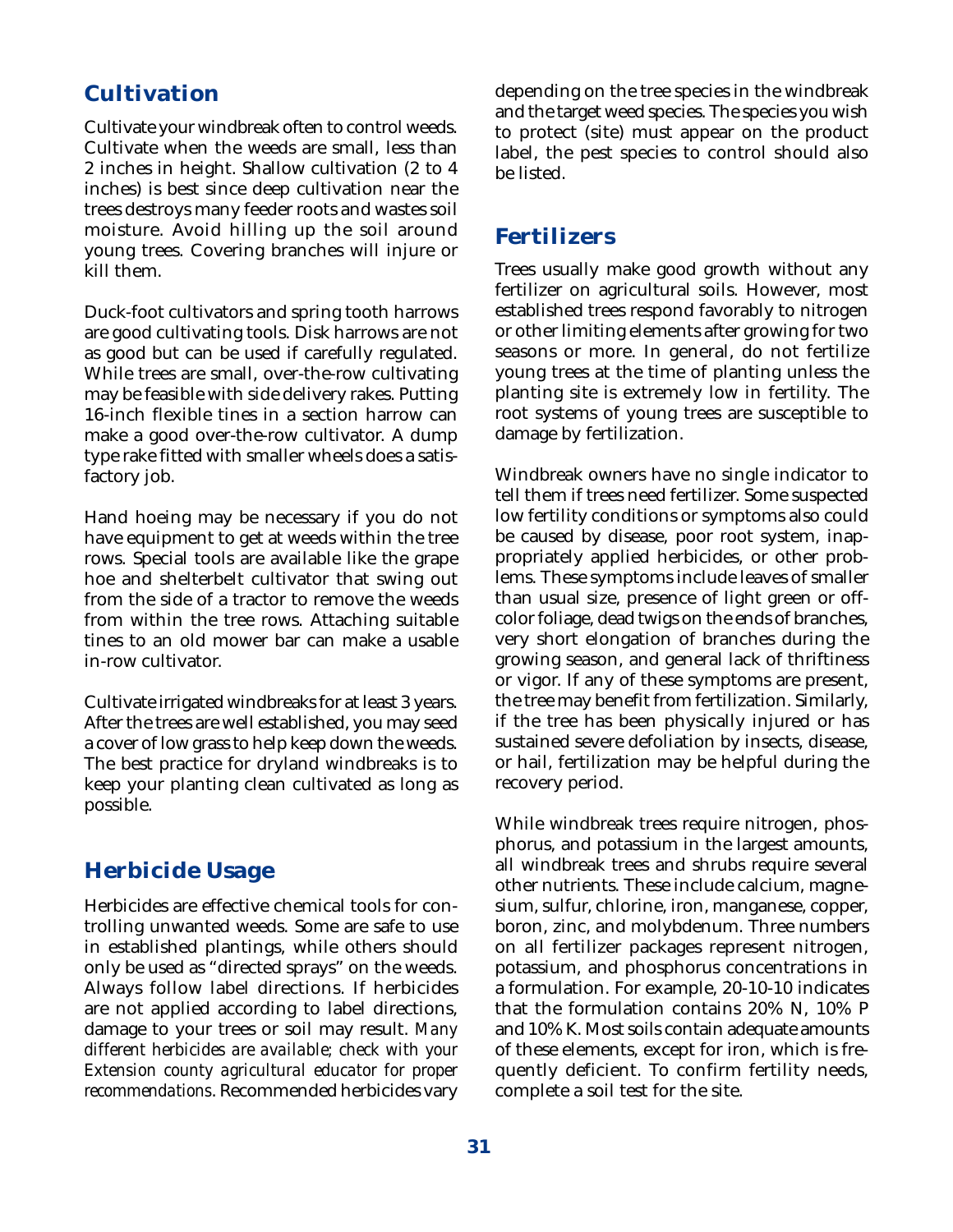## Cultivation

Cultivate your windbreak often to control weeds. Cultivate when the weeds are small, less than 2 inches in height. Shallow cultivation (2 to 4 inches) is best since deep cultivation near the trees destroys many feeder roots and wastes soil moisture. Avoid hilling up the soil around young trees. Covering branches will injure or kill them.

Duck-foot cultivators and spring tooth harrows are good cultivating tools. Disk harrows are not as good but can be used if carefully regulated. While trees are small, over-the-row cultivating may be feasible with side delivery rakes. Putting 16-inch flexible tines in a section harrow can make a good over-the-row cultivator. A dump type rake fitted with smaller wheels does a satisfactory job.

Hand hoeing may be necessary if you do not have equipment to get at weeds within the tree rows. Special tools are available like the grape hoe and shelterbelt cultivator that swing out from the side of a tractor to remove the weeds from within the tree rows. Attaching suitable tines to an old mower bar can make a usable in-row cultivator.

Cultivate irrigated windbreaks for at least 3 years. After the trees are well established, you may seed a cover of low grass to help keep down the weeds. The best practice for dryland windbreaks is to keep your planting clean cultivated as long as possible.

## Herbicide Usage

Herbicides are effective chemical tools for controlling unwanted weeds. Some are safe to use in established plantings, while others should only be used as "directed sprays" on the weeds. Always follow label directions. If herbicides are not applied according to label directions, damage to your trees or soil may result. *Many different herbicides are available; check with your Extension county agricultural educator for proper recommendations*. Recommended herbicides vary depending on the tree species in the windbreak and the target weed species. The species you wish to protect (site) must appear on the product label, the pest species to control should also be listed.

## Fertilizers

Trees usually make good growth without any fertilizer on agricultural soils. However, most established trees respond favorably to nitrogen or other limiting elements after growing for two seasons or more. In general, do not fertilize young trees at the time of planting unless the planting site is extremely low in fertility. The root systems of young trees are susceptible to damage by fertilization.

Windbreak owners have no single indicator to tell them if trees need fertilizer. Some suspected low fertility conditions or symptoms also could be caused by disease, poor root system, inappropriately applied herbicides, or other problems. These symptoms include leaves of smaller than usual size, presence of light green or off-color foliage, dead twigs on the ends of branches, very short elongation of branches during the growing season, and general lack of thriftiness or vigor. If any of these symptoms are present, the tree may benefit from fertilization. Similarly, if the tree has been physically injured or has sustained severe defoliation by insects, disease, or hail, fertilization may be helpful during the recovery period.

While windbreak trees require nitrogen, phosphorus, and potassium in the largest amounts, all windbreak trees and shrubs require several other nutrients. These include calcium, magnesium, sulfur, chlorine, iron, manganese, copper, boron, zinc, and molybdenum. Three numbers on all fertilizer packages represent nitrogen, potassium, and phosphorus concentrations in a formulation. For example, 20-10-10 indicates that the formulation contains 20% N, 10% P and 10% K. Most soils contain adequate amounts of these elements, except for iron, which is frequently deficient. To confirm fertility needs, complete a soil test for the site.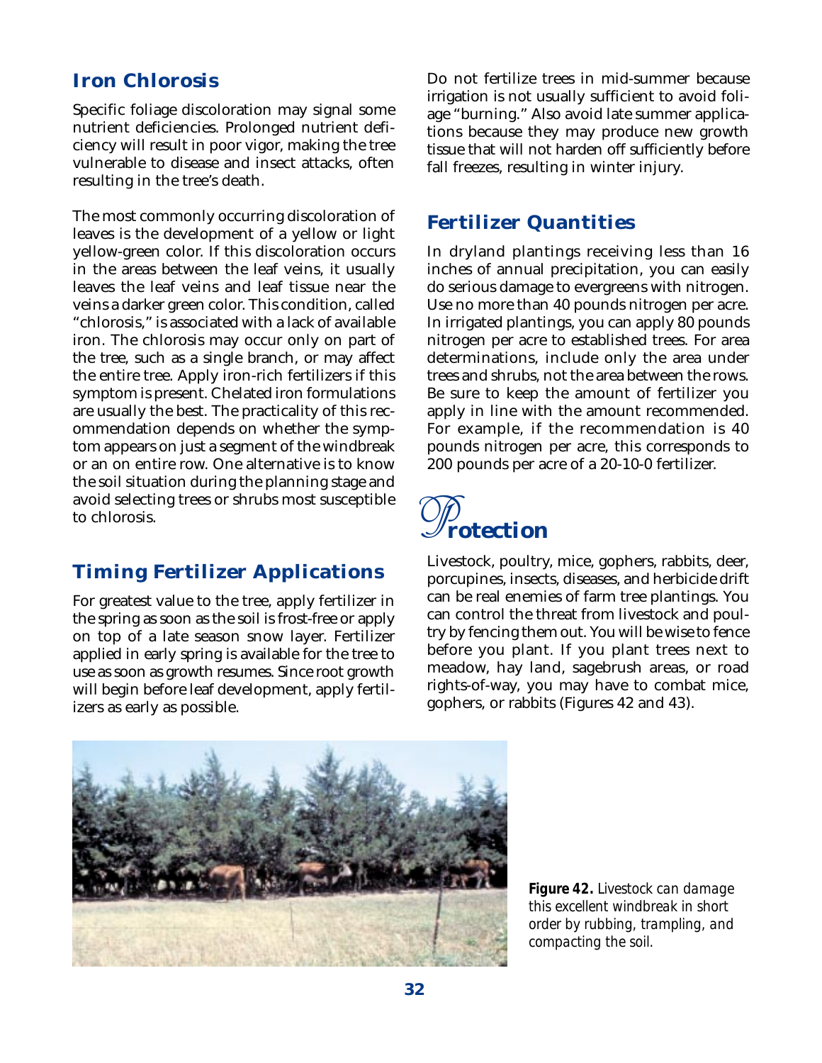## Iron Chlorosis

Specific foliage discoloration may signal some nutrient deficiencies. Prolonged nutrient deficiency will result in poor vigor, making the tree vulnerable to disease and insect attacks, often resulting in the tree's death.

The most commonly occurring discoloration of leaves is the development of a yellow or light yellow-green color. If this discoloration occurs in the areas between the leaf veins, it usually leaves the leaf veins and leaf tissue near the veins a darker green color. This condition, called "chlorosis," is associated with a lack of available iron. The chlorosis may occur only on part of the tree, such as a single branch, or may affect the entire tree. Apply iron-rich fertilizers if this symptom is present. Chelated iron formulations are usually the best. The practicality of this recommendation depends on whether the symptom appears on just a segment of the windbreak or an on entire row. One alternative is to know the soil situation during the planning stage and avoid selecting trees or shrubs most susceptible to chlorosis.

## Timing Fertilizer Applications

For greatest value to the tree, apply fertilizer in the spring as soon as the soil is frost-free or apply on top of a late season snow layer. Fertilizer applied in early spring is available for the tree to use as soon as growth resumes. Since root growth will begin before leaf development, apply fertilizers as early as possible.

Do not fertilize trees in mid-summer because irrigation is not usually sufficient to avoid foliage "burning." Also avoid late summer applications because they may produce new growth tissue that will not harden off sufficiently before fall freezes, resulting in winter injury.

## Fertilizer Quantities

In dryland plantings receiving less than 16 inches of annual precipitation, you can easily do serious damage to evergreens with nitrogen. Use no more than 40 pounds nitrogen per acre. In irrigated plantings, you can apply 80 pounds nitrogen per acre to established trees. For area determinations, include only the area under trees and shrubs, not the area between the rows. Be sure to keep the amount of fertilizer you apply in line with the amount recommended. For example, if the recommendation is 40 pounds nitrogen per acre, this corresponds to 200 pounds per acre of a 20-10-0 fertilizer.

# Protection

Livestock, poultry, mice, gophers, rabbits, deer, porcupines, insects, diseases, and herbicide drift can be real enemies of farm tree plantings. You can control the threat from livestock and poultry by fencing them out. You will be wise to fence before you plant. If you plant trees next to meadow, hay land, sagebrush areas, or road rights-of-way, you may have to combat mice, gophers, or rabbits (Figures 42 and 43).

**Figure 42.** *Livestock can damage this excellent windbreak in short order by rubbing, trampling, and compacting the soil.*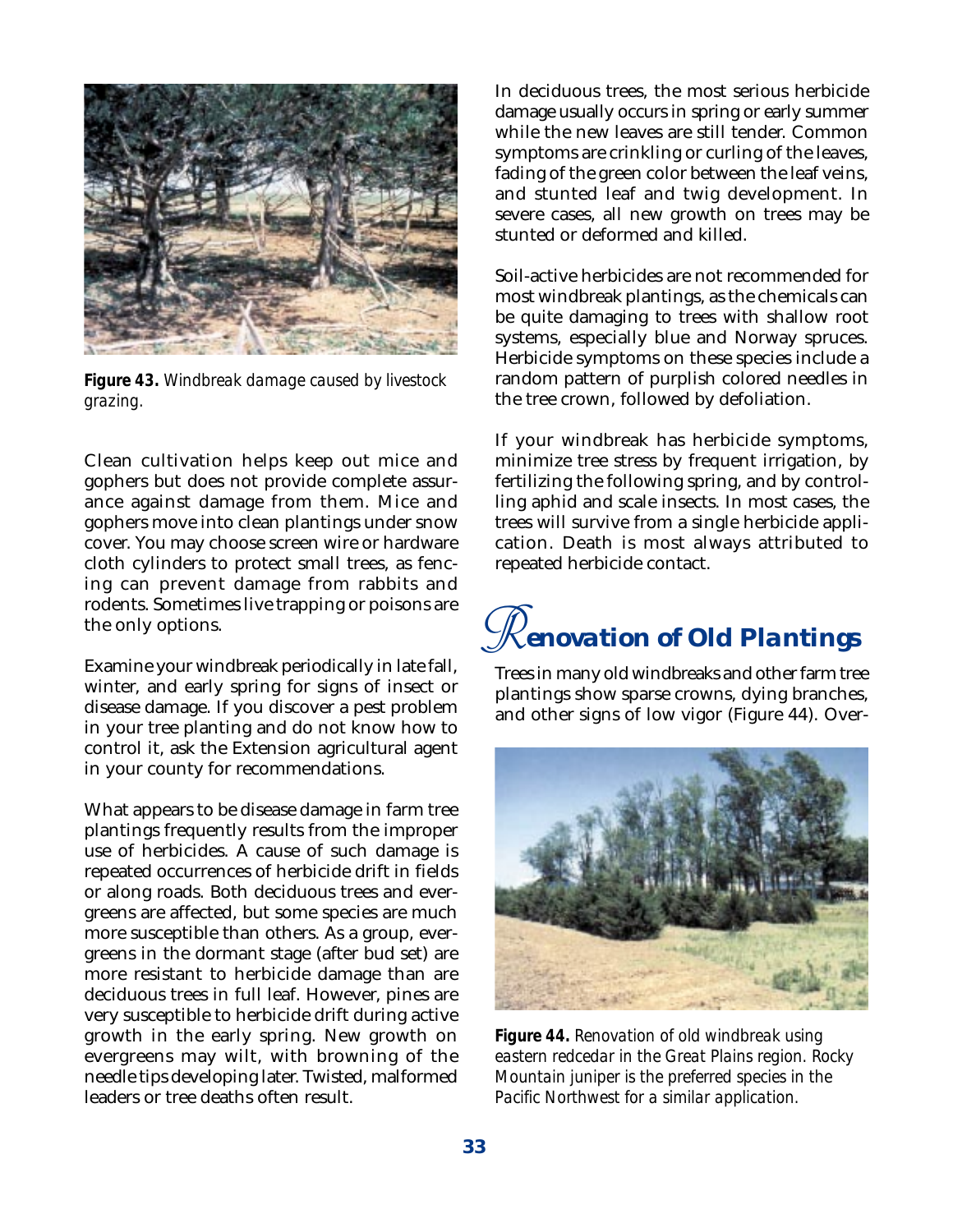**Figure 43.** *Windbreak damage caused by livestock grazing.*

Clean cultivation helps keep out mice and gophers but does not provide complete assurance against damage from them. Mice and gophers move into clean plantings under snow cover. You may choose screen wire or hardware cloth cylinders to protect small trees, as fencing can prevent damage from rabbits and rodents. Sometimes live trapping or poisons are the only options.

Examine your windbreak periodically in late fall, winter, and early spring for signs of insect or disease damage. If you discover a pest problem in your tree planting and do not know how to control it, ask the Extension agricultural agent in your county for recommendations.

What appears to be disease damage in farm tree plantings frequently results from the improper use of herbicides. A cause of such damage is repeated occurrences of herbicide drift in fields or along roads. Both deciduous trees and evergreens are affected, but some species are much more susceptible than others. As a group, evergreens in the dormant stage (after bud set) are more resistant to herbicide damage than are deciduous trees in full leaf. However, pines are very susceptible to herbicide drift during active growth in the early spring. New growth on evergreens may wilt, with browning of the needle tips developing later. Twisted, malformed leaders or tree deaths often result.

In deciduous trees, the most serious herbicide damage usually occurs in spring or early summer while the new leaves are still tender. Common symptoms are crinkling or curling of the leaves, fading of the green color between the leaf veins, and stunted leaf and twig development. In severe cases, all new growth on trees may be stunted or deformed and killed.

Soil-active herbicides are not recommended for most windbreak plantings, as the chemicals can be quite damaging to trees with shallow root systems, especially blue and Norway spruces. Herbicide symptoms on these species include a random pattern of purplish colored needles in the tree crown, followed by defoliation.

If your windbreak has herbicide symptoms, minimize tree stress by frequent irrigation, by fertilizing the following spring, and by controlling aphid and scale insects. In most cases, the trees will survive from a single herbicide application. Death is most always attributed to repeated herbicide contact.

## Renovation of Old Plantings

Trees in many old windbreaks and other farm tree plantings show sparse crowns, dying branches, and other signs of low vigor (Figure 44). Over-

**Figure 44.** *Renovation of old windbreak using eastern redcedar in the Great Plains region. Rocky Mountain juniper is the preferred species in the Pacific Northwest for a similar application.*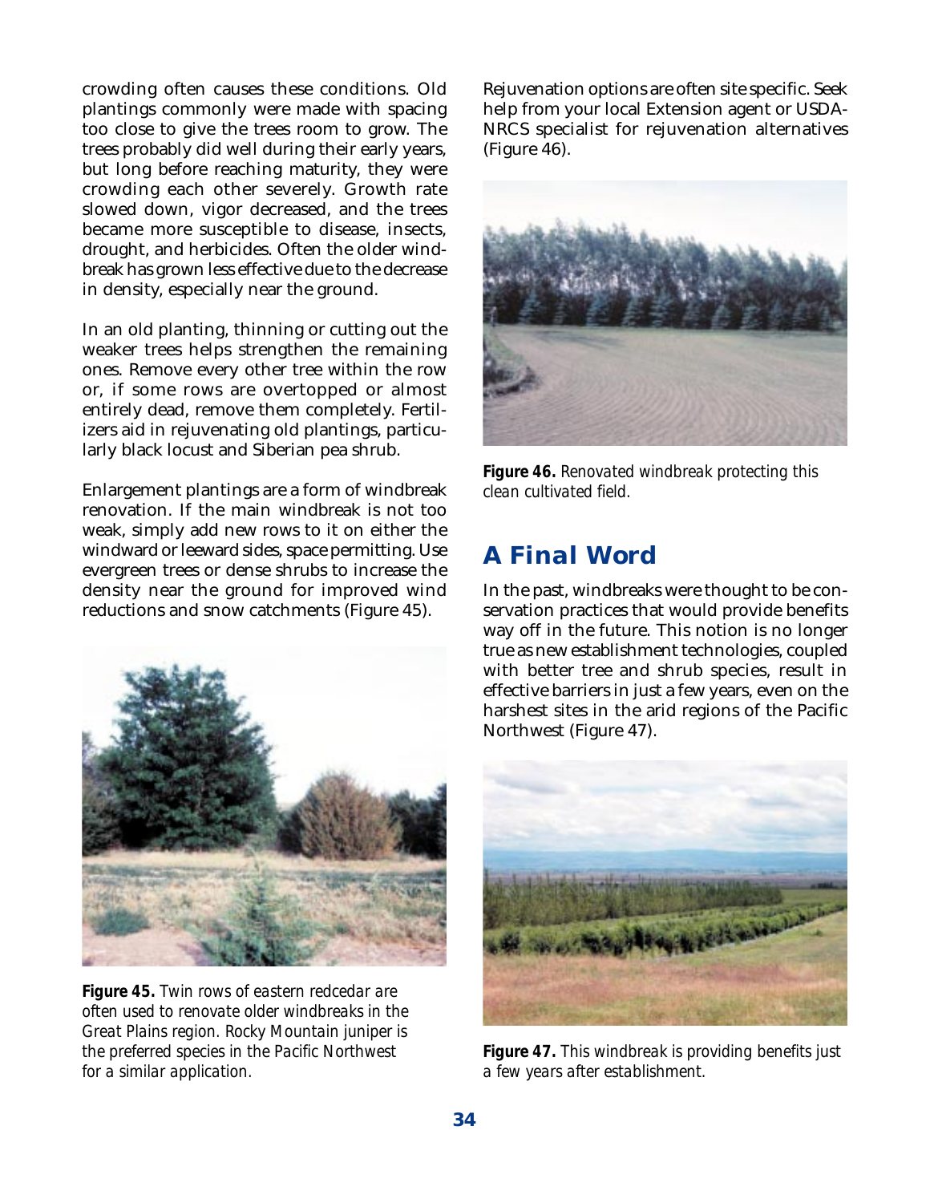crowding often causes these conditions. Old plantings commonly were made with spacing too close to give the trees room to grow. The trees probably did well during their early years, but long before reaching maturity, they were crowding each other severely. Growth rate slowed down, vigor decreased, and the trees became more susceptible to disease, insects, drought, and herbicides. Often the older windbreak has grown less effective due to the decrease in density, especially near the ground.

In an old planting, thinning or cutting out the weaker trees helps strengthen the remaining ones. Remove every other tree within the row or, if some rows are overtopped or almost entirely dead, remove them completely. Fertilizers aid in rejuvenating old plantings, particularly black locust and Siberian pea shrub.

Enlargement plantings are a form of windbreak renovation. If the main windbreak is not too weak, simply add new rows to it on either the windward or leeward sides, space permitting. Use evergreen trees or dense shrubs to increase the density near the ground for improved wind reductions and snow catchments (Figure 45).

**Figure 45.** *Twin rows of eastern redcedar are often used to renovate older windbreaks in the Great Plains region. Rocky Mountain juniper is the preferred species in the Pacific Northwest for a similar application.*

Rejuvenation options are often site specific. Seek help from your local Extension agent or USDA-NRCS specialist for rejuvenation alternatives (Figure 46).

**Figure 46.** *Renovated windbreak protecting this clean cultivated field.*

## A Final Word

In the past, windbreaks were thought to be conservation practices that would provide benefits way off in the future. This notion is no longer true as new establishment technologies, coupled with better tree and shrub species, result in effective barriers in just a few years, even on the harshest sites in the arid regions of the Pacific Northwest (Figure 47).

**Figure 47.** *This windbreak is providing benefits just a few years after establishment.*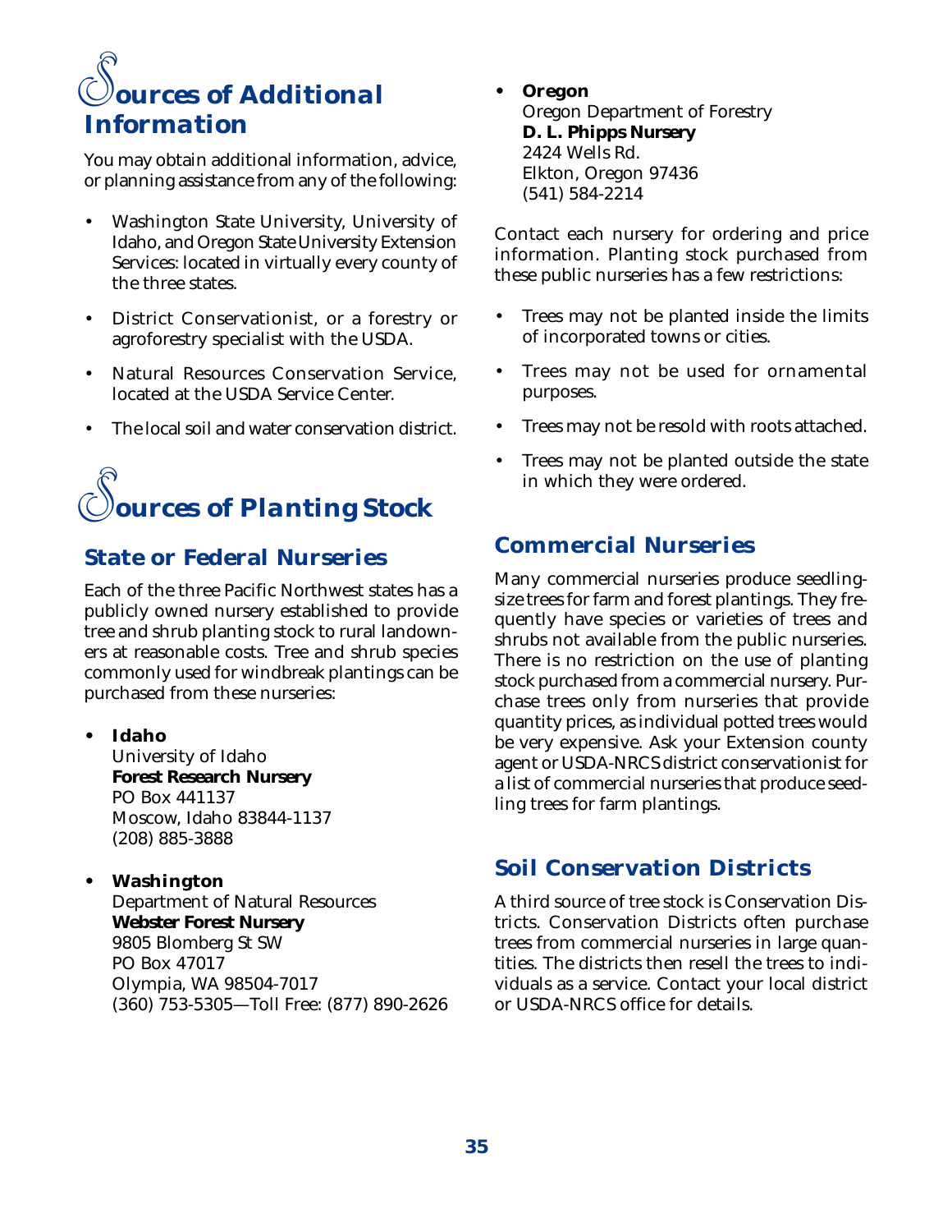# Sources of Additional Information

You may obtain additional information, advice, or planning assistance from any of the following:

- Washington State University, University of Idaho, and Oregon State University Extension Services: located in virtually every county of the three states.
- District Conservationist, or a forestry or agroforestry specialist with the USDA.
- Natural Resources Conservation Service, located at the USDA Service Center.
- The local soil and water conservation district.

# Sources of Planting Stock

## State or Federal Nurseries

Each of the three Pacific Northwest states has a publicly owned nursery established to provide tree and shrub planting stock to rural landowners at reasonable costs. Tree and shrub species commonly used for windbreak plantings can be purchased from these nurseries:

- **Idaho**
  University of Idaho
  **Forest Research Nursery**
  PO Box 441137
  Moscow, Idaho 83844-1137
  (208) 885-3888

- **Washington**
  Department of Natural Resources
  **Webster Forest Nursery**
  9805 Blomberg St SW
  PO Box 47017
  Olympia, WA 98504-7017
  (360) 753-5305—Toll Free: (877) 890-2626

- **Oregon**
  Oregon Department of Forestry
  **D. L. Phipps Nursery**
  2424 Wells Rd.
  Elkton, Oregon 97436
  (541) 584-2214

Contact each nursery for ordering and price information. Planting stock purchased from these public nurseries has a few restrictions:

- Trees may not be planted inside the limits of incorporated towns or cities.
- Trees may not be used for ornamental purposes.
- Trees may not be resold with roots attached.
- Trees may not be planted outside the state in which they were ordered.

## Commercial Nurseries

Many commercial nurseries produce seedling-size trees for farm and forest plantings. They frequently have species or varieties of trees and shrubs not available from the public nurseries. There is no restriction on the use of planting stock purchased from a commercial nursery. Purchase trees only from nurseries that provide quantity prices, as individual potted trees would be very expensive. Ask your Extension county agent or USDA-NRCS district conservationist for a list of commercial nurseries that produce seedling trees for farm plantings.

## Soil Conservation Districts

A third source of tree stock is Conservation Districts. Conservation Districts often purchase trees from commercial nurseries in large quantities. The districts then resell the trees to individuals as a service. Contact your local district or USDA-NRCS office for details.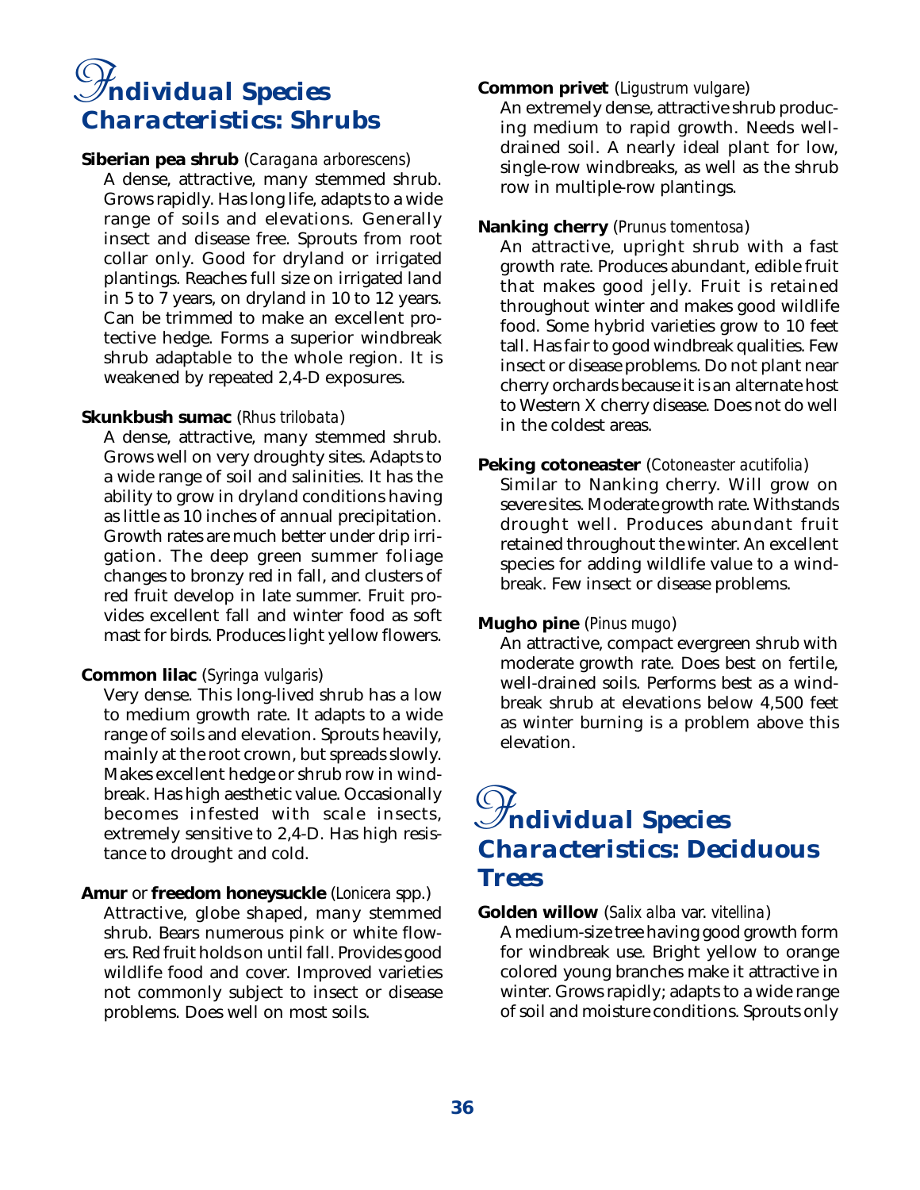## Individual Species Characteristics: Shrubs

**Siberian pea shrub** (*Caragana arborescens*)
A dense, attractive, many stemmed shrub. Grows rapidly. Has long life, adapts to a wide range of soils and elevations. Generally insect and disease free. Sprouts from root collar only. Good for dryland or irrigated plantings. Reaches full size on irrigated land in 5 to 7 years, on dryland in 10 to 12 years. Can be trimmed to make an excellent protective hedge. Forms a superior windbreak shrub adaptable to the whole region. It is weakened by repeated 2,4-D exposures.

**Skunkbush sumac** (*Rhus trilobata*)
A dense, attractive, many stemmed shrub. Grows well on very droughty sites. Adapts to a wide range of soil and salinities. It has the ability to grow in dryland conditions having as little as 10 inches of annual precipitation. Growth rates are much better under drip irrigation. The deep green summer foliage changes to bronzy red in fall, and clusters of red fruit develop in late summer. Fruit provides excellent fall and winter food as soft mast for birds. Produces light yellow flowers.

**Common lilac** (*Syringa vulgaris*)
Very dense. This long-lived shrub has a low to medium growth rate. It adapts to a wide range of soils and elevation. Sprouts heavily, mainly at the root crown, but spreads slowly. Makes excellent hedge or shrub row in windbreak. Has high aesthetic value. Occasionally becomes infested with scale insects, extremely sensitive to 2,4-D. Has high resistance to drought and cold.

**Amur** or **freedom honeysuckle** (*Lonicera* spp.)
Attractive, globe shaped, many stemmed shrub. Bears numerous pink or white flowers. Red fruit holds on until fall. Provides good wildlife food and cover. Improved varieties not commonly subject to insect or disease problems. Does well on most soils.

**Common privet** (*Ligustrum vulgare*)
An extremely dense, attractive shrub producing medium to rapid growth. Needs well-drained soil. A nearly ideal plant for low, single-row windbreaks, as well as the shrub row in multiple-row plantings.

**Nanking cherry** (*Prunus tomentosa*)
An attractive, upright shrub with a fast growth rate. Produces abundant, edible fruit that makes good jelly. Fruit is retained throughout winter and makes good wildlife food. Some hybrid varieties grow to 10 feet tall. Has fair to good windbreak qualities. Few insect or disease problems. Do not plant near cherry orchards because it is an alternate host to Western X cherry disease. Does not do well in the coldest areas.

**Peking cotoneaster** (*Cotoneaster acutifolia*)
Similar to Nanking cherry. Will grow on severe sites. Moderate growth rate. Withstands drought well. Produces abundant fruit retained throughout the winter. An excellent species for adding wildlife value to a windbreak. Few insect or disease problems.

**Mugho pine** (*Pinus mugo*)
An attractive, compact evergreen shrub with moderate growth rate. Does best on fertile, well-drained soils. Performs best as a windbreak shrub at elevations below 4,500 feet as winter burning is a problem above this elevation.

## Individual Species Characteristics: Deciduous Trees

**Golden willow** (*Salix alba* var. *vitellina*)
A medium-size tree having good growth form for windbreak use. Bright yellow to orange colored young branches make it attractive in winter. Grows rapidly; adapts to a wide range of soil and moisture conditions. Sprouts only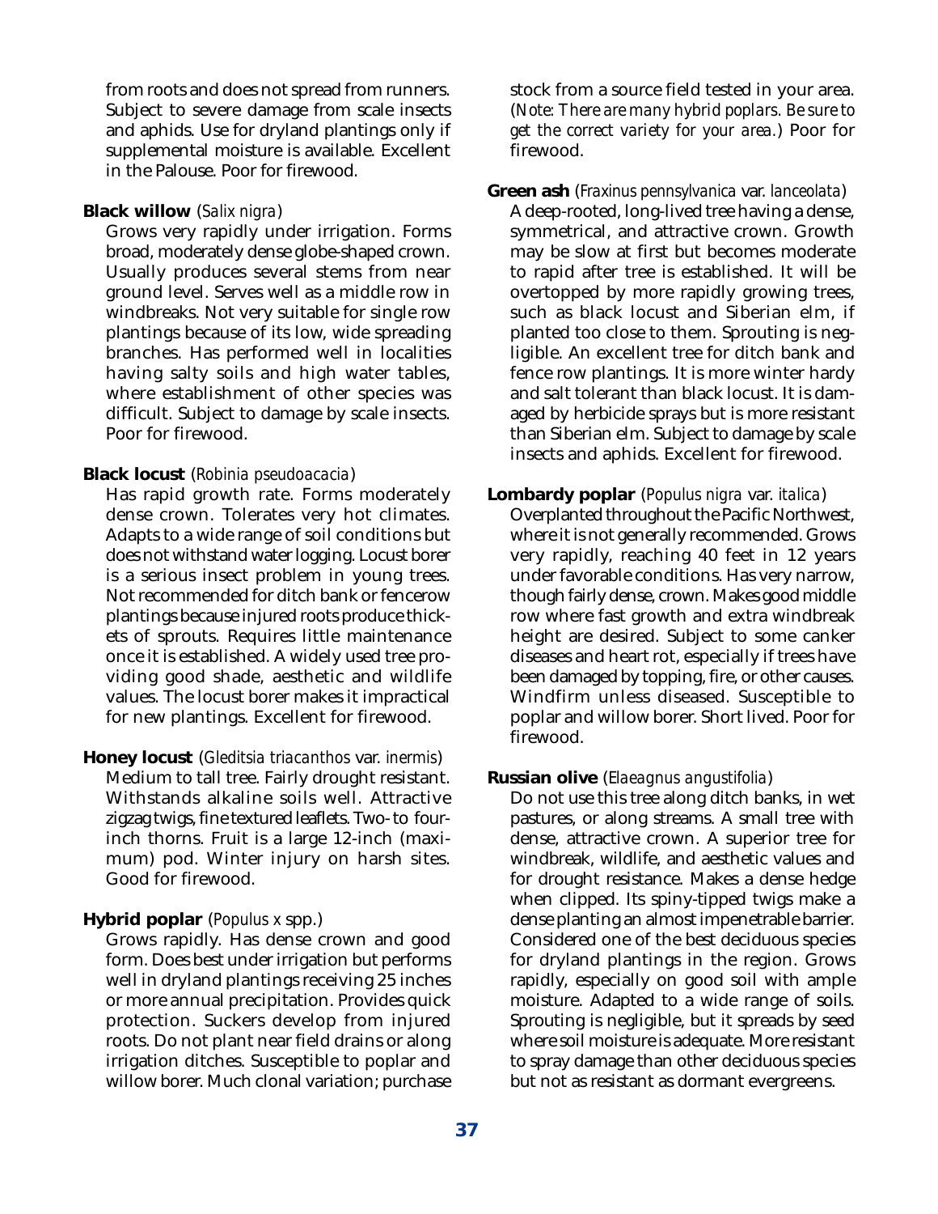from roots and does not spread from runners. Subject to severe damage from scale insects and aphids. Use for dryland plantings only if supplemental moisture is available. Excellent in the Palouse. Poor for firewood.

**Black willow** (*Salix nigra*)
Grows very rapidly under irrigation. Forms broad, moderately dense globe-shaped crown. Usually produces several stems from near ground level. Serves well as a middle row in windbreaks. Not very suitable for single row plantings because of its low, wide spreading branches. Has performed well in localities having salty soils and high water tables, where establishment of other species was difficult. Subject to damage by scale insects. Poor for firewood.

**Black locust** (*Robinia pseudoacacia*)
Has rapid growth rate. Forms moderately dense crown. Tolerates very hot climates. Adapts to a wide range of soil conditions but does not withstand water logging. Locust borer is a serious insect problem in young trees. Not recommended for ditch bank or fencerow plantings because injured roots produce thickets of sprouts. Requires little maintenance once it is established. A widely used tree providing good shade, aesthetic and wildlife values. The locust borer makes it impractical for new plantings. Excellent for firewood.

**Honey locust** (*Gleditsia triacanthos* var. *inermis*)
Medium to tall tree. Fairly drought resistant. Withstands alkaline soils well. Attractive zigzag twigs, fine textured leaflets. Two- to four-inch thorns. Fruit is a large 12-inch (maximum) pod. Winter injury on harsh sites. Good for firewood.

**Hybrid poplar** (*Populus x* spp.)
Grows rapidly. Has dense crown and good form. Does best under irrigation but performs well in dryland plantings receiving 25 inches or more annual precipitation. Provides quick protection. Suckers develop from injured roots. Do not plant near field drains or along irrigation ditches. Susceptible to poplar and willow borer. Much clonal variation; purchase stock from a source field tested in your area. (*Note: There are many hybrid poplars. Be sure to get the correct variety for your area.*) Poor for firewood.

**Green ash** (*Fraxinus pennsylvanica* var. *lanceolata*)
A deep-rooted, long-lived tree having a dense, symmetrical, and attractive crown. Growth may be slow at first but becomes moderate to rapid after tree is established. It will be overtopped by more rapidly growing trees, such as black locust and Siberian elm, if planted too close to them. Sprouting is negligible. An excellent tree for ditch bank and fence row plantings. It is more winter hardy and salt tolerant than black locust. It is damaged by herbicide sprays but is more resistant than Siberian elm. Subject to damage by scale insects and aphids. Excellent for firewood.

**Lombardy poplar** (*Populus nigra* var. *italica*)
Overplanted throughout the Pacific Northwest, where it is not generally recommended. Grows very rapidly, reaching 40 feet in 12 years under favorable conditions. Has very narrow, though fairly dense, crown. Makes good middle row where fast growth and extra windbreak height are desired. Subject to some canker diseases and heart rot, especially if trees have been damaged by topping, fire, or other causes. Windfirm unless diseased. Susceptible to poplar and willow borer. Short lived. Poor for firewood.

**Russian olive** (*Elaeagnus angustifolia*)
Do not use this tree along ditch banks, in wet pastures, or along streams. A small tree with dense, attractive crown. A superior tree for windbreak, wildlife, and aesthetic values and for drought resistance. Makes a dense hedge when clipped. Its spiny-tipped twigs make a dense planting an almost impenetrable barrier. Considered one of the best deciduous species for dryland plantings in the region. Grows rapidly, especially on good soil with ample moisture. Adapted to a wide range of soils. Sprouting is negligible, but it spreads by seed where soil moisture is adequate. More resistant to spray damage than other deciduous species but not as resistant as dormant evergreens.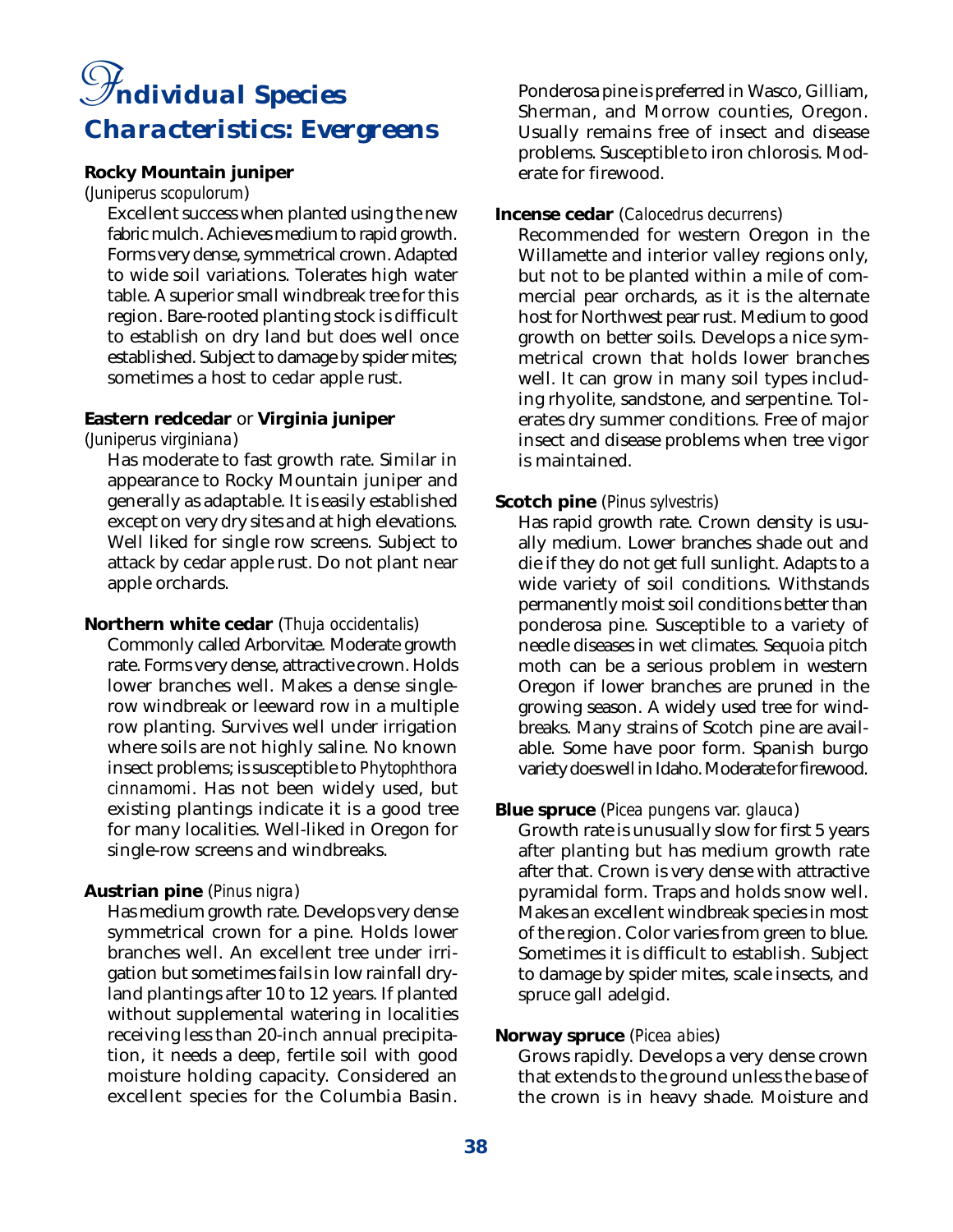# Individual Species Characteristics: Evergreens

**Rocky Mountain juniper**
(*Juniperus scopulorum*)

Excellent success when planted using the new fabric mulch. Achieves medium to rapid growth. Forms very dense, symmetrical crown. Adapted to wide soil variations. Tolerates high water table. A superior small windbreak tree for this region. Bare-rooted planting stock is difficult to establish on dry land but does well once established. Subject to damage by spider mites; sometimes a host to cedar apple rust.

**Eastern redcedar** or **Virginia juniper**
(*Juniperus virginiana*)

Has moderate to fast growth rate. Similar in appearance to Rocky Mountain juniper and generally as adaptable. It is easily established except on very dry sites and at high elevations. Well liked for single row screens. Subject to attack by cedar apple rust. Do not plant near apple orchards.

**Northern white cedar** (*Thuja occidentalis*)

Commonly called Arborvitae. Moderate growth rate. Forms very dense, attractive crown. Holds lower branches well. Makes a dense single-row windbreak or leeward row in a multiple row planting. Survives well under irrigation where soils are not highly saline. No known insect problems; is susceptible to *Phytophthora cinnamomi*. Has not been widely used, but existing plantings indicate it is a good tree for many localities. Well-liked in Oregon for single-row screens and windbreaks.

**Austrian pine** (*Pinus nigra*)

Has medium growth rate. Develops very dense symmetrical crown for a pine. Holds lower branches well. An excellent tree under irrigation but sometimes fails in low rainfall dryland plantings after 10 to 12 years. If planted without supplemental watering in localities receiving less than 20-inch annual precipitation, it needs a deep, fertile soil with good moisture holding capacity. Considered an excellent species for the Columbia Basin. Ponderosa pine is preferred in Wasco, Gilliam, Sherman, and Morrow counties, Oregon. Usually remains free of insect and disease problems. Susceptible to iron chlorosis. Moderate for firewood.

**Incense cedar** (*Calocedrus decurrens*)

Recommended for western Oregon in the Willamette and interior valley regions only, but not to be planted within a mile of commercial pear orchards, as it is the alternate host for Northwest pear rust. Medium to good growth on better soils. Develops a nice symmetrical crown that holds lower branches well. It can grow in many soil types including rhyolite, sandstone, and serpentine. Tolerates dry summer conditions. Free of major insect and disease problems when tree vigor is maintained.

**Scotch pine** (*Pinus sylvestris*)

Has rapid growth rate. Crown density is usually medium. Lower branches shade out and die if they do not get full sunlight. Adapts to a wide variety of soil conditions. Withstands permanently moist soil conditions better than ponderosa pine. Susceptible to a variety of needle diseases in wet climates. Sequoia pitch moth can be a serious problem in western Oregon if lower branches are pruned in the growing season. A widely used tree for windbreaks. Many strains of Scotch pine are available. Some have poor form. Spanish burgo variety does well in Idaho. Moderate for firewood.

**Blue spruce** (*Picea pungens* var. *glauca*)

Growth rate is unusually slow for first 5 years after planting but has medium growth rate after that. Crown is very dense with attractive pyramidal form. Traps and holds snow well. Makes an excellent windbreak species in most of the region. Color varies from green to blue. Sometimes it is difficult to establish. Subject to damage by spider mites, scale insects, and spruce gall adelgid.

**Norway spruce** (*Picea abies*)

Grows rapidly. Develops a very dense crown that extends to the ground unless the base of the crown is in heavy shade. Moisture and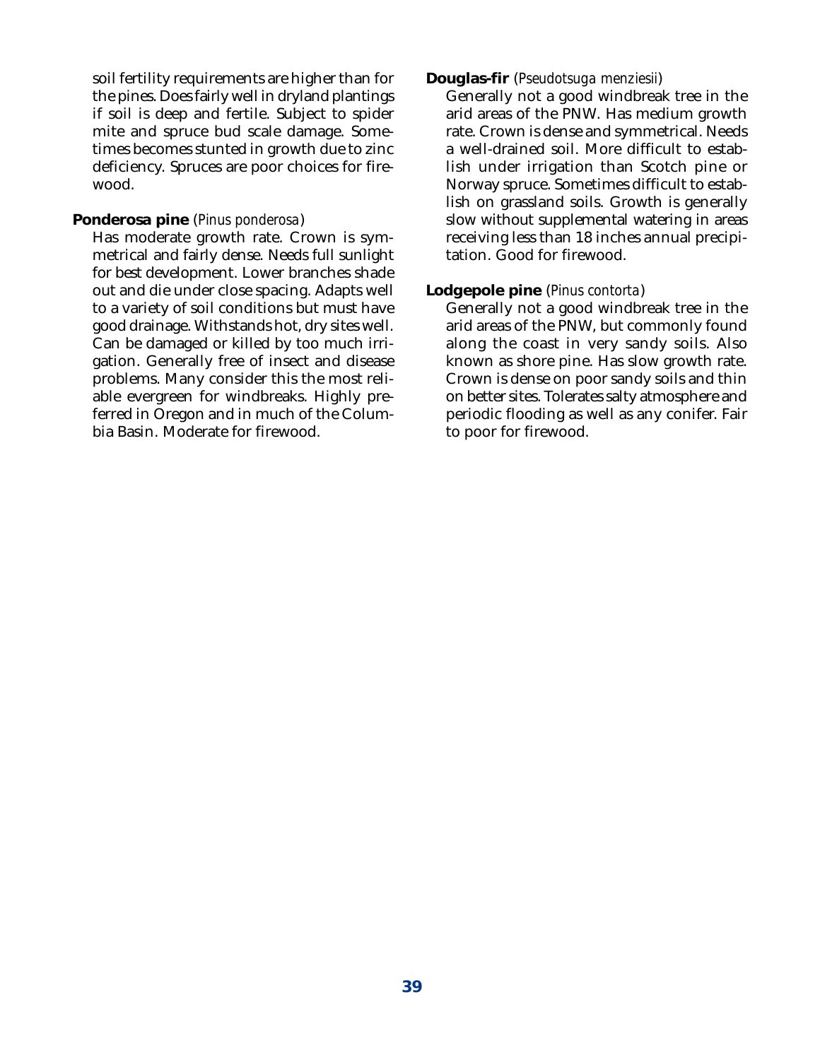soil fertility requirements are higher than for the pines. Does fairly well in dryland plantings if soil is deep and fertile. Subject to spider mite and spruce bud scale damage. Sometimes becomes stunted in growth due to zinc deficiency. Spruces are poor choices for firewood.

**Ponderosa pine** (*Pinus ponderosa*)
Has moderate growth rate. Crown is symmetrical and fairly dense. Needs full sunlight for best development. Lower branches shade out and die under close spacing. Adapts well to a variety of soil conditions but must have good drainage. Withstands hot, dry sites well. Can be damaged or killed by too much irrigation. Generally free of insect and disease problems. Many consider this the most reliable evergreen for windbreaks. Highly preferred in Oregon and in much of the Columbia Basin. Moderate for firewood.

**Douglas-fir** (*Pseudotsuga menziesii*)
Generally not a good windbreak tree in the arid areas of the PNW. Has medium growth rate. Crown is dense and symmetrical. Needs a well-drained soil. More difficult to establish under irrigation than Scotch pine or Norway spruce. Sometimes difficult to establish on grassland soils. Growth is generally slow without supplemental watering in areas receiving less than 18 inches annual precipitation. Good for firewood.

**Lodgepole pine** (*Pinus contorta*)
Generally not a good windbreak tree in the arid areas of the PNW, but commonly found along the coast in very sandy soils. Also known as shore pine. Has slow growth rate. Crown is dense on poor sandy soils and thin on better sites. Tolerates salty atmosphere and periodic flooding as well as any conifer. Fair to poor for firewood.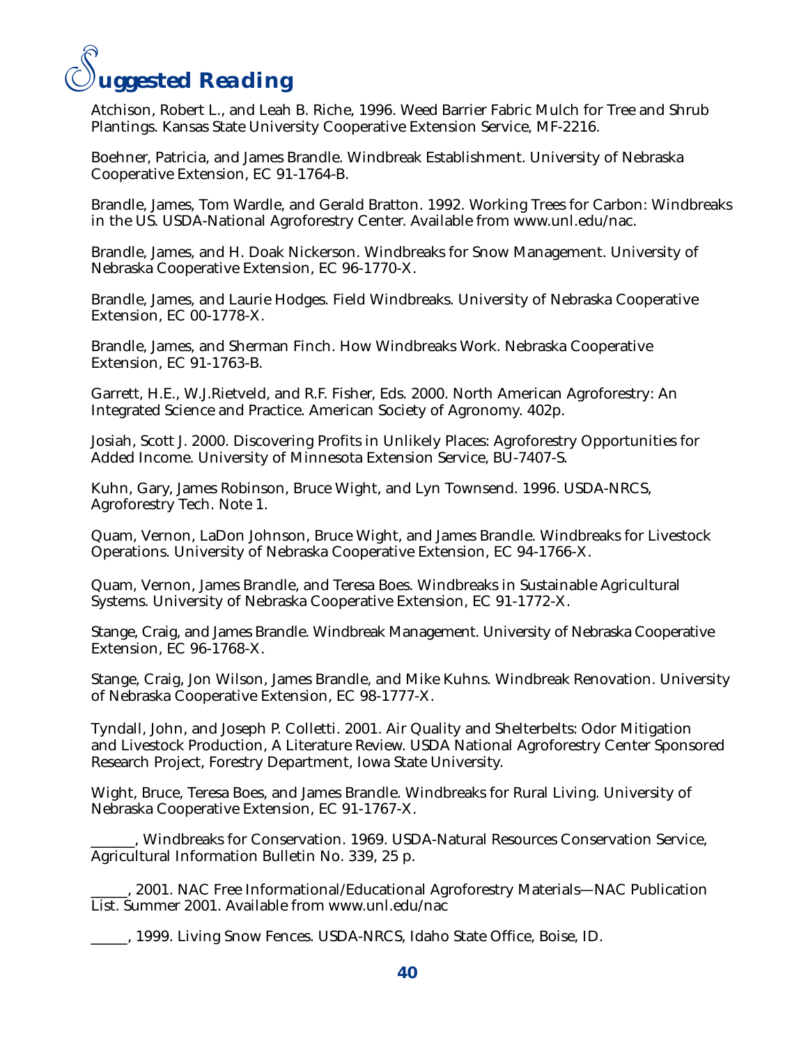# Suggested Reading

Atchison, Robert L., and Leah B. Riche, 1996. Weed Barrier Fabric Mulch for Tree and Shrub Plantings. Kansas State University Cooperative Extension Service, MF-2216.

Boehner, Patricia, and James Brandle. Windbreak Establishment. University of Nebraska Cooperative Extension, EC 91-1764-B.

Brandle, James, Tom Wardle, and Gerald Bratton. 1992. Working Trees for Carbon: Windbreaks in the US. USDA-National Agroforestry Center. Available from www.unl.edu/nac.

Brandle, James, and H. Doak Nickerson. Windbreaks for Snow Management. University of Nebraska Cooperative Extension, EC 96-1770-X.

Brandle, James, and Laurie Hodges. Field Windbreaks. University of Nebraska Cooperative Extension, EC 00-1778-X.

Brandle, James, and Sherman Finch. How Windbreaks Work. Nebraska Cooperative Extension, EC 91-1763-B.

Garrett, H.E., W.J.Rietveld, and R.F. Fisher, Eds. 2000. North American Agroforestry: An Integrated Science and Practice. American Society of Agronomy. 402p.

Josiah, Scott J. 2000. Discovering Profits in Unlikely Places: Agroforestry Opportunities for Added Income. University of Minnesota Extension Service, BU-7407-S.

Kuhn, Gary, James Robinson, Bruce Wight, and Lyn Townsend. 1996. USDA-NRCS, Agroforestry Tech. Note 1.

Quam, Vernon, LaDon Johnson, Bruce Wight, and James Brandle. Windbreaks for Livestock Operations. University of Nebraska Cooperative Extension, EC 94-1766-X.

Quam, Vernon, James Brandle, and Teresa Boes. Windbreaks in Sustainable Agricultural Systems. University of Nebraska Cooperative Extension, EC 91-1772-X.

Stange, Craig, and James Brandle. Windbreak Management. University of Nebraska Cooperative Extension, EC 96-1768-X.

Stange, Craig, Jon Wilson, James Brandle, and Mike Kuhns. Windbreak Renovation. University of Nebraska Cooperative Extension, EC 98-1777-X.

Tyndall, John, and Joseph P. Colletti. 2001. Air Quality and Shelterbelts: Odor Mitigation and Livestock Production, A Literature Review. USDA National Agroforestry Center Sponsored Research Project, Forestry Department, Iowa State University.

Wight, Bruce, Teresa Boes, and James Brandle. Windbreaks for Rural Living. University of Nebraska Cooperative Extension, EC 91-1767-X.

______, Windbreaks for Conservation. 1969. USDA-Natural Resources Conservation Service, Agricultural Information Bulletin No. 339, 25 p.

_____, 2001. NAC Free Informational/Educational Agroforestry Materials—NAC Publication List. Summer 2001. Available from www.unl.edu/nac

_____, 1999. Living Snow Fences. USDA-NRCS, Idaho State Office, Boise, ID.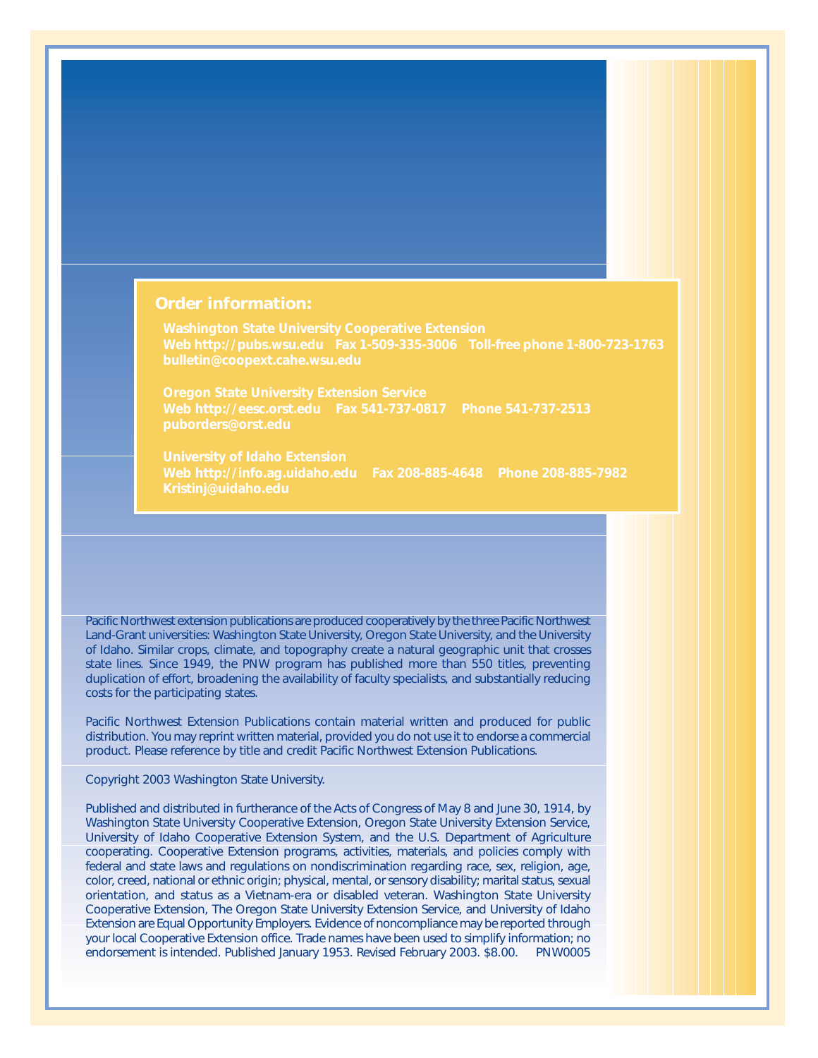## Order information:

**Washington State University Cooperative Extension**
**Web http://pubs.wsu.edu Fax 1-509-335-3006 Toll-free phone 1-800-723-1763**
**bulletin@coopext.cahe.wsu.edu**

**Oregon State University Extension Service**
**Web http://eesc.orst.edu Fax 541-737-0817 Phone 541-737-2513**
**puborders@orst.edu**

**University of Idaho Extension**
**Web http://info.ag.uidaho.edu Fax 208-885-4648 Phone 208-885-7982**
**Kristinj@uidaho.edu**

Pacific Northwest extension publications are produced cooperatively by the three Pacific Northwest Land-Grant universities: Washington State University, Oregon State University, and the University of Idaho. Similar crops, climate, and topography create a natural geographic unit that crosses state lines. Since 1949, the PNW program has published more than 550 titles, preventing duplication of effort, broadening the availability of faculty specialists, and substantially reducing costs for the participating states.

Pacific Northwest Extension Publications contain material written and produced for public distribution. You may reprint written material, provided you do not use it to endorse a commercial product. Please reference by title and credit Pacific Northwest Extension Publications.

Copyright 2003 Washington State University.

Published and distributed in furtherance of the Acts of Congress of May 8 and June 30, 1914, by Washington State University Cooperative Extension, Oregon State University Extension Service, University of Idaho Cooperative Extension System, and the U.S. Department of Agriculture cooperating. Cooperative Extension programs, activities, materials, and policies comply with federal and state laws and regulations on nondiscrimination regarding race, sex, religion, age, color, creed, national or ethnic origin; physical, mental, or sensory disability; marital status, sexual orientation, and status as a Vietnam-era or disabled veteran. Washington State University Cooperative Extension, The Oregon State University Extension Service, and University of Idaho Extension are Equal Opportunity Employers. Evidence of noncompliance may be reported through your local Cooperative Extension office. Trade names have been used to simplify information; no endorsement is intended. Published January 1953. Revised February 2003. $8.00. PNW0005